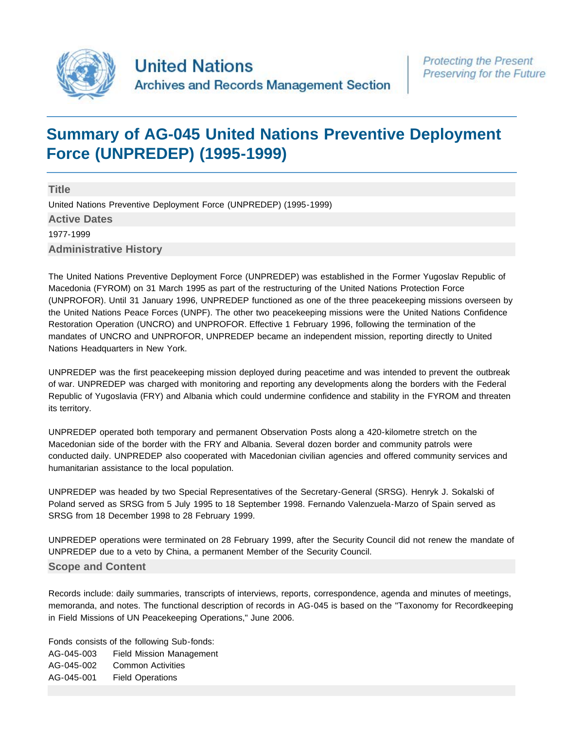United Nations

Archives and Records Management Section

*Protecting the Present*
*Preserving for the Future*

# Summary of AG-045 United Nations Preventive Deployment Force (UNPREDEP) (1995-1999)

## Title

United Nations Preventive Deployment Force (UNPREDEP) (1995-1999)

## Active Dates

1977-1999

## Administrative History

The United Nations Preventive Deployment Force (UNPREDEP) was established in the Former Yugoslav Republic of Macedonia (FYROM) on 31 March 1995 as part of the restructuring of the United Nations Protection Force (UNPROFOR). Until 31 January 1996, UNPREDEP functioned as one of the three peacekeeping missions overseen by the United Nations Peace Forces (UNPF). The other two peacekeeping missions were the United Nations Confidence Restoration Operation (UNCRO) and UNPROFOR. Effective 1 February 1996, following the termination of the mandates of UNCRO and UNPROFOR, UNPREDEP became an independent mission, reporting directly to United Nations Headquarters in New York.

UNPREDEP was the first peacekeeping mission deployed during peacetime and was intended to prevent the outbreak of war. UNPREDEP was charged with monitoring and reporting any developments along the borders with the Federal Republic of Yugoslavia (FRY) and Albania which could undermine confidence and stability in the FYROM and threaten its territory.

UNPREDEP operated both temporary and permanent Observation Posts along a 420-kilometre stretch on the Macedonian side of the border with the FRY and Albania. Several dozen border and community patrols were conducted daily. UNPREDEP also cooperated with Macedonian civilian agencies and offered community services and humanitarian assistance to the local population.

UNPREDEP was headed by two Special Representatives of the Secretary-General (SRSG). Henryk J. Sokalski of Poland served as SRSG from 5 July 1995 to 18 September 1998. Fernando Valenzuela-Marzo of Spain served as SRSG from 18 December 1998 to 28 February 1999.

UNPREDEP operations were terminated on 28 February 1999, after the Security Council did not renew the mandate of UNPREDEP due to a veto by China, a permanent Member of the Security Council.

## Scope and Content

Records include: daily summaries, transcripts of interviews, reports, correspondence, agenda and minutes of meetings, memoranda, and notes. The functional description of records in AG-045 is based on the "Taxonomy for Recordkeeping in Field Missions of UN Peacekeeping Operations," June 2006.

Fonds consists of the following Sub-fonds:

| | |
|---|---|
| AG-045-003 | Field Mission Management |
| AG-045-002 | Common Activities |
| AG-045-001 | Field Operations |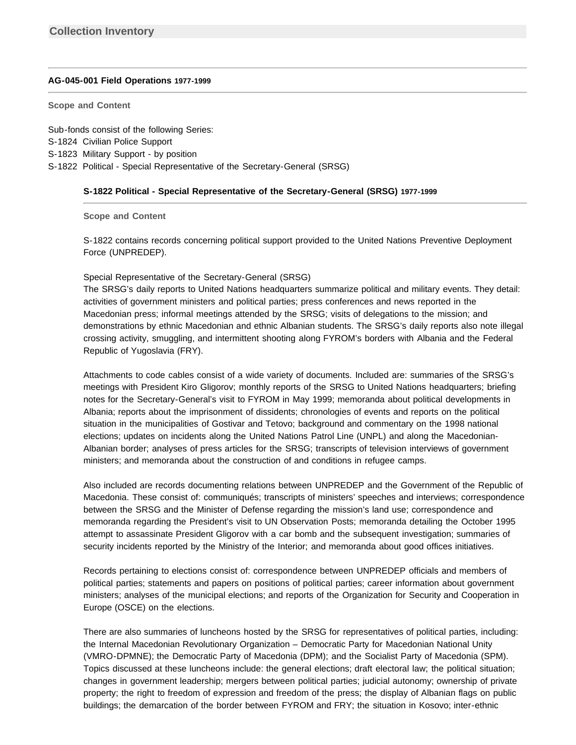## Collection Inventory

### AG-045-001 Field Operations 1977-1999

**Scope and Content**

Sub-fonds consist of the following Series:
S-1824 Civilian Police Support
S-1823 Military Support - by position
S-1822 Political - Special Representative of the Secretary-General (SRSG)

#### S-1822 Political - Special Representative of the Secretary-General (SRSG) 1977-1999

**Scope and Content**

S-1822 contains records concerning political support provided to the United Nations Preventive Deployment Force (UNPREDEP).

Special Representative of the Secretary-General (SRSG)
The SRSG's daily reports to United Nations headquarters summarize political and military events. They detail: activities of government ministers and political parties; press conferences and news reported in the Macedonian press; informal meetings attended by the SRSG; visits of delegations to the mission; and demonstrations by ethnic Macedonian and ethnic Albanian students. The SRSG's daily reports also note illegal crossing activity, smuggling, and intermittent shooting along FYROM's borders with Albania and the Federal Republic of Yugoslavia (FRY).

Attachments to code cables consist of a wide variety of documents. Included are: summaries of the SRSG's meetings with President Kiro Gligorov; monthly reports of the SRSG to United Nations headquarters; briefing notes for the Secretary-General's visit to FYROM in May 1999; memoranda about political developments in Albania; reports about the imprisonment of dissidents; chronologies of events and reports on the political situation in the municipalities of Gostivar and Tetovo; background and commentary on the 1998 national elections; updates on incidents along the United Nations Patrol Line (UNPL) and along the Macedonian-Albanian border; analyses of press articles for the SRSG; transcripts of television interviews of government ministers; and memoranda about the construction of and conditions in refugee camps.

Also included are records documenting relations between UNPREDEP and the Government of the Republic of Macedonia. These consist of: communiqués; transcripts of ministers' speeches and interviews; correspondence between the SRSG and the Minister of Defense regarding the mission's land use; correspondence and memoranda regarding the President's visit to UN Observation Posts; memoranda detailing the October 1995 attempt to assassinate President Gligorov with a car bomb and the subsequent investigation; summaries of security incidents reported by the Ministry of the Interior; and memoranda about good offices initiatives.

Records pertaining to elections consist of: correspondence between UNPREDEP officials and members of political parties; statements and papers on positions of political parties; career information about government ministers; analyses of the municipal elections; and reports of the Organization for Security and Cooperation in Europe (OSCE) on the elections.

There are also summaries of luncheons hosted by the SRSG for representatives of political parties, including: the Internal Macedonian Revolutionary Organization – Democratic Party for Macedonian National Unity (VMRO-DPMNE); the Democratic Party of Macedonia (DPM); and the Socialist Party of Macedonia (SPM). Topics discussed at these luncheons include: the general elections; draft electoral law; the political situation; changes in government leadership; mergers between political parties; judicial autonomy; ownership of private property; the right to freedom of expression and freedom of the press; the display of Albanian flags on public buildings; the demarcation of the border between FYROM and FRY; the situation in Kosovo; inter-ethnic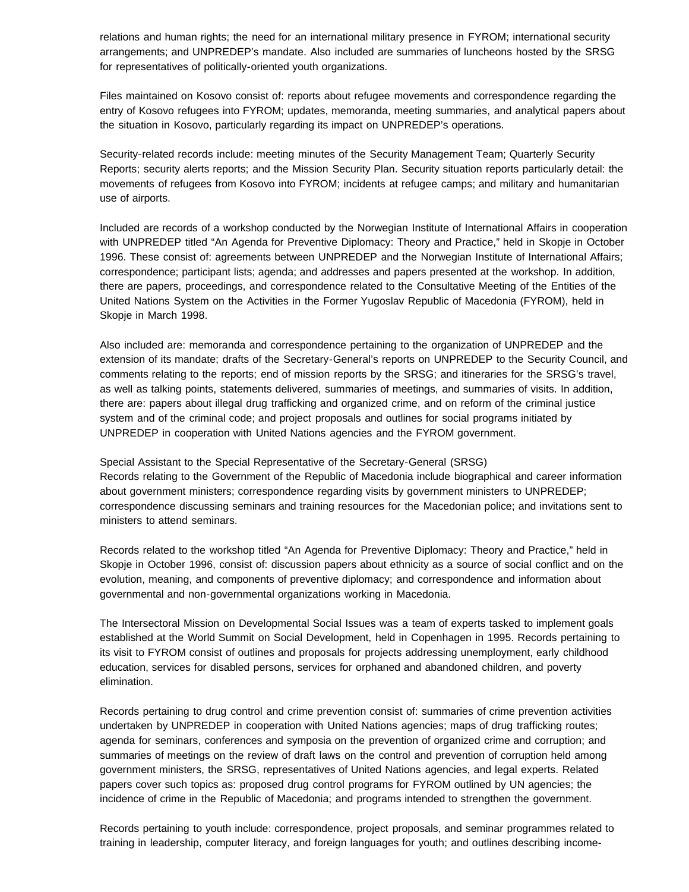relations and human rights; the need for an international military presence in FYROM; international security arrangements; and UNPREDEP's mandate. Also included are summaries of luncheons hosted by the SRSG for representatives of politically-oriented youth organizations.

Files maintained on Kosovo consist of: reports about refugee movements and correspondence regarding the entry of Kosovo refugees into FYROM; updates, memoranda, meeting summaries, and analytical papers about the situation in Kosovo, particularly regarding its impact on UNPREDEP's operations.

Security-related records include: meeting minutes of the Security Management Team; Quarterly Security Reports; security alerts reports; and the Mission Security Plan. Security situation reports particularly detail: the movements of refugees from Kosovo into FYROM; incidents at refugee camps; and military and humanitarian use of airports.

Included are records of a workshop conducted by the Norwegian Institute of International Affairs in cooperation with UNPREDEP titled "An Agenda for Preventive Diplomacy: Theory and Practice," held in Skopje in October 1996. These consist of: agreements between UNPREDEP and the Norwegian Institute of International Affairs; correspondence; participant lists; agenda; and addresses and papers presented at the workshop. In addition, there are papers, proceedings, and correspondence related to the Consultative Meeting of the Entities of the United Nations System on the Activities in the Former Yugoslav Republic of Macedonia (FYROM), held in Skopje in March 1998.

Also included are: memoranda and correspondence pertaining to the organization of UNPREDEP and the extension of its mandate; drafts of the Secretary-General's reports on UNPREDEP to the Security Council, and comments relating to the reports; end of mission reports by the SRSG; and itineraries for the SRSG's travel, as well as talking points, statements delivered, summaries of meetings, and summaries of visits. In addition, there are: papers about illegal drug trafficking and organized crime, and on reform of the criminal justice system and of the criminal code; and project proposals and outlines for social programs initiated by UNPREDEP in cooperation with United Nations agencies and the FYROM government.

Special Assistant to the Special Representative of the Secretary-General (SRSG)
Records relating to the Government of the Republic of Macedonia include biographical and career information about government ministers; correspondence regarding visits by government ministers to UNPREDEP; correspondence discussing seminars and training resources for the Macedonian police; and invitations sent to ministers to attend seminars.

Records related to the workshop titled "An Agenda for Preventive Diplomacy: Theory and Practice," held in Skopje in October 1996, consist of: discussion papers about ethnicity as a source of social conflict and on the evolution, meaning, and components of preventive diplomacy; and correspondence and information about governmental and non-governmental organizations working in Macedonia.

The Intersectoral Mission on Developmental Social Issues was a team of experts tasked to implement goals established at the World Summit on Social Development, held in Copenhagen in 1995. Records pertaining to its visit to FYROM consist of outlines and proposals for projects addressing unemployment, early childhood education, services for disabled persons, services for orphaned and abandoned children, and poverty elimination.

Records pertaining to drug control and crime prevention consist of: summaries of crime prevention activities undertaken by UNPREDEP in cooperation with United Nations agencies; maps of drug trafficking routes; agenda for seminars, conferences and symposia on the prevention of organized crime and corruption; and summaries of meetings on the review of draft laws on the control and prevention of corruption held among government ministers, the SRSG, representatives of United Nations agencies, and legal experts. Related papers cover such topics as: proposed drug control programs for FYROM outlined by UN agencies; the incidence of crime in the Republic of Macedonia; and programs intended to strengthen the government.

Records pertaining to youth include: correspondence, project proposals, and seminar programmes related to training in leadership, computer literacy, and foreign languages for youth; and outlines describing income-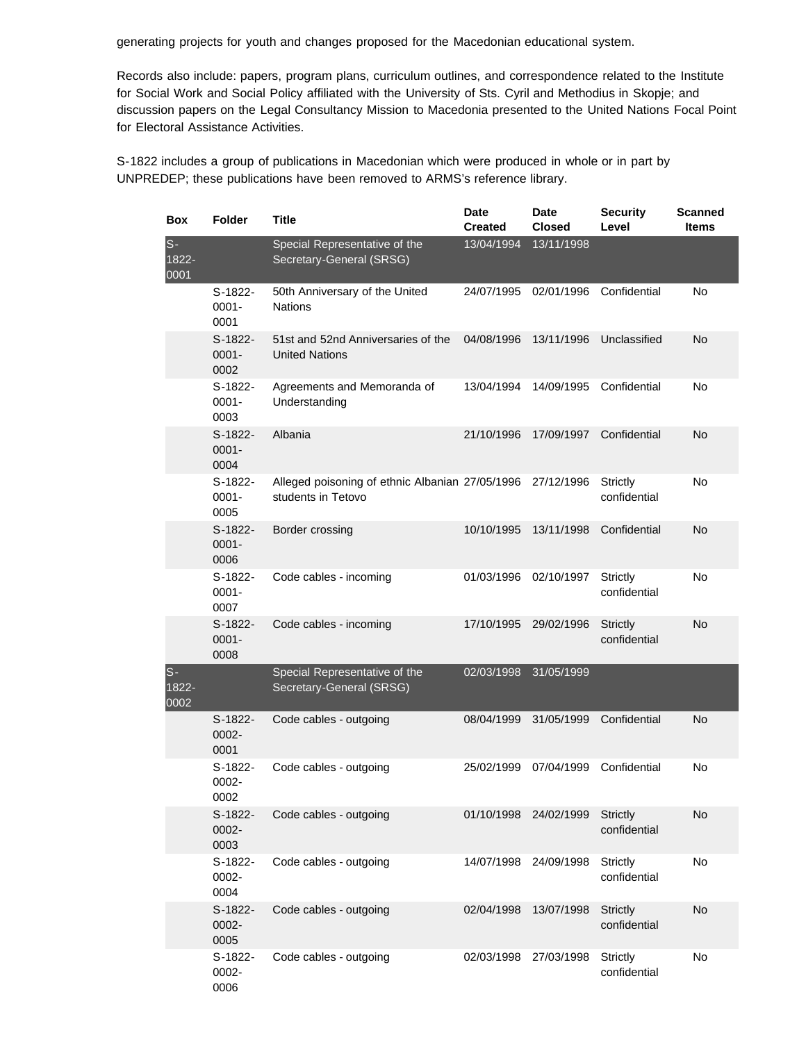generating projects for youth and changes proposed for the Macedonian educational system.

Records also include: papers, program plans, curriculum outlines, and correspondence related to the Institute for Social Work and Social Policy affiliated with the University of Sts. Cyril and Methodius in Skopje; and discussion papers on the Legal Consultancy Mission to Macedonia presented to the United Nations Focal Point for Electoral Assistance Activities.

S-1822 includes a group of publications in Macedonian which were produced in whole or in part by UNPREDEP; these publications have been removed to ARMS's reference library.

| Box | Folder | Title | Date Created | Date Closed | Security Level | Scanned Items |
|---|---|---|---|---|---|---|
| S-1822-0001 | | Special Representative of the Secretary-General (SRSG) | 13/04/1994 | 13/11/1998 | | |
| | S-1822-0001-0001 | 50th Anniversary of the United Nations | 24/07/1995 | 02/01/1996 | Confidential | No |
| | S-1822-0001-0002 | 51st and 52nd Anniversaries of the United Nations | 04/08/1996 | 13/11/1996 | Unclassified | No |
| | S-1822-0001-0003 | Agreements and Memoranda of Understanding | 13/04/1994 | 14/09/1995 | Confidential | No |
| | S-1822-0001-0004 | Albania | 21/10/1996 | 17/09/1997 | Confidential | No |
| | S-1822-0001-0005 | Alleged poisoning of ethnic Albanian students in Tetovo | 27/05/1996 | 27/12/1996 | Strictly confidential | No |
| | S-1822-0001-0006 | Border crossing | 10/10/1995 | 13/11/1998 | Confidential | No |
| | S-1822-0001-0007 | Code cables - incoming | 01/03/1996 | 02/10/1997 | Strictly confidential | No |
| | S-1822-0001-0008 | Code cables - incoming | 17/10/1995 | 29/02/1996 | Strictly confidential | No |
| S-1822-0002 | | Special Representative of the Secretary-General (SRSG) | 02/03/1998 | 31/05/1999 | | |
| | S-1822-0002-0001 | Code cables - outgoing | 08/04/1999 | 31/05/1999 | Confidential | No |
| | S-1822-0002-0002 | Code cables - outgoing | 25/02/1999 | 07/04/1999 | Confidential | No |
| | S-1822-0002-0003 | Code cables - outgoing | 01/10/1998 | 24/02/1999 | Strictly confidential | No |
| | S-1822-0002-0004 | Code cables - outgoing | 14/07/1998 | 24/09/1998 | Strictly confidential | No |
| | S-1822-0002-0005 | Code cables - outgoing | 02/04/1998 | 13/07/1998 | Strictly confidential | No |
| | S-1822-0002-0006 | Code cables - outgoing | 02/03/1998 | 27/03/1998 | Strictly confidential | No |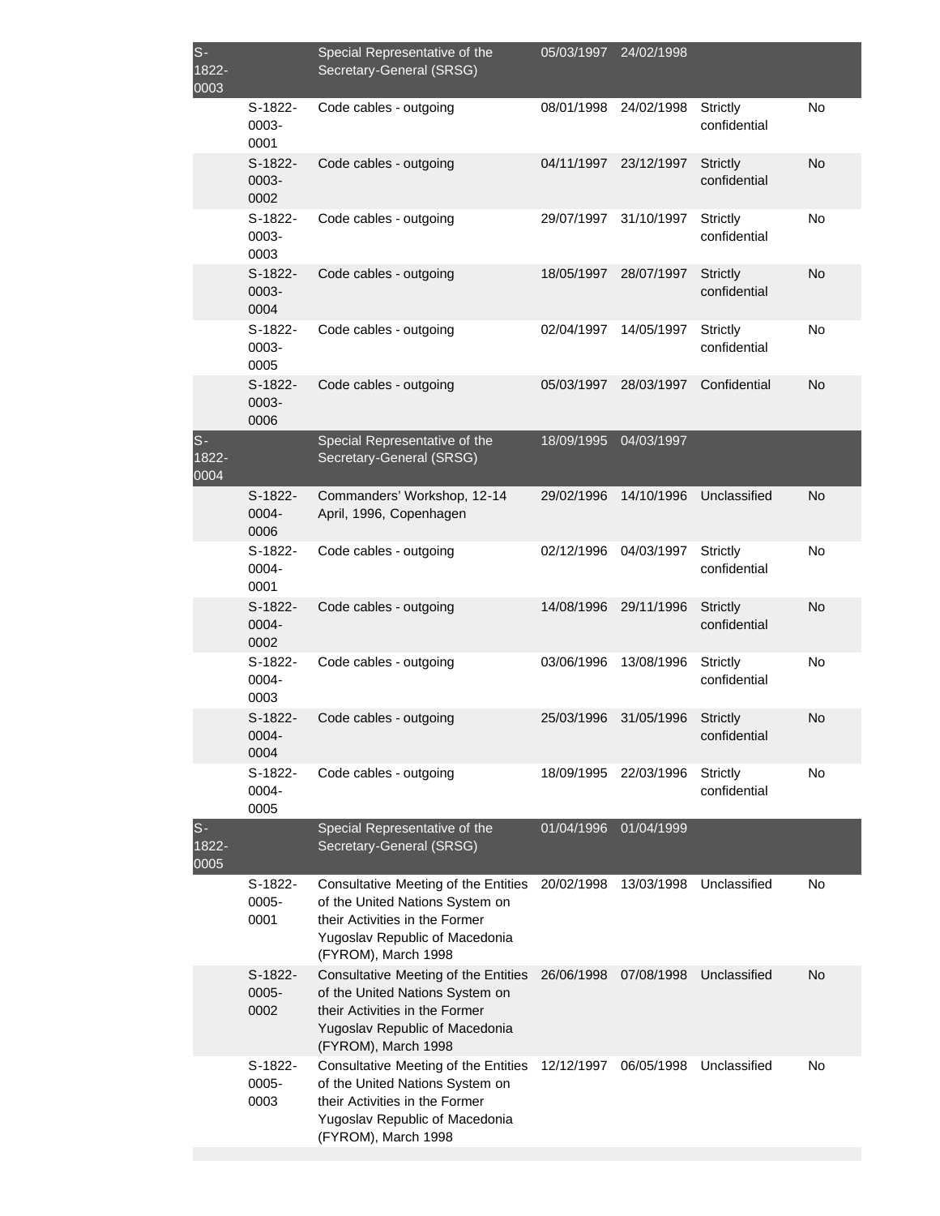| | | | | | | |
|---|---|---|---|---|---|---|
| S-1822-0003 | | Special Representative of the Secretary-General (SRSG) | 05/03/1997 | 24/02/1998 | | |
| | S-1822-0003-0001 | Code cables - outgoing | 08/01/1998 | 24/02/1998 | Strictly confidential | No |
| | S-1822-0003-0002 | Code cables - outgoing | 04/11/1997 | 23/12/1997 | Strictly confidential | No |
| | S-1822-0003-0003 | Code cables - outgoing | 29/07/1997 | 31/10/1997 | Strictly confidential | No |
| | S-1822-0003-0004 | Code cables - outgoing | 18/05/1997 | 28/07/1997 | Strictly confidential | No |
| | S-1822-0003-0005 | Code cables - outgoing | 02/04/1997 | 14/05/1997 | Strictly confidential | No |
| | S-1822-0003-0006 | Code cables - outgoing | 05/03/1997 | 28/03/1997 | Confidential | No |
| S-1822-0004 | | Special Representative of the Secretary-General (SRSG) | 18/09/1995 | 04/03/1997 | | |
| | S-1822-0004-0006 | Commanders' Workshop, 12-14 April, 1996, Copenhagen | 29/02/1996 | 14/10/1996 | Unclassified | No |
| | S-1822-0004-0001 | Code cables - outgoing | 02/12/1996 | 04/03/1997 | Strictly confidential | No |
| | S-1822-0004-0002 | Code cables - outgoing | 14/08/1996 | 29/11/1996 | Strictly confidential | No |
| | S-1822-0004-0003 | Code cables - outgoing | 03/06/1996 | 13/08/1996 | Strictly confidential | No |
| | S-1822-0004-0004 | Code cables - outgoing | 25/03/1996 | 31/05/1996 | Strictly confidential | No |
| | S-1822-0004-0005 | Code cables - outgoing | 18/09/1995 | 22/03/1996 | Strictly confidential | No |
| S-1822-0005 | | Special Representative of the Secretary-General (SRSG) | 01/04/1996 | 01/04/1999 | | |
| | S-1822-0005-0001 | Consultative Meeting of the Entities of the United Nations System on their Activities in the Former Yugoslav Republic of Macedonia (FYROM), March 1998 | 20/02/1998 | 13/03/1998 | Unclassified | No |
| | S-1822-0005-0002 | Consultative Meeting of the Entities of the United Nations System on their Activities in the Former Yugoslav Republic of Macedonia (FYROM), March 1998 | 26/06/1998 | 07/08/1998 | Unclassified | No |
| | S-1822-0005-0003 | Consultative Meeting of the Entities of the United Nations System on their Activities in the Former Yugoslav Republic of Macedonia (FYROM), March 1998 | 12/12/1997 | 06/05/1998 | Unclassified | No |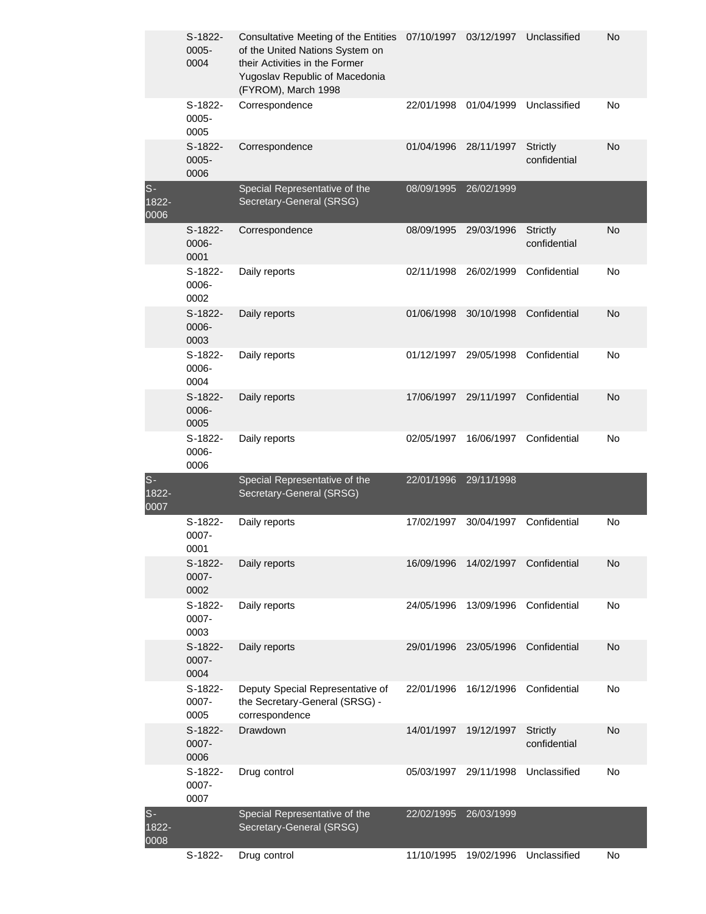| | | | | | | |
|---|---|---|---|---|---|---|
| | S-1822-0005-0004 | Consultative Meeting of the Entities of the United Nations System on their Activities in the Former Yugoslav Republic of Macedonia (FYROM), March 1998 | 07/10/1997 | 03/12/1997 | Unclassified | No |
| | S-1822-0005-0005 | Correspondence | 22/01/1998 | 01/04/1999 | Unclassified | No |
| | S-1822-0005-0006 | Correspondence | 01/04/1996 | 28/11/1997 | Strictly confidential | No |
| S-1822-0006 | | Special Representative of the Secretary-General (SRSG) | 08/09/1995 | 26/02/1999 | | |
| | S-1822-0006-0001 | Correspondence | 08/09/1995 | 29/03/1996 | Strictly confidential | No |
| | S-1822-0006-0002 | Daily reports | 02/11/1998 | 26/02/1999 | Confidential | No |
| | S-1822-0006-0003 | Daily reports | 01/06/1998 | 30/10/1998 | Confidential | No |
| | S-1822-0006-0004 | Daily reports | 01/12/1997 | 29/05/1998 | Confidential | No |
| | S-1822-0006-0005 | Daily reports | 17/06/1997 | 29/11/1997 | Confidential | No |
| | S-1822-0006-0006 | Daily reports | 02/05/1997 | 16/06/1997 | Confidential | No |
| S-1822-0007 | | Special Representative of the Secretary-General (SRSG) | 22/01/1996 | 29/11/1998 | | |
| | S-1822-0007-0001 | Daily reports | 17/02/1997 | 30/04/1997 | Confidential | No |
| | S-1822-0007-0002 | Daily reports | 16/09/1996 | 14/02/1997 | Confidential | No |
| | S-1822-0007-0003 | Daily reports | 24/05/1996 | 13/09/1996 | Confidential | No |
| | S-1822-0007-0004 | Daily reports | 29/01/1996 | 23/05/1996 | Confidential | No |
| | S-1822-0007-0005 | Deputy Special Representative of the Secretary-General (SRSG) - correspondence | 22/01/1996 | 16/12/1996 | Confidential | No |
| | S-1822-0007-0006 | Drawdown | 14/01/1997 | 19/12/1997 | Strictly confidential | No |
| | S-1822-0007-0007 | Drug control | 05/03/1997 | 29/11/1998 | Unclassified | No |
| S-1822-0008 | | Special Representative of the Secretary-General (SRSG) | 22/02/1995 | 26/03/1999 | | |
| | S-1822- | Drug control | 11/10/1995 | 19/02/1996 | Unclassified | No |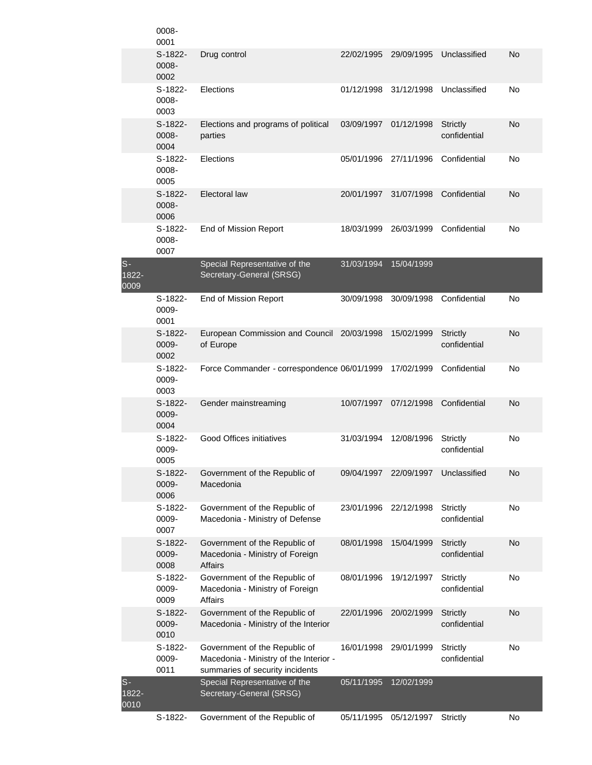| | | | | | | |
|---|---|---|---|---|---|---|
| | 0008-0001 | | | | | |
| | S-1822-0008-0002 | Drug control | 22/02/1995 | 29/09/1995 | Unclassified | No |
| | S-1822-0008-0003 | Elections | 01/12/1998 | 31/12/1998 | Unclassified | No |
| | S-1822-0008-0004 | Elections and programs of political parties | 03/09/1997 | 01/12/1998 | Strictly confidential | No |
| | S-1822-0008-0005 | Elections | 05/01/1996 | 27/11/1996 | Confidential | No |
| | S-1822-0008-0006 | Electoral law | 20/01/1997 | 31/07/1998 | Confidential | No |
| | S-1822-0008-0007 | End of Mission Report | 18/03/1999 | 26/03/1999 | Confidential | No |
| S-1822-0009 | | Special Representative of the Secretary-General (SRSG) | 31/03/1994 | 15/04/1999 | | |
| | S-1822-0009-0001 | End of Mission Report | 30/09/1998 | 30/09/1998 | Confidential | No |
| | S-1822-0009-0002 | European Commission and Council of Europe | 20/03/1998 | 15/02/1999 | Strictly confidential | No |
| | S-1822-0009-0003 | Force Commander - correspondence | 06/01/1999 | 17/02/1999 | Confidential | No |
| | S-1822-0009-0004 | Gender mainstreaming | 10/07/1997 | 07/12/1998 | Confidential | No |
| | S-1822-0009-0005 | Good Offices initiatives | 31/03/1994 | 12/08/1996 | Strictly confidential | No |
| | S-1822-0009-0006 | Government of the Republic of Macedonia | 09/04/1997 | 22/09/1997 | Unclassified | No |
| | S-1822-0009-0007 | Government of the Republic of Macedonia - Ministry of Defense | 23/01/1996 | 22/12/1998 | Strictly confidential | No |
| | S-1822-0009-0008 | Government of the Republic of Macedonia - Ministry of Foreign Affairs | 08/01/1998 | 15/04/1999 | Strictly confidential | No |
| | S-1822-0009-0009 | Government of the Republic of Macedonia - Ministry of Foreign Affairs | 08/01/1996 | 19/12/1997 | Strictly confidential | No |
| | S-1822-0009-0010 | Government of the Republic of Macedonia - Ministry of the Interior | 22/01/1996 | 20/02/1999 | Strictly confidential | No |
| | S-1822-0009-0011 | Government of the Republic of Macedonia - Ministry of the Interior - summaries of security incidents | 16/01/1998 | 29/01/1999 | Strictly confidential | No |
| S-1822-0010 | | Special Representative of the Secretary-General (SRSG) | 05/11/1995 | 12/02/1999 | | |
| | S-1822- | Government of the Republic of | 05/11/1995 | 05/12/1997 | Strictly | No |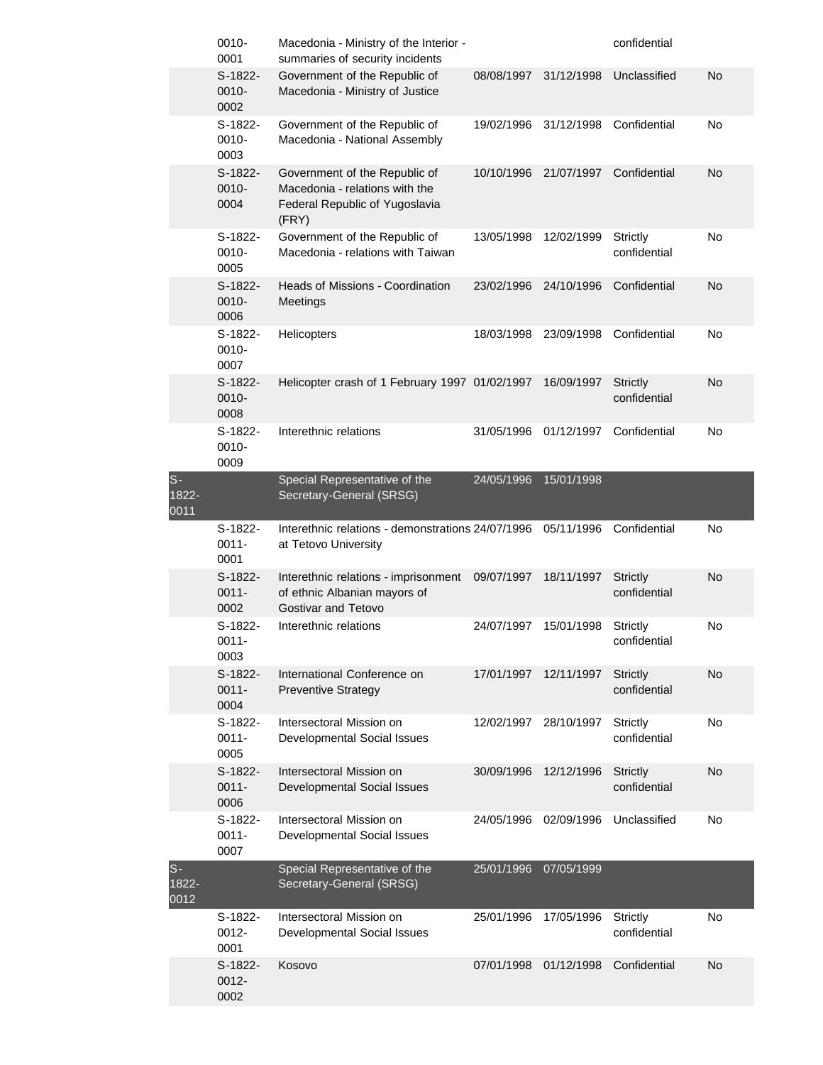|  |  |  |  |  |  |  |
|---|---|---|---|---|---|---|
|  | 0010-0001 | Macedonia - Ministry of the Interior - summaries of security incidents |  |  | confidential |  |
|  | S-1822-0010-0002 | Government of the Republic of Macedonia - Ministry of Justice | 08/08/1997 | 31/12/1998 | Unclassified | No |
|  | S-1822-0010-0003 | Government of the Republic of Macedonia - National Assembly | 19/02/1996 | 31/12/1998 | Confidential | No |
|  | S-1822-0010-0004 | Government of the Republic of Macedonia - relations with the Federal Republic of Yugoslavia (FRY) | 10/10/1996 | 21/07/1997 | Confidential | No |
|  | S-1822-0010-0005 | Government of the Republic of Macedonia - relations with Taiwan | 13/05/1998 | 12/02/1999 | Strictly confidential | No |
|  | S-1822-0010-0006 | Heads of Missions - Coordination Meetings | 23/02/1996 | 24/10/1996 | Confidential | No |
|  | S-1822-0010-0007 | Helicopters | 18/03/1998 | 23/09/1998 | Confidential | No |
|  | S-1822-0010-0008 | Helicopter crash of 1 February 1997 | 01/02/1997 | 16/09/1997 | Strictly confidential | No |
|  | S-1822-0010-0009 | Interethnic relations | 31/05/1996 | 01/12/1997 | Confidential | No |
| S-1822-0011 |  | Special Representative of the Secretary-General (SRSG) | 24/05/1996 | 15/01/1998 |  |  |
|  | S-1822-0011-0001 | Interethnic relations - demonstrations at Tetovo University | 24/07/1996 | 05/11/1996 | Confidential | No |
|  | S-1822-0011-0002 | Interethnic relations - imprisonment of ethnic Albanian mayors of Gostivar and Tetovo | 09/07/1997 | 18/11/1997 | Strictly confidential | No |
|  | S-1822-0011-0003 | Interethnic relations | 24/07/1997 | 15/01/1998 | Strictly confidential | No |
|  | S-1822-0011-0004 | International Conference on Preventive Strategy | 17/01/1997 | 12/11/1997 | Strictly confidential | No |
|  | S-1822-0011-0005 | Intersectoral Mission on Developmental Social Issues | 12/02/1997 | 28/10/1997 | Strictly confidential | No |
|  | S-1822-0011-0006 | Intersectoral Mission on Developmental Social Issues | 30/09/1996 | 12/12/1996 | Strictly confidential | No |
|  | S-1822-0011-0007 | Intersectoral Mission on Developmental Social Issues | 24/05/1996 | 02/09/1996 | Unclassified | No |
| S-1822-0012 |  | Special Representative of the Secretary-General (SRSG) | 25/01/1996 | 07/05/1999 |  |  |
|  | S-1822-0012-0001 | Intersectoral Mission on Developmental Social Issues | 25/01/1996 | 17/05/1996 | Strictly confidential | No |
|  | S-1822-0012-0002 | Kosovo | 07/01/1998 | 01/12/1998 | Confidential | No |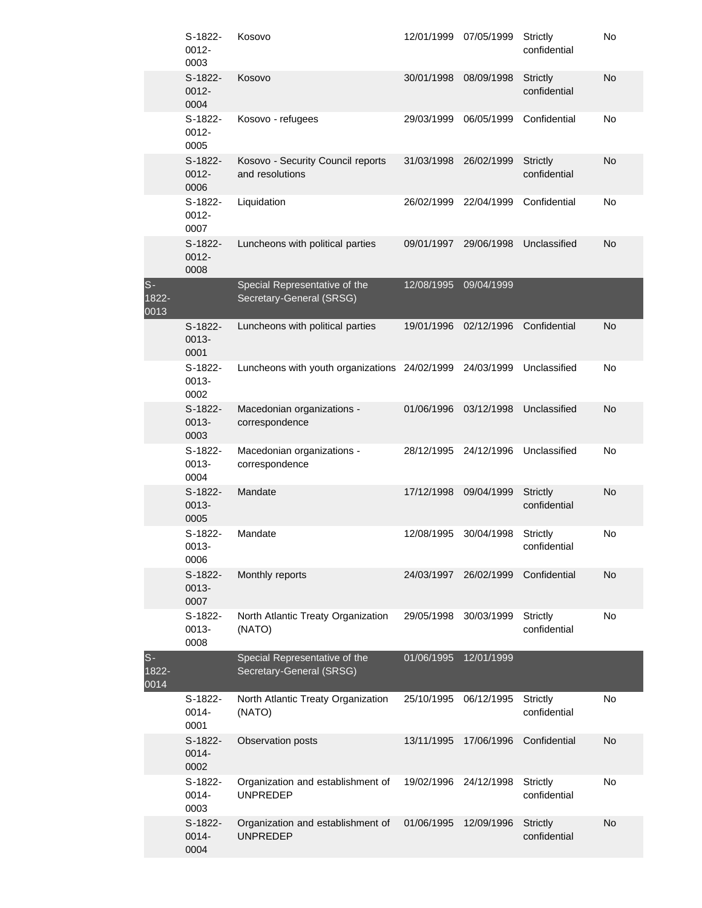| | | | | | | |
|---|---|---|---|---|---|---|
| | S-1822-0012-0003 | Kosovo | 12/01/1999 | 07/05/1999 | Strictly confidential | No |
| | S-1822-0012-0004 | Kosovo | 30/01/1998 | 08/09/1998 | Strictly confidential | No |
| | S-1822-0012-0005 | Kosovo - refugees | 29/03/1999 | 06/05/1999 | Confidential | No |
| | S-1822-0012-0006 | Kosovo - Security Council reports and resolutions | 31/03/1998 | 26/02/1999 | Strictly confidential | No |
| | S-1822-0012-0007 | Liquidation | 26/02/1999 | 22/04/1999 | Confidential | No |
| | S-1822-0012-0008 | Luncheons with political parties | 09/01/1997 | 29/06/1998 | Unclassified | No |
| S-1822-0013 | | Special Representative of the Secretary-General (SRSG) | 12/08/1995 | 09/04/1999 | | |
| | S-1822-0013-0001 | Luncheons with political parties | 19/01/1996 | 02/12/1996 | Confidential | No |
| | S-1822-0013-0002 | Luncheons with youth organizations | 24/02/1999 | 24/03/1999 | Unclassified | No |
| | S-1822-0013-0003 | Macedonian organizations - correspondence | 01/06/1996 | 03/12/1998 | Unclassified | No |
| | S-1822-0013-0004 | Macedonian organizations - correspondence | 28/12/1995 | 24/12/1996 | Unclassified | No |
| | S-1822-0013-0005 | Mandate | 17/12/1998 | 09/04/1999 | Strictly confidential | No |
| | S-1822-0013-0006 | Mandate | 12/08/1995 | 30/04/1998 | Strictly confidential | No |
| | S-1822-0013-0007 | Monthly reports | 24/03/1997 | 26/02/1999 | Confidential | No |
| | S-1822-0013-0008 | North Atlantic Treaty Organization (NATO) | 29/05/1998 | 30/03/1999 | Strictly confidential | No |
| S-1822-0014 | | Special Representative of the Secretary-General (SRSG) | 01/06/1995 | 12/01/1999 | | |
| | S-1822-0014-0001 | North Atlantic Treaty Organization (NATO) | 25/10/1995 | 06/12/1995 | Strictly confidential | No |
| | S-1822-0014-0002 | Observation posts | 13/11/1995 | 17/06/1996 | Confidential | No |
| | S-1822-0014-0003 | Organization and establishment of UNPREDEP | 19/02/1996 | 24/12/1998 | Strictly confidential | No |
| | S-1822-0014-0004 | Organization and establishment of UNPREDEP | 01/06/1995 | 12/09/1996 | Strictly confidential | No |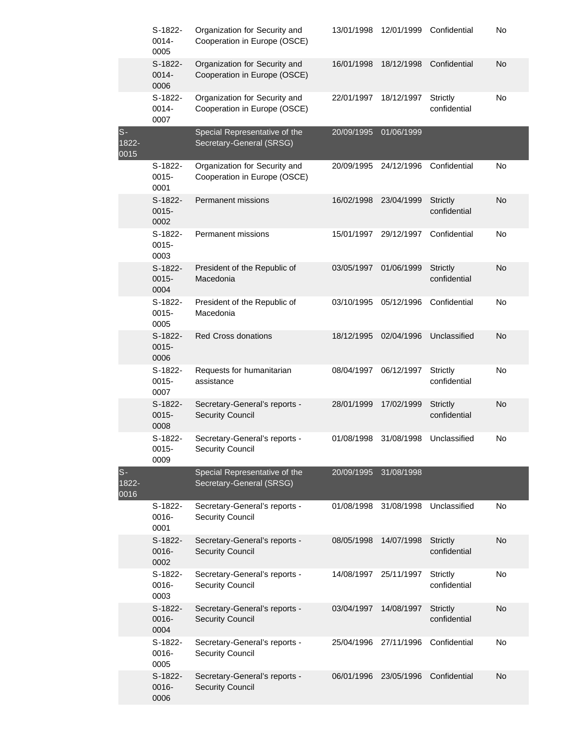| | | | | | | |
|---|---|---|---|---|---|---|
| | S-1822-0014-0005 | Organization for Security and Cooperation in Europe (OSCE) | 13/01/1998 | 12/01/1999 | Confidential | No |
| | S-1822-0014-0006 | Organization for Security and Cooperation in Europe (OSCE) | 16/01/1998 | 18/12/1998 | Confidential | No |
| | S-1822-0014-0007 | Organization for Security and Cooperation in Europe (OSCE) | 22/01/1997 | 18/12/1997 | Strictly confidential | No |
| S-1822-0015 | | Special Representative of the Secretary-General (SRSG) | 20/09/1995 | 01/06/1999 | | |
| | S-1822-0015-0001 | Organization for Security and Cooperation in Europe (OSCE) | 20/09/1995 | 24/12/1996 | Confidential | No |
| | S-1822-0015-0002 | Permanent missions | 16/02/1998 | 23/04/1999 | Strictly confidential | No |
| | S-1822-0015-0003 | Permanent missions | 15/01/1997 | 29/12/1997 | Confidential | No |
| | S-1822-0015-0004 | President of the Republic of Macedonia | 03/05/1997 | 01/06/1999 | Strictly confidential | No |
| | S-1822-0015-0005 | President of the Republic of Macedonia | 03/10/1995 | 05/12/1996 | Confidential | No |
| | S-1822-0015-0006 | Red Cross donations | 18/12/1995 | 02/04/1996 | Unclassified | No |
| | S-1822-0015-0007 | Requests for humanitarian assistance | 08/04/1997 | 06/12/1997 | Strictly confidential | No |
| | S-1822-0015-0008 | Secretary-General's reports - Security Council | 28/01/1999 | 17/02/1999 | Strictly confidential | No |
| | S-1822-0015-0009 | Secretary-General's reports - Security Council | 01/08/1998 | 31/08/1998 | Unclassified | No |
| S-1822-0016 | | Special Representative of the Secretary-General (SRSG) | 20/09/1995 | 31/08/1998 | | |
| | S-1822-0016-0001 | Secretary-General's reports - Security Council | 01/08/1998 | 31/08/1998 | Unclassified | No |
| | S-1822-0016-0002 | Secretary-General's reports - Security Council | 08/05/1998 | 14/07/1998 | Strictly confidential | No |
| | S-1822-0016-0003 | Secretary-General's reports - Security Council | 14/08/1997 | 25/11/1997 | Strictly confidential | No |
| | S-1822-0016-0004 | Secretary-General's reports - Security Council | 03/04/1997 | 14/08/1997 | Strictly confidential | No |
| | S-1822-0016-0005 | Secretary-General's reports - Security Council | 25/04/1996 | 27/11/1996 | Confidential | No |
| | S-1822-0016-0006 | Secretary-General's reports - Security Council | 06/01/1996 | 23/05/1996 | Confidential | No |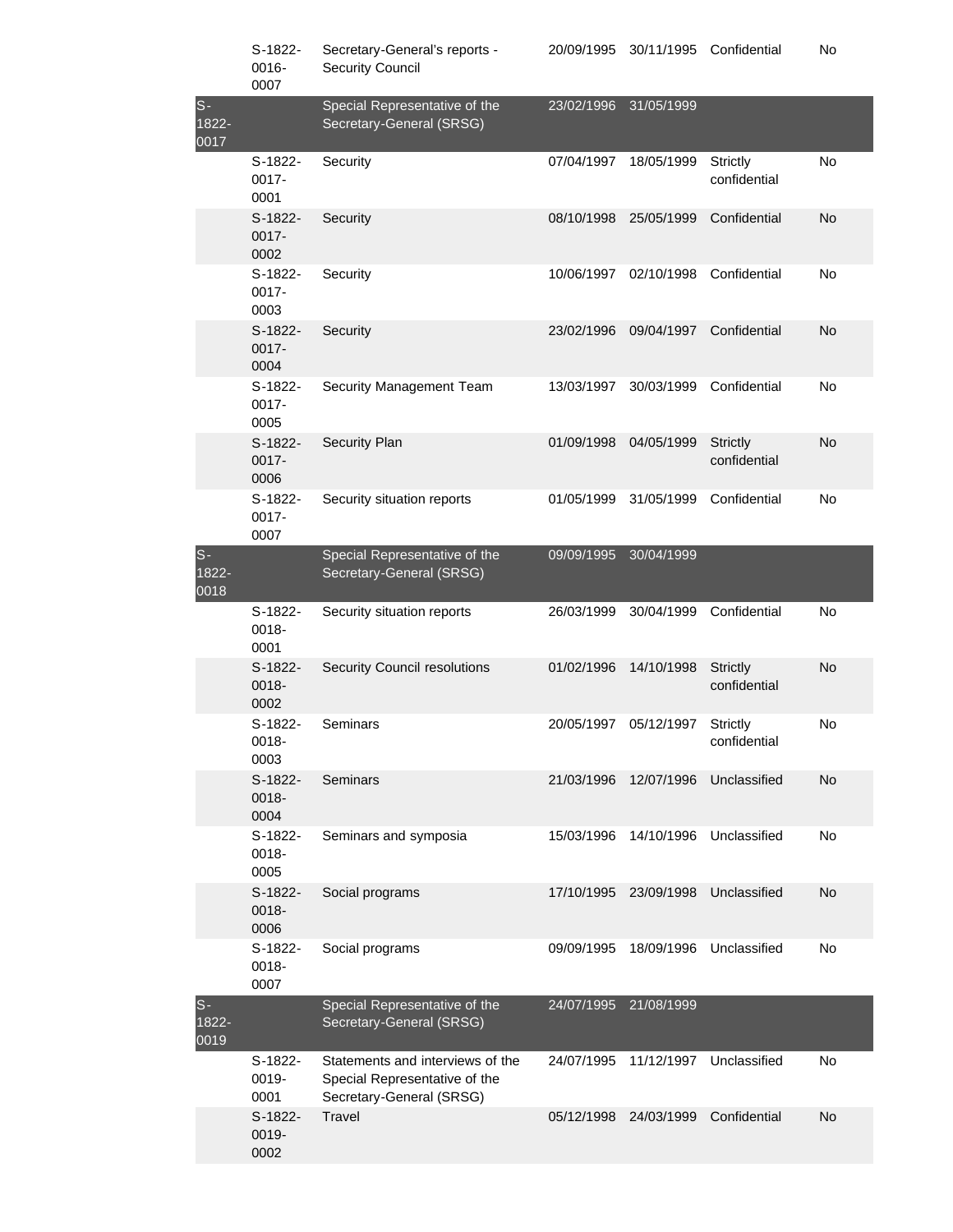| | | | | | | |
|---|---|---|---|---|---|---|
| | S-1822-0016-0007 | Secretary-General's reports - Security Council | 20/09/1995 | 30/11/1995 | Confidential | No |
| S-1822-0017 | | Special Representative of the Secretary-General (SRSG) | 23/02/1996 | 31/05/1999 | | |
| | S-1822-0017-0001 | Security | 07/04/1997 | 18/05/1999 | Strictly confidential | No |
| | S-1822-0017-0002 | Security | 08/10/1998 | 25/05/1999 | Confidential | No |
| | S-1822-0017-0003 | Security | 10/06/1997 | 02/10/1998 | Confidential | No |
| | S-1822-0017-0004 | Security | 23/02/1996 | 09/04/1997 | Confidential | No |
| | S-1822-0017-0005 | Security Management Team | 13/03/1997 | 30/03/1999 | Confidential | No |
| | S-1822-0017-0006 | Security Plan | 01/09/1998 | 04/05/1999 | Strictly confidential | No |
| | S-1822-0017-0007 | Security situation reports | 01/05/1999 | 31/05/1999 | Confidential | No |
| S-1822-0018 | | Special Representative of the Secretary-General (SRSG) | 09/09/1995 | 30/04/1999 | | |
| | S-1822-0018-0001 | Security situation reports | 26/03/1999 | 30/04/1999 | Confidential | No |
| | S-1822-0018-0002 | Security Council resolutions | 01/02/1996 | 14/10/1998 | Strictly confidential | No |
| | S-1822-0018-0003 | Seminars | 20/05/1997 | 05/12/1997 | Strictly confidential | No |
| | S-1822-0018-0004 | Seminars | 21/03/1996 | 12/07/1996 | Unclassified | No |
| | S-1822-0018-0005 | Seminars and symposia | 15/03/1996 | 14/10/1996 | Unclassified | No |
| | S-1822-0018-0006 | Social programs | 17/10/1995 | 23/09/1998 | Unclassified | No |
| | S-1822-0018-0007 | Social programs | 09/09/1995 | 18/09/1996 | Unclassified | No |
| S-1822-0019 | | Special Representative of the Secretary-General (SRSG) | 24/07/1995 | 21/08/1999 | | |
| | S-1822-0019-0001 | Statements and interviews of the Special Representative of the Secretary-General (SRSG) | 24/07/1995 | 11/12/1997 | Unclassified | No |
| | S-1822-0019-0002 | Travel | 05/12/1998 | 24/03/1999 | Confidential | No |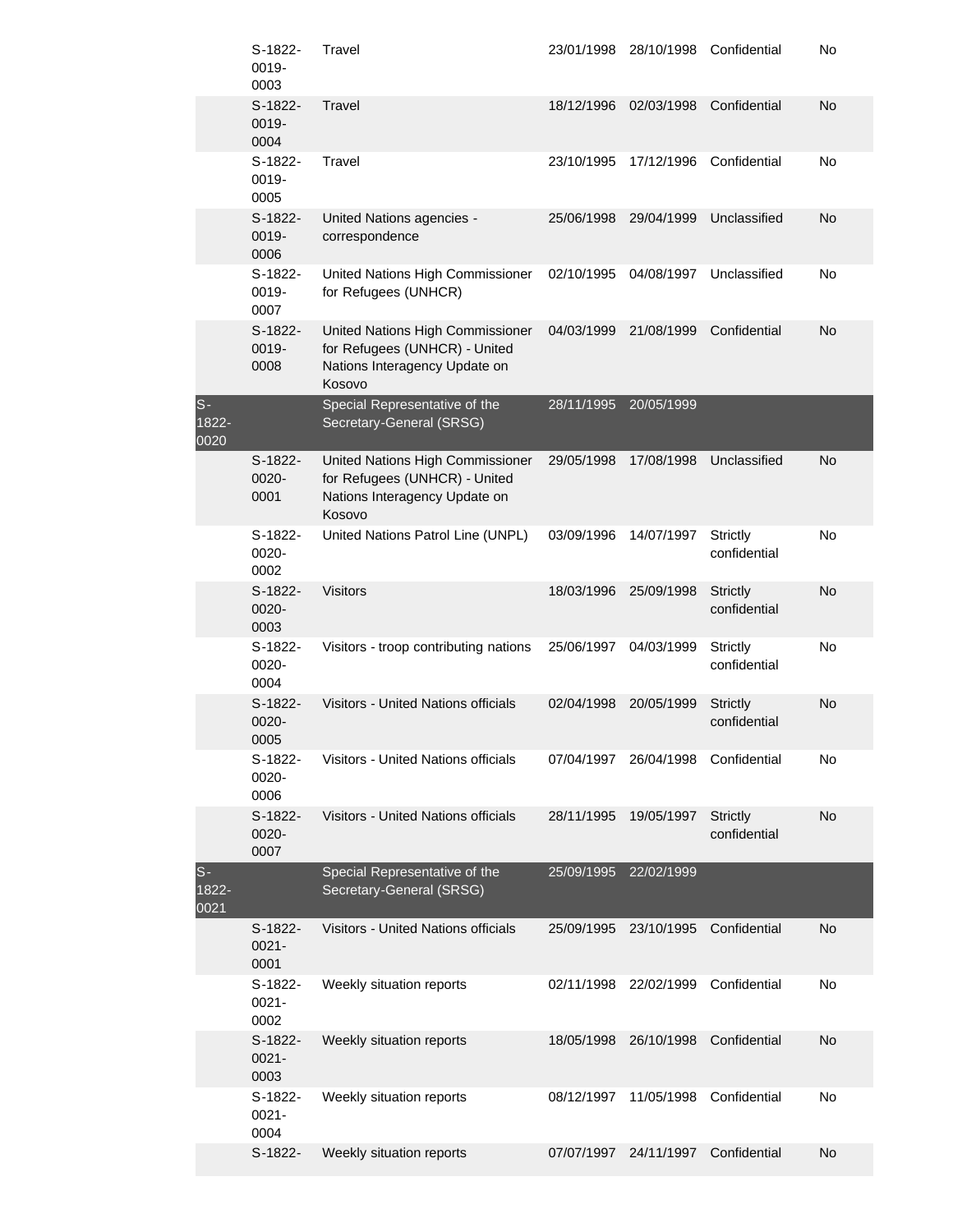| | | | | | | |
|---|---|---|---|---|---|---|
| | S-1822-0019-0003 | Travel | 23/01/1998 | 28/10/1998 | Confidential | No |
| | S-1822-0019-0004 | Travel | 18/12/1996 | 02/03/1998 | Confidential | No |
| | S-1822-0019-0005 | Travel | 23/10/1995 | 17/12/1996 | Confidential | No |
| | S-1822-0019-0006 | United Nations agencies - correspondence | 25/06/1998 | 29/04/1999 | Unclassified | No |
| | S-1822-0019-0007 | United Nations High Commissioner for Refugees (UNHCR) | 02/10/1995 | 04/08/1997 | Unclassified | No |
| | S-1822-0019-0008 | United Nations High Commissioner for Refugees (UNHCR) - United Nations Interagency Update on Kosovo | 04/03/1999 | 21/08/1999 | Confidential | No |
| S-1822-0020 | | Special Representative of the Secretary-General (SRSG) | 28/11/1995 | 20/05/1999 | | |
| | S-1822-0020-0001 | United Nations High Commissioner for Refugees (UNHCR) - United Nations Interagency Update on Kosovo | 29/05/1998 | 17/08/1998 | Unclassified | No |
| | S-1822-0020-0002 | United Nations Patrol Line (UNPL) | 03/09/1996 | 14/07/1997 | Strictly confidential | No |
| | S-1822-0020-0003 | Visitors | 18/03/1996 | 25/09/1998 | Strictly confidential | No |
| | S-1822-0020-0004 | Visitors - troop contributing nations | 25/06/1997 | 04/03/1999 | Strictly confidential | No |
| | S-1822-0020-0005 | Visitors - United Nations officials | 02/04/1998 | 20/05/1999 | Strictly confidential | No |
| | S-1822-0020-0006 | Visitors - United Nations officials | 07/04/1997 | 26/04/1998 | Confidential | No |
| | S-1822-0020-0007 | Visitors - United Nations officials | 28/11/1995 | 19/05/1997 | Strictly confidential | No |
| S-1822-0021 | | Special Representative of the Secretary-General (SRSG) | 25/09/1995 | 22/02/1999 | | |
| | S-1822-0021-0001 | Visitors - United Nations officials | 25/09/1995 | 23/10/1995 | Confidential | No |
| | S-1822-0021-0002 | Weekly situation reports | 02/11/1998 | 22/02/1999 | Confidential | No |
| | S-1822-0021-0003 | Weekly situation reports | 18/05/1998 | 26/10/1998 | Confidential | No |
| | S-1822-0021-0004 | Weekly situation reports | 08/12/1997 | 11/05/1998 | Confidential | No |
| | S-1822- | Weekly situation reports | 07/07/1997 | 24/11/1997 | Confidential | No |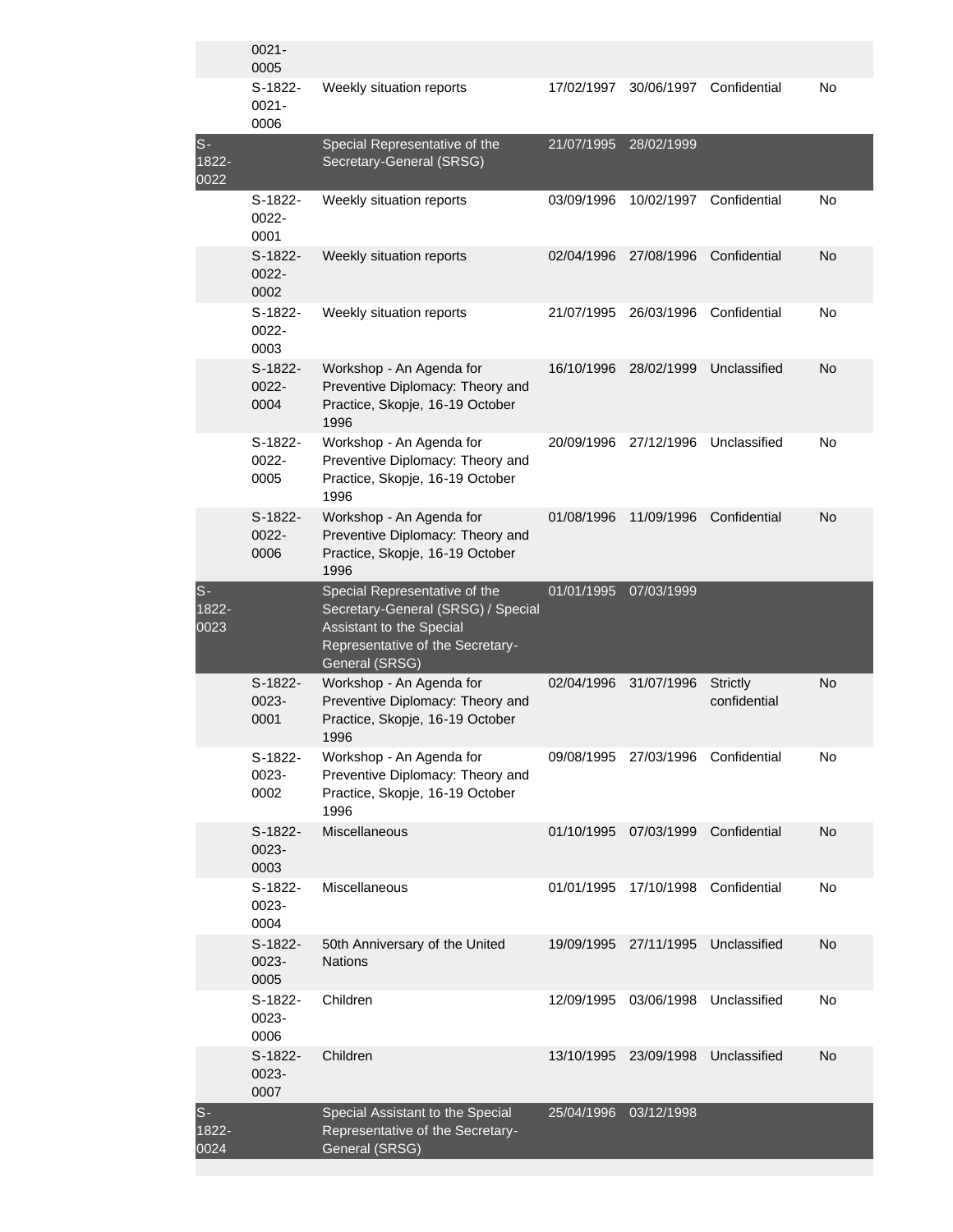| | | | | | | |
|---|---|---|---|---|---|---|
| | 0021-0005 | | | | | |
| | S-1822-0021-0006 | Weekly situation reports | 17/02/1997 | 30/06/1997 | Confidential | No |
| S-1822-0022 | | Special Representative of the Secretary-General (SRSG) | 21/07/1995 | 28/02/1999 | | |
| | S-1822-0022-0001 | Weekly situation reports | 03/09/1996 | 10/02/1997 | Confidential | No |
| | S-1822-0022-0002 | Weekly situation reports | 02/04/1996 | 27/08/1996 | Confidential | No |
| | S-1822-0022-0003 | Weekly situation reports | 21/07/1995 | 26/03/1996 | Confidential | No |
| | S-1822-0022-0004 | Workshop - An Agenda for Preventive Diplomacy: Theory and Practice, Skopje, 16-19 October 1996 | 16/10/1996 | 28/02/1999 | Unclassified | No |
| | S-1822-0022-0005 | Workshop - An Agenda for Preventive Diplomacy: Theory and Practice, Skopje, 16-19 October 1996 | 20/09/1996 | 27/12/1996 | Unclassified | No |
| | S-1822-0022-0006 | Workshop - An Agenda for Preventive Diplomacy: Theory and Practice, Skopje, 16-19 October 1996 | 01/08/1996 | 11/09/1996 | Confidential | No |
| S-1822-0023 | | Special Representative of the Secretary-General (SRSG) / Special Assistant to the Special Representative of the Secretary-General (SRSG) | 01/01/1995 | 07/03/1999 | | |
| | S-1822-0023-0001 | Workshop - An Agenda for Preventive Diplomacy: Theory and Practice, Skopje, 16-19 October 1996 | 02/04/1996 | 31/07/1996 | Strictly confidential | No |
| | S-1822-0023-0002 | Workshop - An Agenda for Preventive Diplomacy: Theory and Practice, Skopje, 16-19 October 1996 | 09/08/1995 | 27/03/1996 | Confidential | No |
| | S-1822-0023-0003 | Miscellaneous | 01/10/1995 | 07/03/1999 | Confidential | No |
| | S-1822-0023-0004 | Miscellaneous | 01/01/1995 | 17/10/1998 | Confidential | No |
| | S-1822-0023-0005 | 50th Anniversary of the United Nations | 19/09/1995 | 27/11/1995 | Unclassified | No |
| | S-1822-0023-0006 | Children | 12/09/1995 | 03/06/1998 | Unclassified | No |
| | S-1822-0023-0007 | Children | 13/10/1995 | 23/09/1998 | Unclassified | No |
| S-1822-0024 | | Special Assistant to the Special Representative of the Secretary-General (SRSG) | 25/04/1996 | 03/12/1998 | | |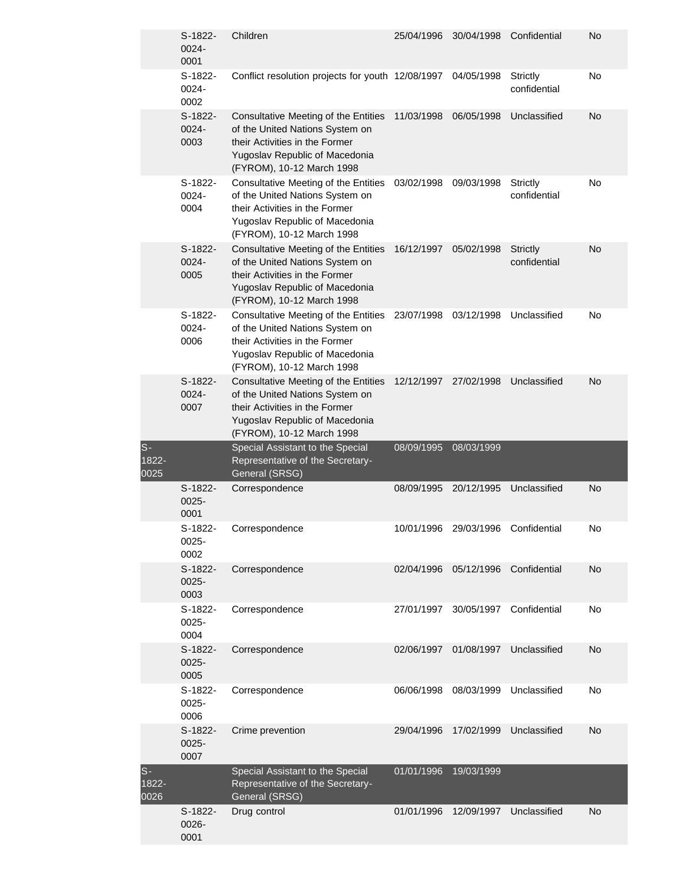| | | | | | | |
|---|---|---|---|---|---|---|
| | S-1822-0024-0001 | Children | 25/04/1996 | 30/04/1998 | Confidential | No |
| | S-1822-0024-0002 | Conflict resolution projects for youth | 12/08/1997 | 04/05/1998 | Strictly confidential | No |
| | S-1822-0024-0003 | Consultative Meeting of the Entities of the United Nations System on their Activities in the Former Yugoslav Republic of Macedonia (FYROM), 10-12 March 1998 | 11/03/1998 | 06/05/1998 | Unclassified | No |
| | S-1822-0024-0004 | Consultative Meeting of the Entities of the United Nations System on their Activities in the Former Yugoslav Republic of Macedonia (FYROM), 10-12 March 1998 | 03/02/1998 | 09/03/1998 | Strictly confidential | No |
| | S-1822-0024-0005 | Consultative Meeting of the Entities of the United Nations System on their Activities in the Former Yugoslav Republic of Macedonia (FYROM), 10-12 March 1998 | 16/12/1997 | 05/02/1998 | Strictly confidential | No |
| | S-1822-0024-0006 | Consultative Meeting of the Entities of the United Nations System on their Activities in the Former Yugoslav Republic of Macedonia (FYROM), 10-12 March 1998 | 23/07/1998 | 03/12/1998 | Unclassified | No |
| | S-1822-0024-0007 | Consultative Meeting of the Entities of the United Nations System on their Activities in the Former Yugoslav Republic of Macedonia (FYROM), 10-12 March 1998 | 12/12/1997 | 27/02/1998 | Unclassified | No |
| S-1822-0025 | | Special Assistant to the Special Representative of the Secretary-General (SRSG) | 08/09/1995 | 08/03/1999 | | |
| | S-1822-0025-0001 | Correspondence | 08/09/1995 | 20/12/1995 | Unclassified | No |
| | S-1822-0025-0002 | Correspondence | 10/01/1996 | 29/03/1996 | Confidential | No |
| | S-1822-0025-0003 | Correspondence | 02/04/1996 | 05/12/1996 | Confidential | No |
| | S-1822-0025-0004 | Correspondence | 27/01/1997 | 30/05/1997 | Confidential | No |
| | S-1822-0025-0005 | Correspondence | 02/06/1997 | 01/08/1997 | Unclassified | No |
| | S-1822-0025-0006 | Correspondence | 06/06/1998 | 08/03/1999 | Unclassified | No |
| | S-1822-0025-0007 | Crime prevention | 29/04/1996 | 17/02/1999 | Unclassified | No |
| S-1822-0026 | | Special Assistant to the Special Representative of the Secretary-General (SRSG) | 01/01/1996 | 19/03/1999 | | |
| | S-1822-0026-0001 | Drug control | 01/01/1996 | 12/09/1997 | Unclassified | No |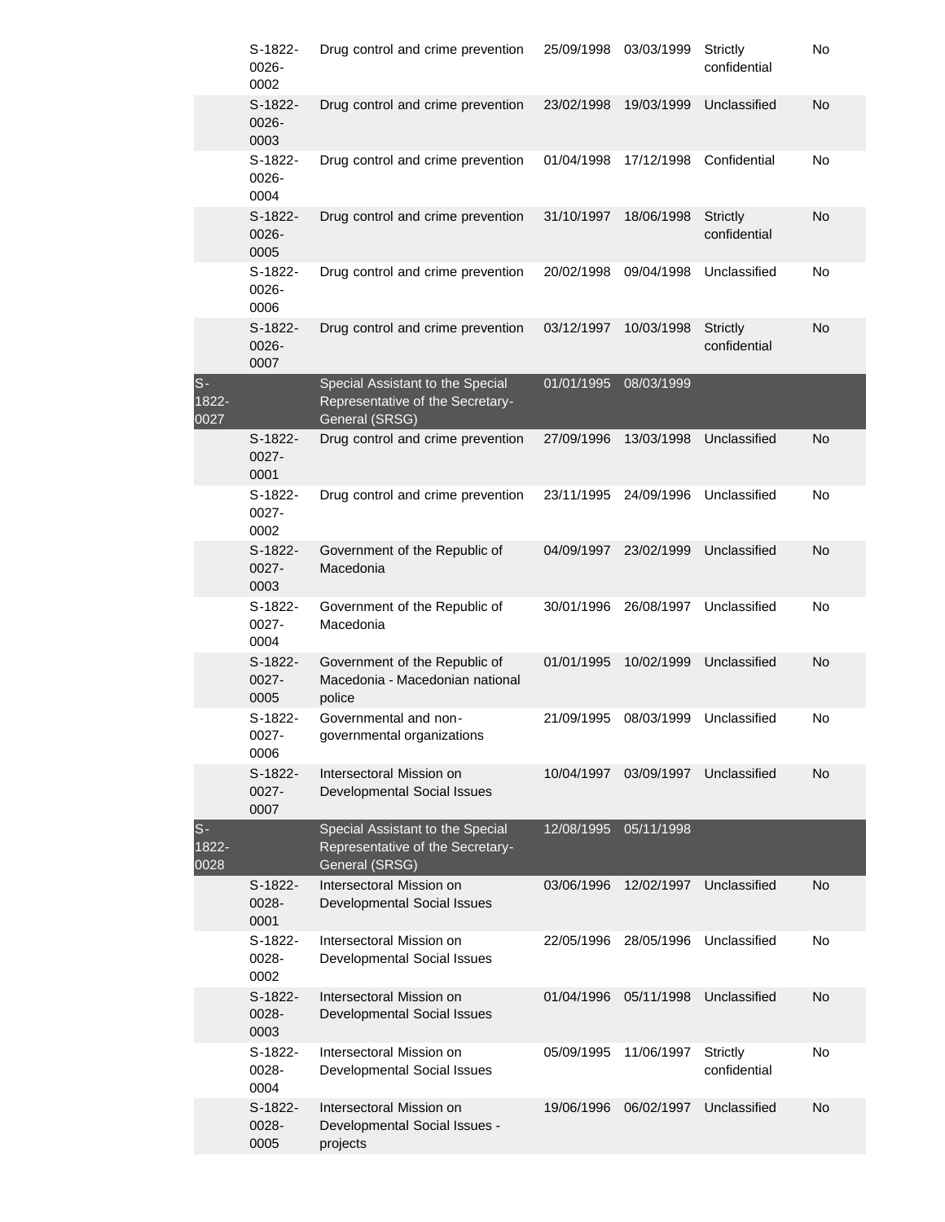| | S-1822-0026-0002 | Drug control and crime prevention | 25/09/1998 | 03/03/1999 | Strictly confidential | No |
|---|---|---|---|---|---|---|
| | S-1822-0026-0003 | Drug control and crime prevention | 23/02/1998 | 19/03/1999 | Unclassified | No |
| | S-1822-0026-0004 | Drug control and crime prevention | 01/04/1998 | 17/12/1998 | Confidential | No |
| | S-1822-0026-0005 | Drug control and crime prevention | 31/10/1997 | 18/06/1998 | Strictly confidential | No |
| | S-1822-0026-0006 | Drug control and crime prevention | 20/02/1998 | 09/04/1998 | Unclassified | No |
| | S-1822-0026-0007 | Drug control and crime prevention | 03/12/1997 | 10/03/1998 | Strictly confidential | No |
| S-1822-0027 | | Special Assistant to the Special Representative of the Secretary-General (SRSG) | 01/01/1995 | 08/03/1999 | | |
| | S-1822-0027-0001 | Drug control and crime prevention | 27/09/1996 | 13/03/1998 | Unclassified | No |
| | S-1822-0027-0002 | Drug control and crime prevention | 23/11/1995 | 24/09/1996 | Unclassified | No |
| | S-1822-0027-0003 | Government of the Republic of Macedonia | 04/09/1997 | 23/02/1999 | Unclassified | No |
| | S-1822-0027-0004 | Government of the Republic of Macedonia | 30/01/1996 | 26/08/1997 | Unclassified | No |
| | S-1822-0027-0005 | Government of the Republic of Macedonia - Macedonian national police | 01/01/1995 | 10/02/1999 | Unclassified | No |
| | S-1822-0027-0006 | Governmental and non-governmental organizations | 21/09/1995 | 08/03/1999 | Unclassified | No |
| | S-1822-0027-0007 | Intersectoral Mission on Developmental Social Issues | 10/04/1997 | 03/09/1997 | Unclassified | No |
| S-1822-0028 | | Special Assistant to the Special Representative of the Secretary-General (SRSG) | 12/08/1995 | 05/11/1998 | | |
| | S-1822-0028-0001 | Intersectoral Mission on Developmental Social Issues | 03/06/1996 | 12/02/1997 | Unclassified | No |
| | S-1822-0028-0002 | Intersectoral Mission on Developmental Social Issues | 22/05/1996 | 28/05/1996 | Unclassified | No |
| | S-1822-0028-0003 | Intersectoral Mission on Developmental Social Issues | 01/04/1996 | 05/11/1998 | Unclassified | No |
| | S-1822-0028-0004 | Intersectoral Mission on Developmental Social Issues | 05/09/1995 | 11/06/1997 | Strictly confidential | No |
| | S-1822-0028-0005 | Intersectoral Mission on Developmental Social Issues - projects | 19/06/1996 | 06/02/1997 | Unclassified | No |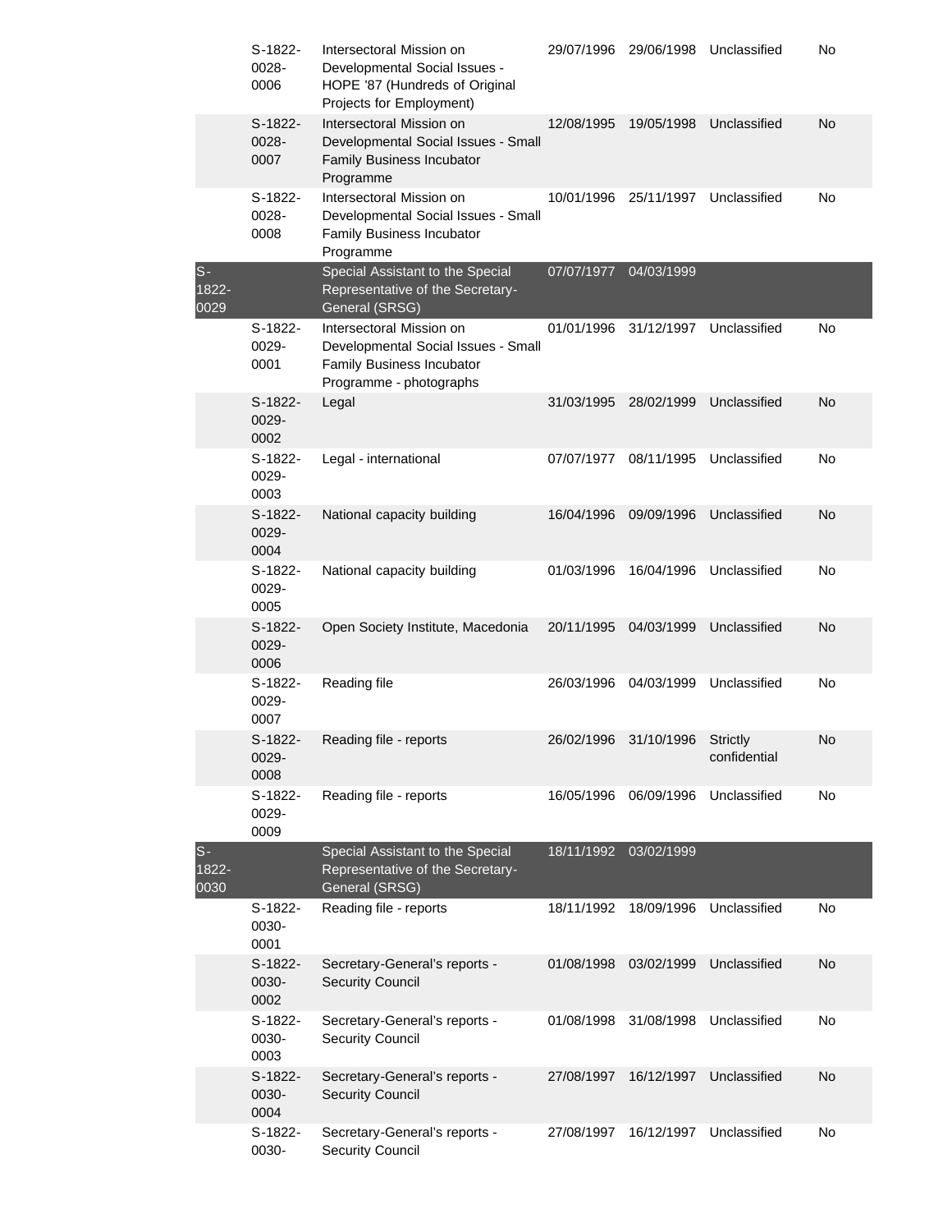| | | | | | | |
|---|---|---|---|---|---|---|
| | S-1822-0028-0006 | Intersectoral Mission on Developmental Social Issues - HOPE '87 (Hundreds of Original Projects for Employment) | 29/07/1996 | 29/06/1998 | Unclassified | No |
| | S-1822-0028-0007 | Intersectoral Mission on Developmental Social Issues - Small Family Business Incubator Programme | 12/08/1995 | 19/05/1998 | Unclassified | No |
| | S-1822-0028-0008 | Intersectoral Mission on Developmental Social Issues - Small Family Business Incubator Programme | 10/01/1996 | 25/11/1997 | Unclassified | No |
| S-1822-0029 | | Special Assistant to the Special Representative of the Secretary-General (SRSG) | 07/07/1977 | 04/03/1999 | | |
| | S-1822-0029-0001 | Intersectoral Mission on Developmental Social Issues - Small Family Business Incubator Programme - photographs | 01/01/1996 | 31/12/1997 | Unclassified | No |
| | S-1822-0029-0002 | Legal | 31/03/1995 | 28/02/1999 | Unclassified | No |
| | S-1822-0029-0003 | Legal - international | 07/07/1977 | 08/11/1995 | Unclassified | No |
| | S-1822-0029-0004 | National capacity building | 16/04/1996 | 09/09/1996 | Unclassified | No |
| | S-1822-0029-0005 | National capacity building | 01/03/1996 | 16/04/1996 | Unclassified | No |
| | S-1822-0029-0006 | Open Society Institute, Macedonia | 20/11/1995 | 04/03/1999 | Unclassified | No |
| | S-1822-0029-0007 | Reading file | 26/03/1996 | 04/03/1999 | Unclassified | No |
| | S-1822-0029-0008 | Reading file - reports | 26/02/1996 | 31/10/1996 | Strictly confidential | No |
| | S-1822-0029-0009 | Reading file - reports | 16/05/1996 | 06/09/1996 | Unclassified | No |
| S-1822-0030 | | Special Assistant to the Special Representative of the Secretary-General (SRSG) | 18/11/1992 | 03/02/1999 | | |
| | S-1822-0030-0001 | Reading file - reports | 18/11/1992 | 18/09/1996 | Unclassified | No |
| | S-1822-0030-0002 | Secretary-General's reports - Security Council | 01/08/1998 | 03/02/1999 | Unclassified | No |
| | S-1822-0030-0003 | Secretary-General's reports - Security Council | 01/08/1998 | 31/08/1998 | Unclassified | No |
| | S-1822-0030-0004 | Secretary-General's reports - Security Council | 27/08/1997 | 16/12/1997 | Unclassified | No |
| | S-1822-0030- | Secretary-General's reports - Security Council | 27/08/1997 | 16/12/1997 | Unclassified | No |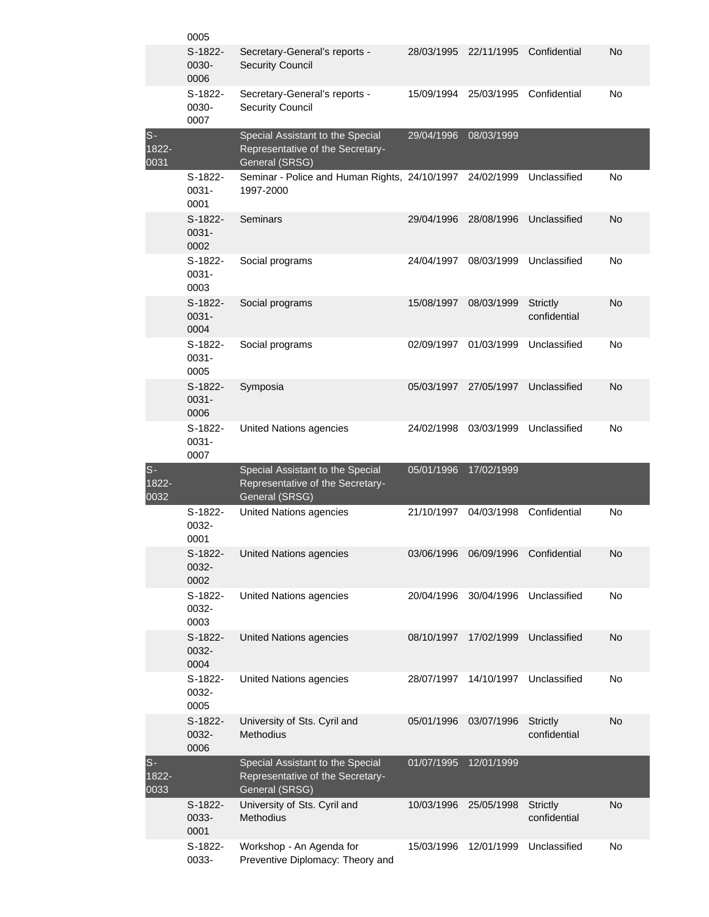| | | | | | | |
|---|---|---|---|---|---|---|
| | 0005 | | | | | |
| | S-1822-0030-0006 | Secretary-General's reports - Security Council | 28/03/1995 | 22/11/1995 | Confidential | No |
| | S-1822-0030-0007 | Secretary-General's reports - Security Council | 15/09/1994 | 25/03/1995 | Confidential | No |
| S-1822-0031 | | Special Assistant to the Special Representative of the Secretary-General (SRSG) | 29/04/1996 | 08/03/1999 | | |
| | S-1822-0031-0001 | Seminar - Police and Human Rights, 1997-2000 | 24/10/1997 | 24/02/1999 | Unclassified | No |
| | S-1822-0031-0002 | Seminars | 29/04/1996 | 28/08/1996 | Unclassified | No |
| | S-1822-0031-0003 | Social programs | 24/04/1997 | 08/03/1999 | Unclassified | No |
| | S-1822-0031-0004 | Social programs | 15/08/1997 | 08/03/1999 | Strictly confidential | No |
| | S-1822-0031-0005 | Social programs | 02/09/1997 | 01/03/1999 | Unclassified | No |
| | S-1822-0031-0006 | Symposia | 05/03/1997 | 27/05/1997 | Unclassified | No |
| | S-1822-0031-0007 | United Nations agencies | 24/02/1998 | 03/03/1999 | Unclassified | No |
| S-1822-0032 | | Special Assistant to the Special Representative of the Secretary-General (SRSG) | 05/01/1996 | 17/02/1999 | | |
| | S-1822-0032-0001 | United Nations agencies | 21/10/1997 | 04/03/1998 | Confidential | No |
| | S-1822-0032-0002 | United Nations agencies | 03/06/1996 | 06/09/1996 | Confidential | No |
| | S-1822-0032-0003 | United Nations agencies | 20/04/1996 | 30/04/1996 | Unclassified | No |
| | S-1822-0032-0004 | United Nations agencies | 08/10/1997 | 17/02/1999 | Unclassified | No |
| | S-1822-0032-0005 | United Nations agencies | 28/07/1997 | 14/10/1997 | Unclassified | No |
| | S-1822-0032-0006 | University of Sts. Cyril and Methodius | 05/01/1996 | 03/07/1996 | Strictly confidential | No |
| S-1822-0033 | | Special Assistant to the Special Representative of the Secretary-General (SRSG) | 01/07/1995 | 12/01/1999 | | |
| | S-1822-0033-0001 | University of Sts. Cyril and Methodius | 10/03/1996 | 25/05/1998 | Strictly confidential | No |
| | S-1822-0033- | Workshop - An Agenda for Preventive Diplomacy: Theory and | 15/03/1996 | 12/01/1999 | Unclassified | No |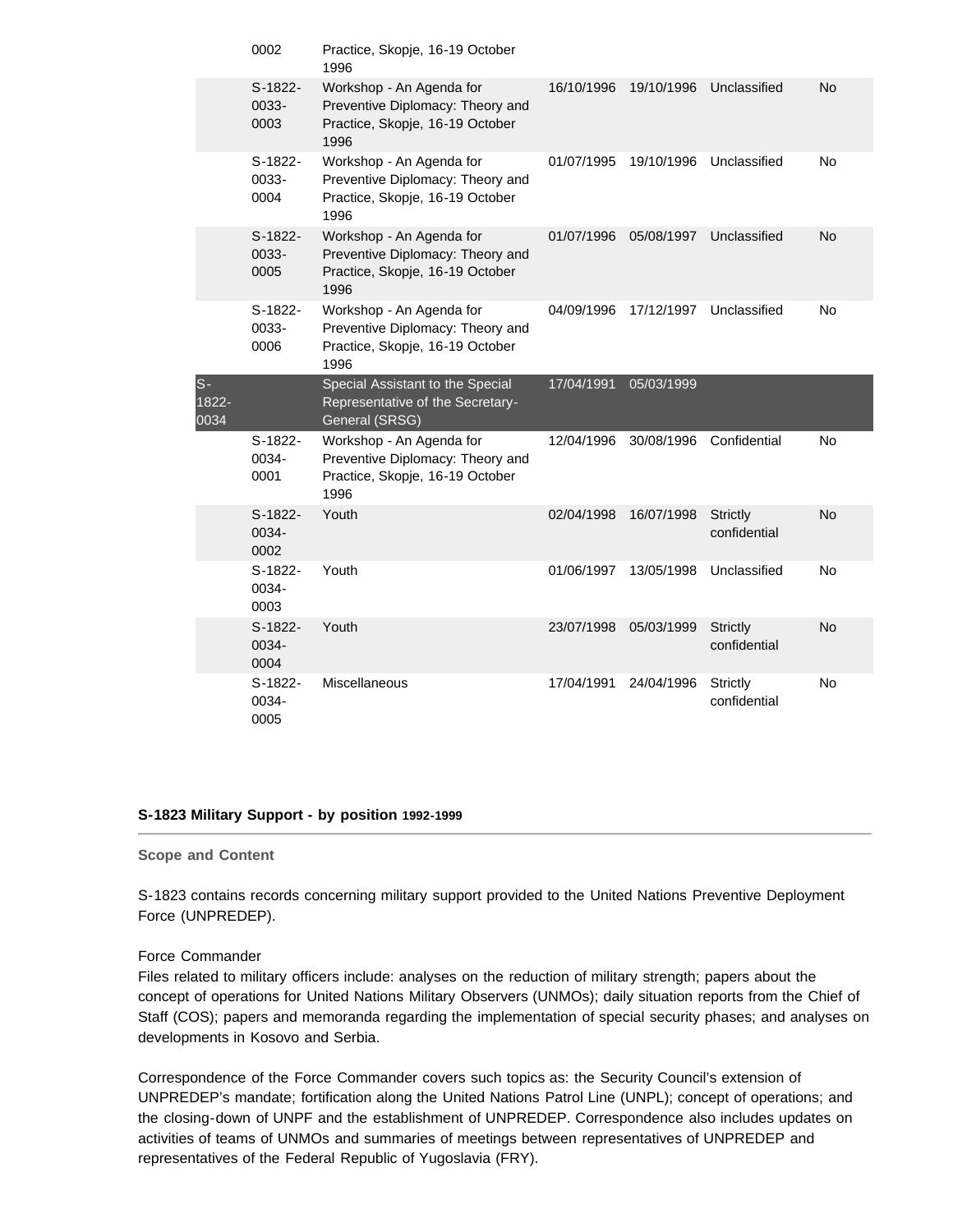| | | | | | | |
|---|---|---|---|---|---|---|
| | 0002 | Practice, Skopje, 16-19 October 1996 | | | | |
| | S-1822-0033-0003 | Workshop - An Agenda for Preventive Diplomacy: Theory and Practice, Skopje, 16-19 October 1996 | 16/10/1996 | 19/10/1996 | Unclassified | No |
| | S-1822-0033-0004 | Workshop - An Agenda for Preventive Diplomacy: Theory and Practice, Skopje, 16-19 October 1996 | 01/07/1995 | 19/10/1996 | Unclassified | No |
| | S-1822-0033-0005 | Workshop - An Agenda for Preventive Diplomacy: Theory and Practice, Skopje, 16-19 October 1996 | 01/07/1996 | 05/08/1997 | Unclassified | No |
| | S-1822-0033-0006 | Workshop - An Agenda for Preventive Diplomacy: Theory and Practice, Skopje, 16-19 October 1996 | 04/09/1996 | 17/12/1997 | Unclassified | No |
| S-1822-0034 | | Special Assistant to the Special Representative of the Secretary-General (SRSG) | 17/04/1991 | 05/03/1999 | | |
| | S-1822-0034-0001 | Workshop - An Agenda for Preventive Diplomacy: Theory and Practice, Skopje, 16-19 October 1996 | 12/04/1996 | 30/08/1996 | Confidential | No |
| | S-1822-0034-0002 | Youth | 02/04/1998 | 16/07/1998 | Strictly confidential | No |
| | S-1822-0034-0003 | Youth | 01/06/1997 | 13/05/1998 | Unclassified | No |
| | S-1822-0034-0004 | Youth | 23/07/1998 | 05/03/1999 | Strictly confidential | No |
| | S-1822-0034-0005 | Miscellaneous | 17/04/1991 | 24/04/1996 | Strictly confidential | No |

### S-1823 Military Support - by position 1992-1999

**Scope and Content**

S-1823 contains records concerning military support provided to the United Nations Preventive Deployment Force (UNPREDEP).

Force Commander
Files related to military officers include: analyses on the reduction of military strength; papers about the concept of operations for United Nations Military Observers (UNMOs); daily situation reports from the Chief of Staff (COS); papers and memoranda regarding the implementation of special security phases; and analyses on developments in Kosovo and Serbia.

Correspondence of the Force Commander covers such topics as: the Security Council's extension of UNPREDEP's mandate; fortification along the United Nations Patrol Line (UNPL); concept of operations; and the closing-down of UNPF and the establishment of UNPREDEP. Correspondence also includes updates on activities of teams of UNMOs and summaries of meetings between representatives of UNPREDEP and representatives of the Federal Republic of Yugoslavia (FRY).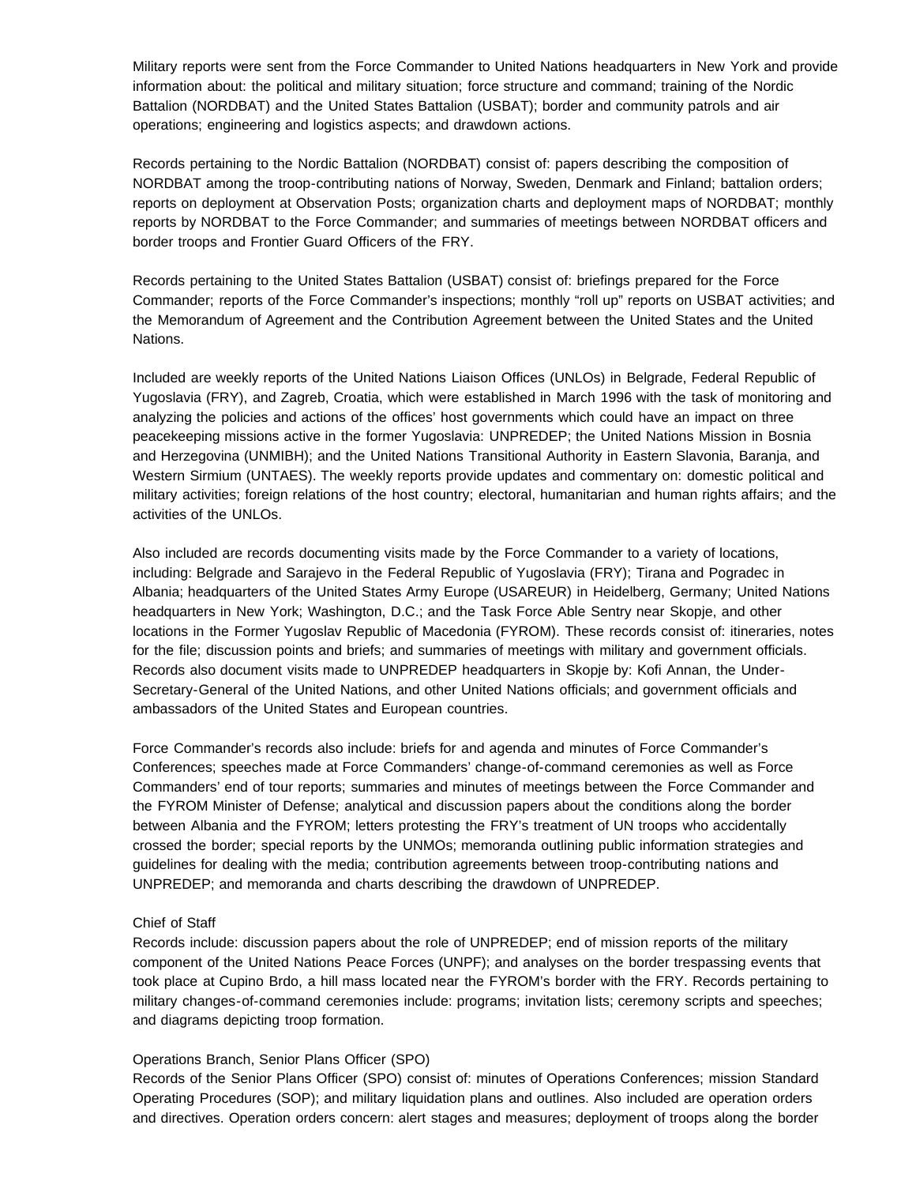Military reports were sent from the Force Commander to United Nations headquarters in New York and provide information about: the political and military situation; force structure and command; training of the Nordic Battalion (NORDBAT) and the United States Battalion (USBAT); border and community patrols and air operations; engineering and logistics aspects; and drawdown actions.

Records pertaining to the Nordic Battalion (NORDBAT) consist of: papers describing the composition of NORDBAT among the troop-contributing nations of Norway, Sweden, Denmark and Finland; battalion orders; reports on deployment at Observation Posts; organization charts and deployment maps of NORDBAT; monthly reports by NORDBAT to the Force Commander; and summaries of meetings between NORDBAT officers and border troops and Frontier Guard Officers of the FRY.

Records pertaining to the United States Battalion (USBAT) consist of: briefings prepared for the Force Commander; reports of the Force Commander's inspections; monthly "roll up" reports on USBAT activities; and the Memorandum of Agreement and the Contribution Agreement between the United States and the United Nations.

Included are weekly reports of the United Nations Liaison Offices (UNLOs) in Belgrade, Federal Republic of Yugoslavia (FRY), and Zagreb, Croatia, which were established in March 1996 with the task of monitoring and analyzing the policies and actions of the offices' host governments which could have an impact on three peacekeeping missions active in the former Yugoslavia: UNPREDEP; the United Nations Mission in Bosnia and Herzegovina (UNMIBH); and the United Nations Transitional Authority in Eastern Slavonia, Baranja, and Western Sirmium (UNTAES). The weekly reports provide updates and commentary on: domestic political and military activities; foreign relations of the host country; electoral, humanitarian and human rights affairs; and the activities of the UNLOs.

Also included are records documenting visits made by the Force Commander to a variety of locations, including: Belgrade and Sarajevo in the Federal Republic of Yugoslavia (FRY); Tirana and Pogradec in Albania; headquarters of the United States Army Europe (USAREUR) in Heidelberg, Germany; United Nations headquarters in New York; Washington, D.C.; and the Task Force Able Sentry near Skopje, and other locations in the Former Yugoslav Republic of Macedonia (FYROM). These records consist of: itineraries, notes for the file; discussion points and briefs; and summaries of meetings with military and government officials. Records also document visits made to UNPREDEP headquarters in Skopje by: Kofi Annan, the Under-Secretary-General of the United Nations, and other United Nations officials; and government officials and ambassadors of the United States and European countries.

Force Commander's records also include: briefs for and agenda and minutes of Force Commander's Conferences; speeches made at Force Commanders' change-of-command ceremonies as well as Force Commanders' end of tour reports; summaries and minutes of meetings between the Force Commander and the FYROM Minister of Defense; analytical and discussion papers about the conditions along the border between Albania and the FYROM; letters protesting the FRY's treatment of UN troops who accidentally crossed the border; special reports by the UNMOs; memoranda outlining public information strategies and guidelines for dealing with the media; contribution agreements between troop-contributing nations and UNPREDEP; and memoranda and charts describing the drawdown of UNPREDEP.

Chief of Staff

Records include: discussion papers about the role of UNPREDEP; end of mission reports of the military component of the United Nations Peace Forces (UNPF); and analyses on the border trespassing events that took place at Cupino Brdo, a hill mass located near the FYROM's border with the FRY. Records pertaining to military changes-of-command ceremonies include: programs; invitation lists; ceremony scripts and speeches; and diagrams depicting troop formation.

Operations Branch, Senior Plans Officer (SPO)

Records of the Senior Plans Officer (SPO) consist of: minutes of Operations Conferences; mission Standard Operating Procedures (SOP); and military liquidation plans and outlines. Also included are operation orders and directives. Operation orders concern: alert stages and measures; deployment of troops along the border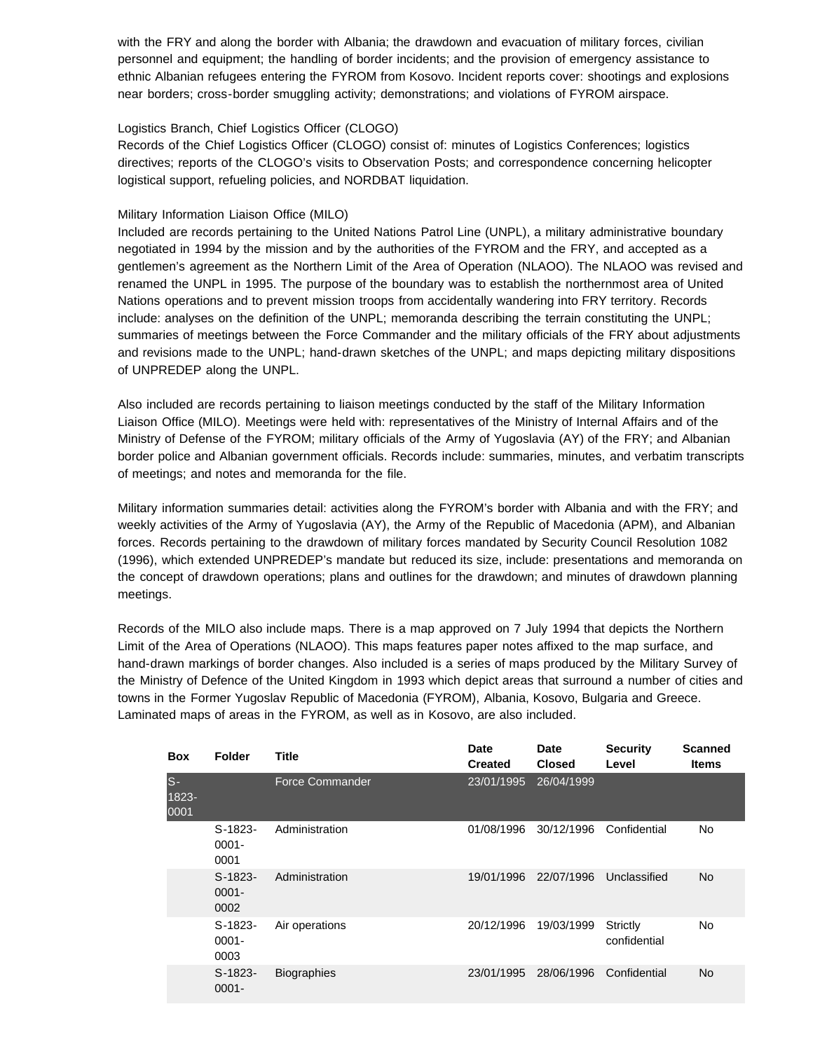with the FRY and along the border with Albania; the drawdown and evacuation of military forces, civilian personnel and equipment; the handling of border incidents; and the provision of emergency assistance to ethnic Albanian refugees entering the FYROM from Kosovo. Incident reports cover: shootings and explosions near borders; cross-border smuggling activity; demonstrations; and violations of FYROM airspace.

Logistics Branch, Chief Logistics Officer (CLOGO)

Records of the Chief Logistics Officer (CLOGO) consist of: minutes of Logistics Conferences; logistics directives; reports of the CLOGO's visits to Observation Posts; and correspondence concerning helicopter logistical support, refueling policies, and NORDBAT liquidation.

Military Information Liaison Office (MILO)

Included are records pertaining to the United Nations Patrol Line (UNPL), a military administrative boundary negotiated in 1994 by the mission and by the authorities of the FYROM and the FRY, and accepted as a gentlemen's agreement as the Northern Limit of the Area of Operation (NLAOO). The NLAOO was revised and renamed the UNPL in 1995. The purpose of the boundary was to establish the northernmost area of United Nations operations and to prevent mission troops from accidentally wandering into FRY territory. Records include: analyses on the definition of the UNPL; memoranda describing the terrain constituting the UNPL; summaries of meetings between the Force Commander and the military officials of the FRY about adjustments and revisions made to the UNPL; hand-drawn sketches of the UNPL; and maps depicting military dispositions of UNPREDEP along the UNPL.

Also included are records pertaining to liaison meetings conducted by the staff of the Military Information Liaison Office (MILO). Meetings were held with: representatives of the Ministry of Internal Affairs and of the Ministry of Defense of the FYROM; military officials of the Army of Yugoslavia (AY) of the FRY; and Albanian border police and Albanian government officials. Records include: summaries, minutes, and verbatim transcripts of meetings; and notes and memoranda for the file.

Military information summaries detail: activities along the FYROM's border with Albania and with the FRY; and weekly activities of the Army of Yugoslavia (AY), the Army of the Republic of Macedonia (APM), and Albanian forces. Records pertaining to the drawdown of military forces mandated by Security Council Resolution 1082 (1996), which extended UNPREDEP's mandate but reduced its size, include: presentations and memoranda on the concept of drawdown operations; plans and outlines for the drawdown; and minutes of drawdown planning meetings.

Records of the MILO also include maps. There is a map approved on 7 July 1994 that depicts the Northern Limit of the Area of Operations (NLAOO). This maps features paper notes affixed to the map surface, and hand-drawn markings of border changes. Also included is a series of maps produced by the Military Survey of the Ministry of Defence of the United Kingdom in 1993 which depict areas that surround a number of cities and towns in the Former Yugoslav Republic of Macedonia (FYROM), Albania, Kosovo, Bulgaria and Greece. Laminated maps of areas in the FYROM, as well as in Kosovo, are also included.

| Box | Folder | Title | Date Created | Date Closed | Security Level | Scanned Items |
|---|---|---|---|---|---|---|
| S-1823-0001 | | Force Commander | 23/01/1995 | 26/04/1999 | | |
| | S-1823-0001-0001 | Administration | 01/08/1996 | 30/12/1996 | Confidential | No |
| | S-1823-0001-0002 | Administration | 19/01/1996 | 22/07/1996 | Unclassified | No |
| | S-1823-0001-0003 | Air operations | 20/12/1996 | 19/03/1999 | Strictly confidential | No |
| | S-1823-0001- | Biographies | 23/01/1995 | 28/06/1996 | Confidential | No |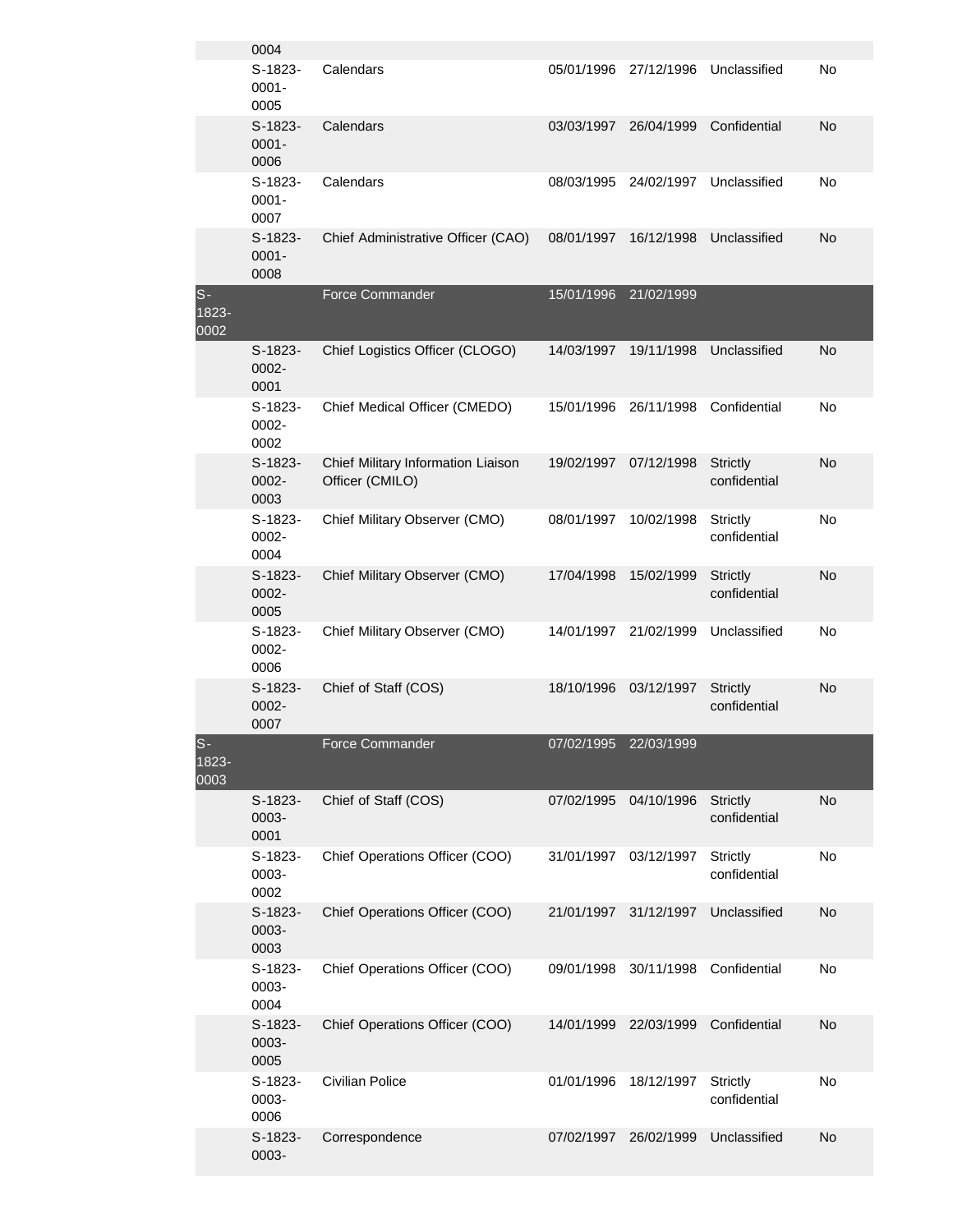| | | | | | | |
|---|---|---|---|---|---|---|
| | 0004 | | | | | |
| | S-1823-0001-0005 | Calendars | 05/01/1996 | 27/12/1996 | Unclassified | No |
| | S-1823-0001-0006 | Calendars | 03/03/1997 | 26/04/1999 | Confidential | No |
| | S-1823-0001-0007 | Calendars | 08/03/1995 | 24/02/1997 | Unclassified | No |
| | S-1823-0001-0008 | Chief Administrative Officer (CAO) | 08/01/1997 | 16/12/1998 | Unclassified | No |
| S-1823-0002 | | Force Commander | 15/01/1996 | 21/02/1999 | | |
| | S-1823-0002-0001 | Chief Logistics Officer (CLOGO) | 14/03/1997 | 19/11/1998 | Unclassified | No |
| | S-1823-0002-0002 | Chief Medical Officer (CMEDO) | 15/01/1996 | 26/11/1998 | Confidential | No |
| | S-1823-0002-0003 | Chief Military Information Liaison Officer (CMILO) | 19/02/1997 | 07/12/1998 | Strictly confidential | No |
| | S-1823-0002-0004 | Chief Military Observer (CMO) | 08/01/1997 | 10/02/1998 | Strictly confidential | No |
| | S-1823-0002-0005 | Chief Military Observer (CMO) | 17/04/1998 | 15/02/1999 | Strictly confidential | No |
| | S-1823-0002-0006 | Chief Military Observer (CMO) | 14/01/1997 | 21/02/1999 | Unclassified | No |
| | S-1823-0002-0007 | Chief of Staff (COS) | 18/10/1996 | 03/12/1997 | Strictly confidential | No |
| S-1823-0003 | | Force Commander | 07/02/1995 | 22/03/1999 | | |
| | S-1823-0003-0001 | Chief of Staff (COS) | 07/02/1995 | 04/10/1996 | Strictly confidential | No |
| | S-1823-0003-0002 | Chief Operations Officer (COO) | 31/01/1997 | 03/12/1997 | Strictly confidential | No |
| | S-1823-0003-0003 | Chief Operations Officer (COO) | 21/01/1997 | 31/12/1997 | Unclassified | No |
| | S-1823-0003-0004 | Chief Operations Officer (COO) | 09/01/1998 | 30/11/1998 | Confidential | No |
| | S-1823-0003-0005 | Chief Operations Officer (COO) | 14/01/1999 | 22/03/1999 | Confidential | No |
| | S-1823-0003-0006 | Civilian Police | 01/01/1996 | 18/12/1997 | Strictly confidential | No |
| | S-1823-0003- | Correspondence | 07/02/1997 | 26/02/1999 | Unclassified | No |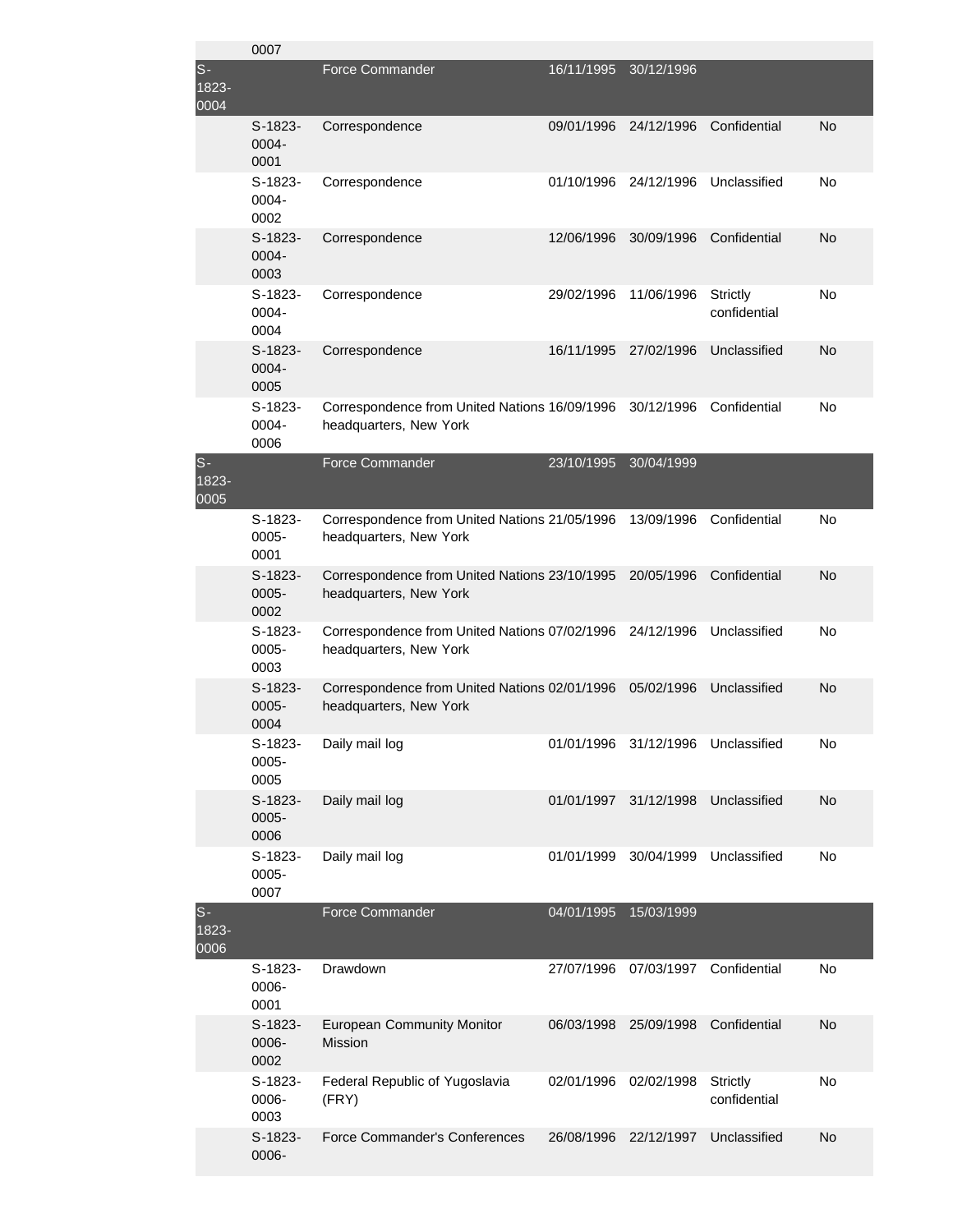| | | | | | | |
|---|---|---|---|---|---|---|
| | 0007 | | | | | |
| S-1823-0004 | | Force Commander | 16/11/1995 | 30/12/1996 | | |
| | S-1823-0004-0001 | Correspondence | 09/01/1996 | 24/12/1996 | Confidential | No |
| | S-1823-0004-0002 | Correspondence | 01/10/1996 | 24/12/1996 | Unclassified | No |
| | S-1823-0004-0003 | Correspondence | 12/06/1996 | 30/09/1996 | Confidential | No |
| | S-1823-0004-0004 | Correspondence | 29/02/1996 | 11/06/1996 | Strictly confidential | No |
| | S-1823-0004-0005 | Correspondence | 16/11/1995 | 27/02/1996 | Unclassified | No |
| | S-1823-0004-0006 | Correspondence from United Nations headquarters, New York | 16/09/1996 | 30/12/1996 | Confidential | No |
| S-1823-0005 | | Force Commander | 23/10/1995 | 30/04/1999 | | |
| | S-1823-0005-0001 | Correspondence from United Nations headquarters, New York | 21/05/1996 | 13/09/1996 | Confidential | No |
| | S-1823-0005-0002 | Correspondence from United Nations headquarters, New York | 23/10/1995 | 20/05/1996 | Confidential | No |
| | S-1823-0005-0003 | Correspondence from United Nations headquarters, New York | 07/02/1996 | 24/12/1996 | Unclassified | No |
| | S-1823-0005-0004 | Correspondence from United Nations headquarters, New York | 02/01/1996 | 05/02/1996 | Unclassified | No |
| | S-1823-0005-0005 | Daily mail log | 01/01/1996 | 31/12/1996 | Unclassified | No |
| | S-1823-0005-0006 | Daily mail log | 01/01/1997 | 31/12/1998 | Unclassified | No |
| | S-1823-0005-0007 | Daily mail log | 01/01/1999 | 30/04/1999 | Unclassified | No |
| S-1823-0006 | | Force Commander | 04/01/1995 | 15/03/1999 | | |
| | S-1823-0006-0001 | Drawdown | 27/07/1996 | 07/03/1997 | Confidential | No |
| | S-1823-0006-0002 | European Community Monitor Mission | 06/03/1998 | 25/09/1998 | Confidential | No |
| | S-1823-0006-0003 | Federal Republic of Yugoslavia (FRY) | 02/01/1996 | 02/02/1998 | Strictly confidential | No |
| | S-1823-0006- | Force Commander's Conferences | 26/08/1996 | 22/12/1997 | Unclassified | No |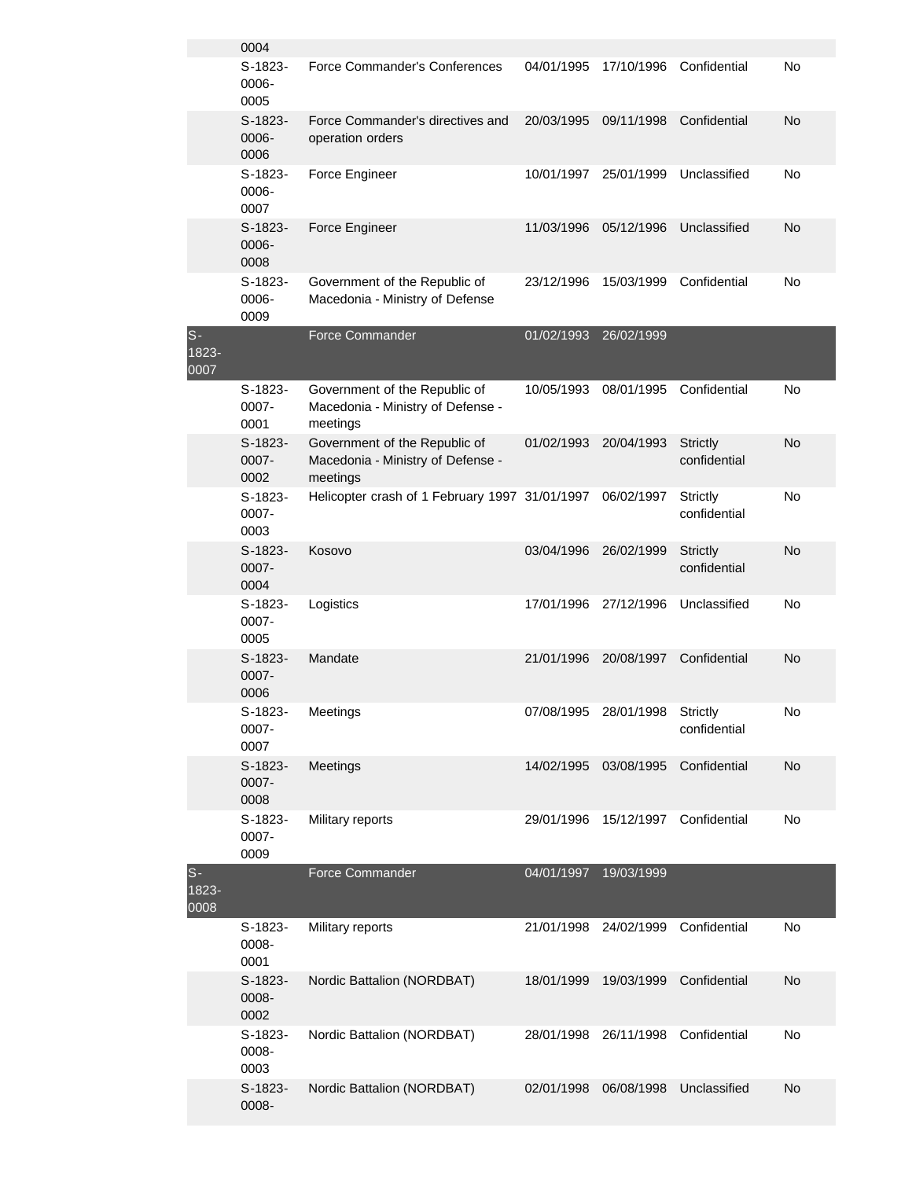| | | | | | | |
|---|---|---|---|---|---|---|
| | 0004 | | | | | |
| | S-1823-0006-0005 | Force Commander's Conferences | 04/01/1995 | 17/10/1996 | Confidential | No |
| | S-1823-0006-0006 | Force Commander's directives and operation orders | 20/03/1995 | 09/11/1998 | Confidential | No |
| | S-1823-0006-0007 | Force Engineer | 10/01/1997 | 25/01/1999 | Unclassified | No |
| | S-1823-0006-0008 | Force Engineer | 11/03/1996 | 05/12/1996 | Unclassified | No |
| | S-1823-0006-0009 | Government of the Republic of Macedonia - Ministry of Defense | 23/12/1996 | 15/03/1999 | Confidential | No |
| S-1823-0007 | | Force Commander | 01/02/1993 | 26/02/1999 | | |
| | S-1823-0007-0001 | Government of the Republic of Macedonia - Ministry of Defense - meetings | 10/05/1993 | 08/01/1995 | Confidential | No |
| | S-1823-0007-0002 | Government of the Republic of Macedonia - Ministry of Defense - meetings | 01/02/1993 | 20/04/1993 | Strictly confidential | No |
| | S-1823-0007-0003 | Helicopter crash of 1 February 1997 | 31/01/1997 | 06/02/1997 | Strictly confidential | No |
| | S-1823-0007-0004 | Kosovo | 03/04/1996 | 26/02/1999 | Strictly confidential | No |
| | S-1823-0007-0005 | Logistics | 17/01/1996 | 27/12/1996 | Unclassified | No |
| | S-1823-0007-0006 | Mandate | 21/01/1996 | 20/08/1997 | Confidential | No |
| | S-1823-0007-0007 | Meetings | 07/08/1995 | 28/01/1998 | Strictly confidential | No |
| | S-1823-0007-0008 | Meetings | 14/02/1995 | 03/08/1995 | Confidential | No |
| | S-1823-0007-0009 | Military reports | 29/01/1996 | 15/12/1997 | Confidential | No |
| S-1823-0008 | | Force Commander | 04/01/1997 | 19/03/1999 | | |
| | S-1823-0008-0001 | Military reports | 21/01/1998 | 24/02/1999 | Confidential | No |
| | S-1823-0008-0002 | Nordic Battalion (NORDBAT) | 18/01/1999 | 19/03/1999 | Confidential | No |
| | S-1823-0008-0003 | Nordic Battalion (NORDBAT) | 28/01/1998 | 26/11/1998 | Confidential | No |
| | S-1823-0008- | Nordic Battalion (NORDBAT) | 02/01/1998 | 06/08/1998 | Unclassified | No |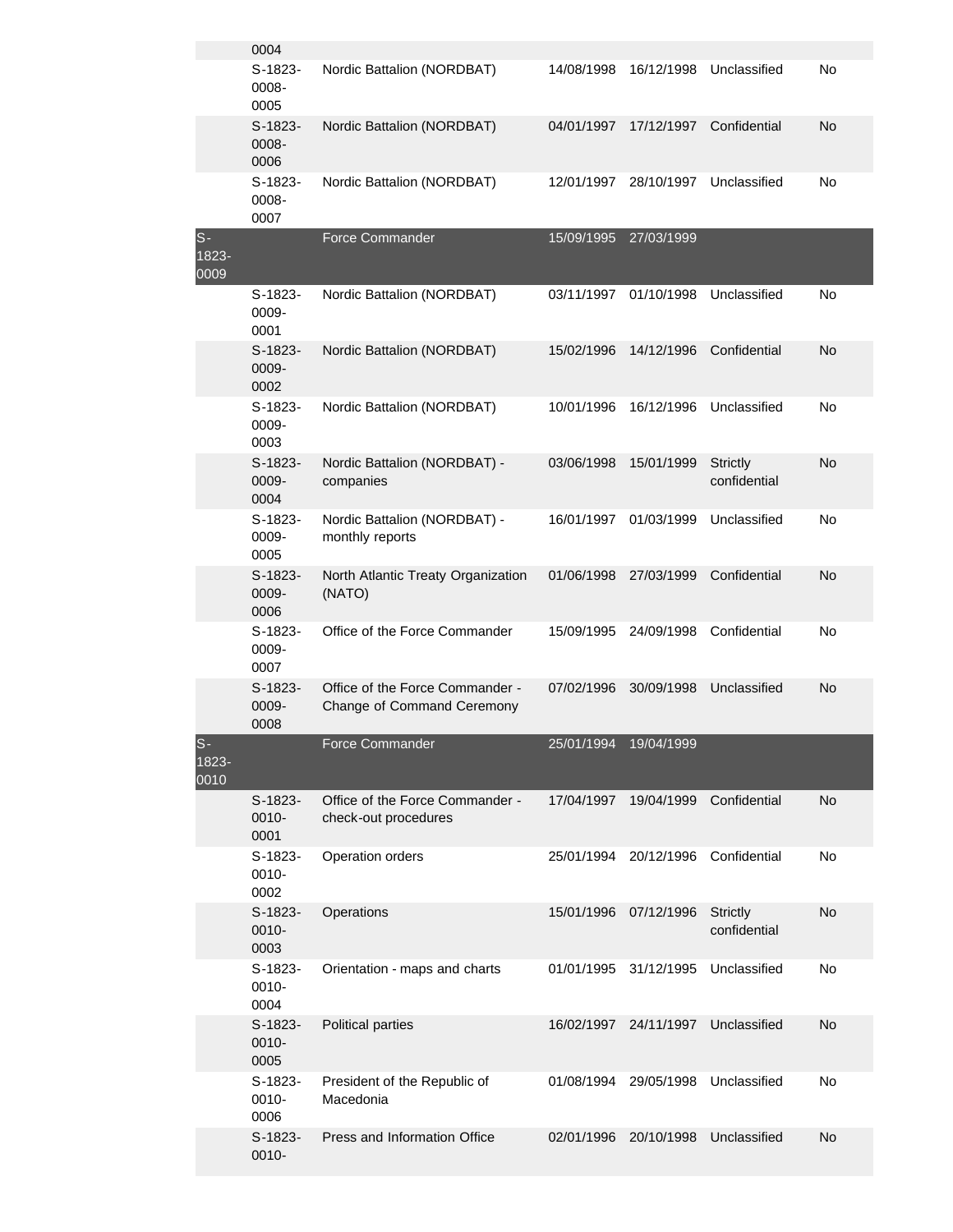| | | | | | | |
|---|---|---|---|---|---|---|
| | 0004 | | | | | |
| | S-1823-0008-0005 | Nordic Battalion (NORDBAT) | 14/08/1998 | 16/12/1998 | Unclassified | No |
| | S-1823-0008-0006 | Nordic Battalion (NORDBAT) | 04/01/1997 | 17/12/1997 | Confidential | No |
| | S-1823-0008-0007 | Nordic Battalion (NORDBAT) | 12/01/1997 | 28/10/1997 | Unclassified | No |
| S-1823-0009 | | Force Commander | 15/09/1995 | 27/03/1999 | | |
| | S-1823-0009-0001 | Nordic Battalion (NORDBAT) | 03/11/1997 | 01/10/1998 | Unclassified | No |
| | S-1823-0009-0002 | Nordic Battalion (NORDBAT) | 15/02/1996 | 14/12/1996 | Confidential | No |
| | S-1823-0009-0003 | Nordic Battalion (NORDBAT) | 10/01/1996 | 16/12/1996 | Unclassified | No |
| | S-1823-0009-0004 | Nordic Battalion (NORDBAT) - companies | 03/06/1998 | 15/01/1999 | Strictly confidential | No |
| | S-1823-0009-0005 | Nordic Battalion (NORDBAT) - monthly reports | 16/01/1997 | 01/03/1999 | Unclassified | No |
| | S-1823-0009-0006 | North Atlantic Treaty Organization (NATO) | 01/06/1998 | 27/03/1999 | Confidential | No |
| | S-1823-0009-0007 | Office of the Force Commander | 15/09/1995 | 24/09/1998 | Confidential | No |
| | S-1823-0009-0008 | Office of the Force Commander - Change of Command Ceremony | 07/02/1996 | 30/09/1998 | Unclassified | No |
| S-1823-0010 | | Force Commander | 25/01/1994 | 19/04/1999 | | |
| | S-1823-0010-0001 | Office of the Force Commander - check-out procedures | 17/04/1997 | 19/04/1999 | Confidential | No |
| | S-1823-0010-0002 | Operation orders | 25/01/1994 | 20/12/1996 | Confidential | No |
| | S-1823-0010-0003 | Operations | 15/01/1996 | 07/12/1996 | Strictly confidential | No |
| | S-1823-0010-0004 | Orientation - maps and charts | 01/01/1995 | 31/12/1995 | Unclassified | No |
| | S-1823-0010-0005 | Political parties | 16/02/1997 | 24/11/1997 | Unclassified | No |
| | S-1823-0010-0006 | President of the Republic of Macedonia | 01/08/1994 | 29/05/1998 | Unclassified | No |
| | S-1823-0010- | Press and Information Office | 02/01/1996 | 20/10/1998 | Unclassified | No |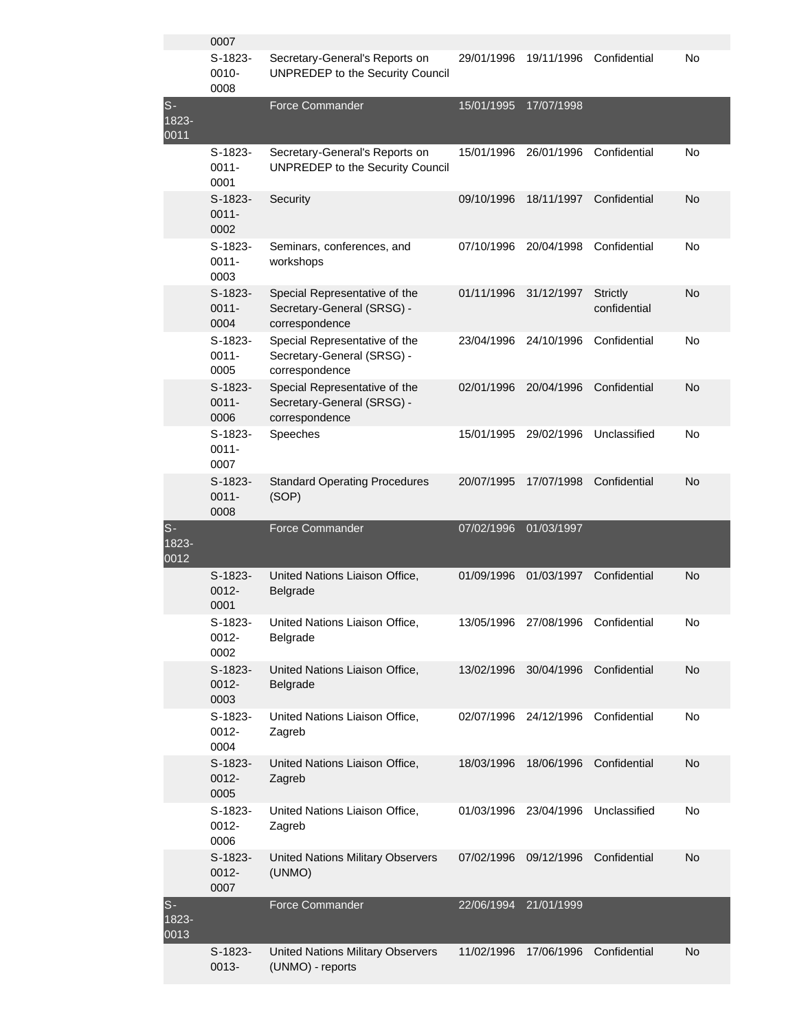| | | | | | | |
|---|---|---|---|---|---|---|
| | 0007 | | | | | |
| | S-1823-0010-0008 | Secretary-General's Reports on UNPREDEP to the Security Council | 29/01/1996 | 19/11/1996 | Confidential | No |
| S-1823-0011 | | Force Commander | 15/01/1995 | 17/07/1998 | | |
| | S-1823-0011-0001 | Secretary-General's Reports on UNPREDEP to the Security Council | 15/01/1996 | 26/01/1996 | Confidential | No |
| | S-1823-0011-0002 | Security | 09/10/1996 | 18/11/1997 | Confidential | No |
| | S-1823-0011-0003 | Seminars, conferences, and workshops | 07/10/1996 | 20/04/1998 | Confidential | No |
| | S-1823-0011-0004 | Special Representative of the Secretary-General (SRSG) - correspondence | 01/11/1996 | 31/12/1997 | Strictly confidential | No |
| | S-1823-0011-0005 | Special Representative of the Secretary-General (SRSG) - correspondence | 23/04/1996 | 24/10/1996 | Confidential | No |
| | S-1823-0011-0006 | Special Representative of the Secretary-General (SRSG) - correspondence | 02/01/1996 | 20/04/1996 | Confidential | No |
| | S-1823-0011-0007 | Speeches | 15/01/1995 | 29/02/1996 | Unclassified | No |
| | S-1823-0011-0008 | Standard Operating Procedures (SOP) | 20/07/1995 | 17/07/1998 | Confidential | No |
| S-1823-0012 | | Force Commander | 07/02/1996 | 01/03/1997 | | |
| | S-1823-0012-0001 | United Nations Liaison Office, Belgrade | 01/09/1996 | 01/03/1997 | Confidential | No |
| | S-1823-0012-0002 | United Nations Liaison Office, Belgrade | 13/05/1996 | 27/08/1996 | Confidential | No |
| | S-1823-0012-0003 | United Nations Liaison Office, Belgrade | 13/02/1996 | 30/04/1996 | Confidential | No |
| | S-1823-0012-0004 | United Nations Liaison Office, Zagreb | 02/07/1996 | 24/12/1996 | Confidential | No |
| | S-1823-0012-0005 | United Nations Liaison Office, Zagreb | 18/03/1996 | 18/06/1996 | Confidential | No |
| | S-1823-0012-0006 | United Nations Liaison Office, Zagreb | 01/03/1996 | 23/04/1996 | Unclassified | No |
| | S-1823-0012-0007 | United Nations Military Observers (UNMO) | 07/02/1996 | 09/12/1996 | Confidential | No |
| S-1823-0013 | | Force Commander | 22/06/1994 | 21/01/1999 | | |
| | S-1823-0013- | United Nations Military Observers (UNMO) - reports | 11/02/1996 | 17/06/1996 | Confidential | No |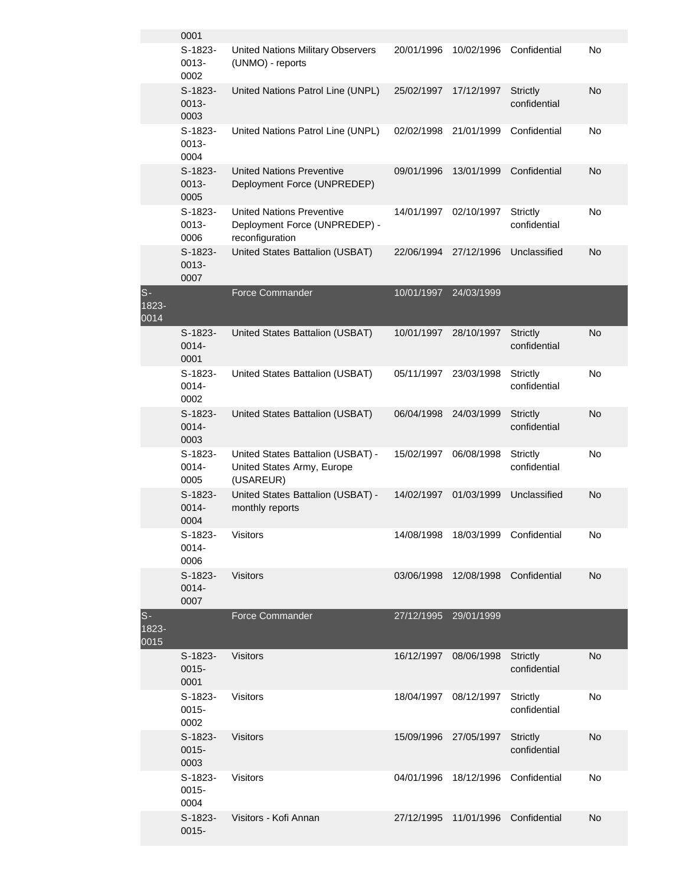| | | | | | | |
|---|---|---|---|---|---|---|
| | 0001 | | | | | |
| | S-1823-0013-0002 | United Nations Military Observers (UNMO) - reports | 20/01/1996 | 10/02/1996 | Confidential | No |
| | S-1823-0013-0003 | United Nations Patrol Line (UNPL) | 25/02/1997 | 17/12/1997 | Strictly confidential | No |
| | S-1823-0013-0004 | United Nations Patrol Line (UNPL) | 02/02/1998 | 21/01/1999 | Confidential | No |
| | S-1823-0013-0005 | United Nations Preventive Deployment Force (UNPREDEP) | 09/01/1996 | 13/01/1999 | Confidential | No |
| | S-1823-0013-0006 | United Nations Preventive Deployment Force (UNPREDEP) - reconfiguration | 14/01/1997 | 02/10/1997 | Strictly confidential | No |
| | S-1823-0013-0007 | United States Battalion (USBAT) | 22/06/1994 | 27/12/1996 | Unclassified | No |
| S-1823-0014 | | Force Commander | 10/01/1997 | 24/03/1999 | | |
| | S-1823-0014-0001 | United States Battalion (USBAT) | 10/01/1997 | 28/10/1997 | Strictly confidential | No |
| | S-1823-0014-0002 | United States Battalion (USBAT) | 05/11/1997 | 23/03/1998 | Strictly confidential | No |
| | S-1823-0014-0003 | United States Battalion (USBAT) | 06/04/1998 | 24/03/1999 | Strictly confidential | No |
| | S-1823-0014-0005 | United States Battalion (USBAT) - United States Army, Europe (USAREUR) | 15/02/1997 | 06/08/1998 | Strictly confidential | No |
| | S-1823-0014-0004 | United States Battalion (USBAT) - monthly reports | 14/02/1997 | 01/03/1999 | Unclassified | No |
| | S-1823-0014-0006 | Visitors | 14/08/1998 | 18/03/1999 | Confidential | No |
| | S-1823-0014-0007 | Visitors | 03/06/1998 | 12/08/1998 | Confidential | No |
| S-1823-0015 | | Force Commander | 27/12/1995 | 29/01/1999 | | |
| | S-1823-0015-0001 | Visitors | 16/12/1997 | 08/06/1998 | Strictly confidential | No |
| | S-1823-0015-0002 | Visitors | 18/04/1997 | 08/12/1997 | Strictly confidential | No |
| | S-1823-0015-0003 | Visitors | 15/09/1996 | 27/05/1997 | Strictly confidential | No |
| | S-1823-0015-0004 | Visitors | 04/01/1996 | 18/12/1996 | Confidential | No |
| | S-1823-0015- | Visitors - Kofi Annan | 27/12/1995 | 11/01/1996 | Confidential | No |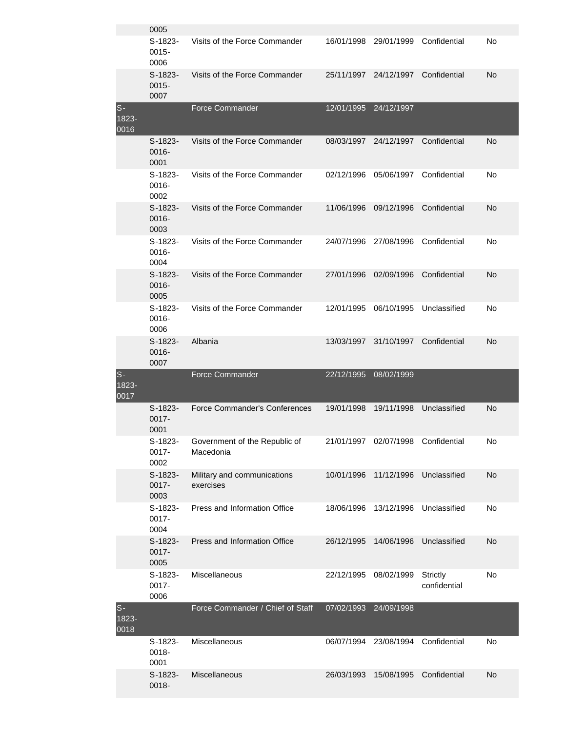| | | | | | | |
|---|---|---|---|---|---|---|
| | 0005 | | | | | |
| | S-1823-0015-0006 | Visits of the Force Commander | 16/01/1998 | 29/01/1999 | Confidential | No |
| | S-1823-0015-0007 | Visits of the Force Commander | 25/11/1997 | 24/12/1997 | Confidential | No |
| S-1823-0016 | | Force Commander | 12/01/1995 | 24/12/1997 | | |
| | S-1823-0016-0001 | Visits of the Force Commander | 08/03/1997 | 24/12/1997 | Confidential | No |
| | S-1823-0016-0002 | Visits of the Force Commander | 02/12/1996 | 05/06/1997 | Confidential | No |
| | S-1823-0016-0003 | Visits of the Force Commander | 11/06/1996 | 09/12/1996 | Confidential | No |
| | S-1823-0016-0004 | Visits of the Force Commander | 24/07/1996 | 27/08/1996 | Confidential | No |
| | S-1823-0016-0005 | Visits of the Force Commander | 27/01/1996 | 02/09/1996 | Confidential | No |
| | S-1823-0016-0006 | Visits of the Force Commander | 12/01/1995 | 06/10/1995 | Unclassified | No |
| | S-1823-0016-0007 | Albania | 13/03/1997 | 31/10/1997 | Confidential | No |
| S-1823-0017 | | Force Commander | 22/12/1995 | 08/02/1999 | | |
| | S-1823-0017-0001 | Force Commander's Conferences | 19/01/1998 | 19/11/1998 | Unclassified | No |
| | S-1823-0017-0002 | Government of the Republic of Macedonia | 21/01/1997 | 02/07/1998 | Confidential | No |
| | S-1823-0017-0003 | Military and communications exercises | 10/01/1996 | 11/12/1996 | Unclassified | No |
| | S-1823-0017-0004 | Press and Information Office | 18/06/1996 | 13/12/1996 | Unclassified | No |
| | S-1823-0017-0005 | Press and Information Office | 26/12/1995 | 14/06/1996 | Unclassified | No |
| | S-1823-0017-0006 | Miscellaneous | 22/12/1995 | 08/02/1999 | Strictly confidential | No |
| S-1823-0018 | | Force Commander / Chief of Staff | 07/02/1993 | 24/09/1998 | | |
| | S-1823-0018-0001 | Miscellaneous | 06/07/1994 | 23/08/1994 | Confidential | No |
| | S-1823-0018- | Miscellaneous | 26/03/1993 | 15/08/1995 | Confidential | No |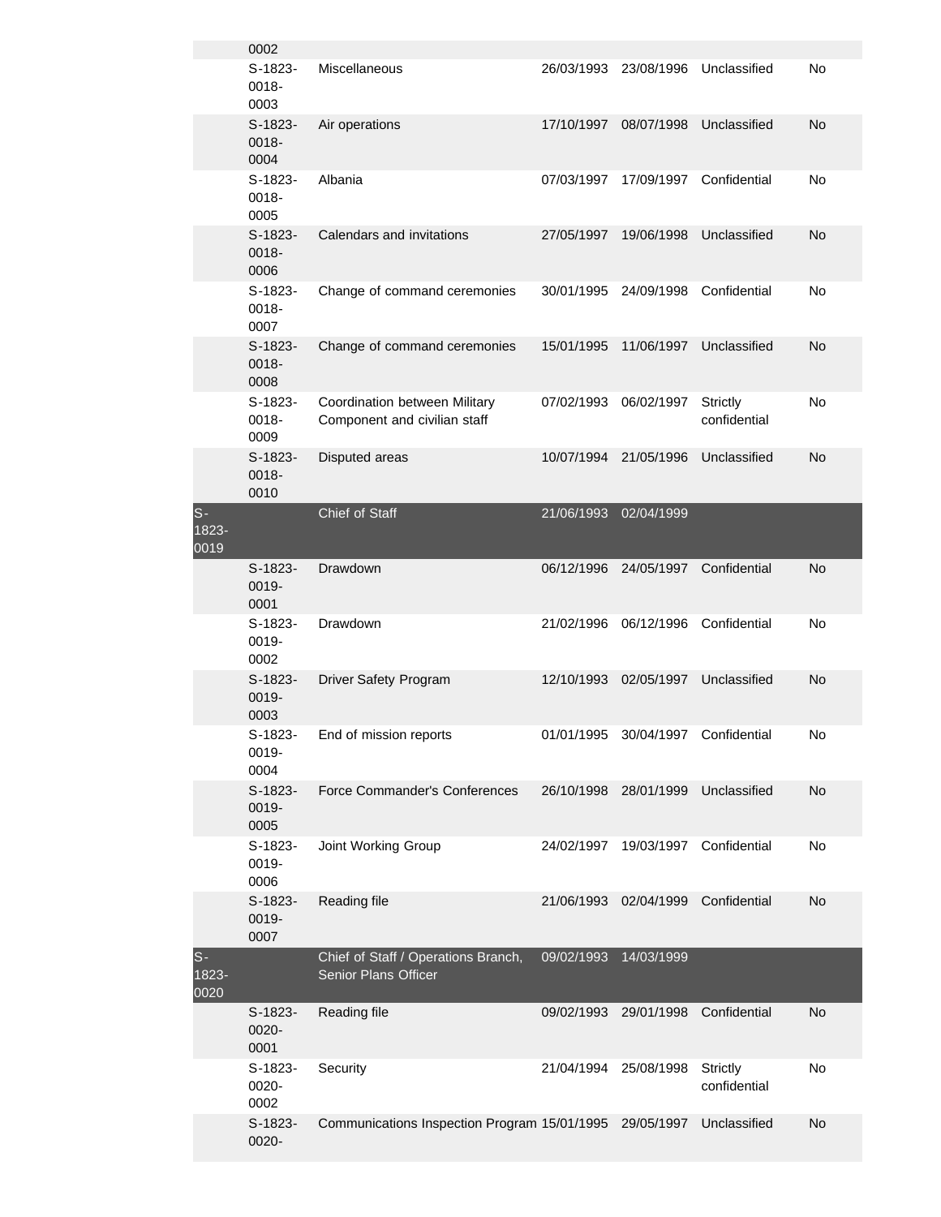| | | | | | | |
|---|---|---|---|---|---|---|
| | 0002 | | | | | |
| | S-1823-0018-0003 | Miscellaneous | 26/03/1993 | 23/08/1996 | Unclassified | No |
| | S-1823-0018-0004 | Air operations | 17/10/1997 | 08/07/1998 | Unclassified | No |
| | S-1823-0018-0005 | Albania | 07/03/1997 | 17/09/1997 | Confidential | No |
| | S-1823-0018-0006 | Calendars and invitations | 27/05/1997 | 19/06/1998 | Unclassified | No |
| | S-1823-0018-0007 | Change of command ceremonies | 30/01/1995 | 24/09/1998 | Confidential | No |
| | S-1823-0018-0008 | Change of command ceremonies | 15/01/1995 | 11/06/1997 | Unclassified | No |
| | S-1823-0018-0009 | Coordination between Military Component and civilian staff | 07/02/1993 | 06/02/1997 | Strictly confidential | No |
| | S-1823-0018-0010 | Disputed areas | 10/07/1994 | 21/05/1996 | Unclassified | No |
| S-1823-0019 | | Chief of Staff | 21/06/1993 | 02/04/1999 | | |
| | S-1823-0019-0001 | Drawdown | 06/12/1996 | 24/05/1997 | Confidential | No |
| | S-1823-0019-0002 | Drawdown | 21/02/1996 | 06/12/1996 | Confidential | No |
| | S-1823-0019-0003 | Driver Safety Program | 12/10/1993 | 02/05/1997 | Unclassified | No |
| | S-1823-0019-0004 | End of mission reports | 01/01/1995 | 30/04/1997 | Confidential | No |
| | S-1823-0019-0005 | Force Commander's Conferences | 26/10/1998 | 28/01/1999 | Unclassified | No |
| | S-1823-0019-0006 | Joint Working Group | 24/02/1997 | 19/03/1997 | Confidential | No |
| | S-1823-0019-0007 | Reading file | 21/06/1993 | 02/04/1999 | Confidential | No |
| S-1823-0020 | | Chief of Staff / Operations Branch, Senior Plans Officer | 09/02/1993 | 14/03/1999 | | |
| | S-1823-0020-0001 | Reading file | 09/02/1993 | 29/01/1998 | Confidential | No |
| | S-1823-0020-0002 | Security | 21/04/1994 | 25/08/1998 | Strictly confidential | No |
| | S-1823-0020- | Communications Inspection Program | 15/01/1995 | 29/05/1997 | Unclassified | No |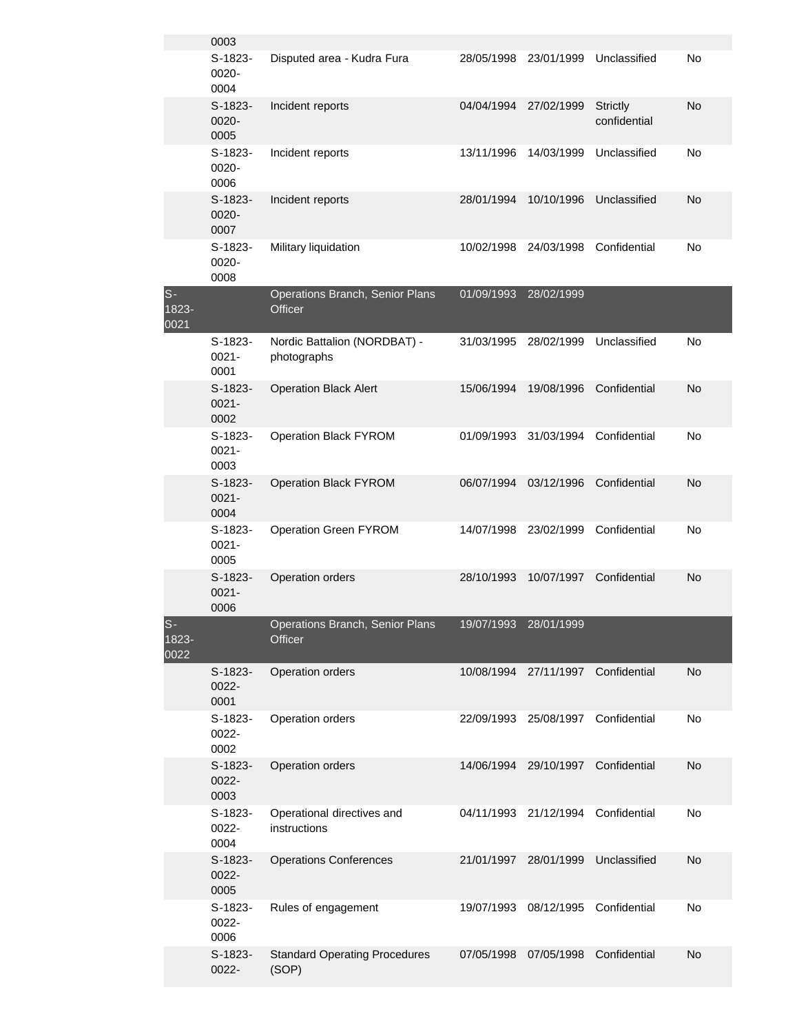| | | | | | | |
|---|---|---|---|---|---|---|
| | 0003 | | | | | |
| | S-1823-0020-0004 | Disputed area - Kudra Fura | 28/05/1998 | 23/01/1999 | Unclassified | No |
| | S-1823-0020-0005 | Incident reports | 04/04/1994 | 27/02/1999 | Strictly confidential | No |
| | S-1823-0020-0006 | Incident reports | 13/11/1996 | 14/03/1999 | Unclassified | No |
| | S-1823-0020-0007 | Incident reports | 28/01/1994 | 10/10/1996 | Unclassified | No |
| | S-1823-0020-0008 | Military liquidation | 10/02/1998 | 24/03/1998 | Confidential | No |
| S-1823-0021 | | Operations Branch, Senior Plans Officer | 01/09/1993 | 28/02/1999 | | |
| | S-1823-0021-0001 | Nordic Battalion (NORDBAT) - photographs | 31/03/1995 | 28/02/1999 | Unclassified | No |
| | S-1823-0021-0002 | Operation Black Alert | 15/06/1994 | 19/08/1996 | Confidential | No |
| | S-1823-0021-0003 | Operation Black FYROM | 01/09/1993 | 31/03/1994 | Confidential | No |
| | S-1823-0021-0004 | Operation Black FYROM | 06/07/1994 | 03/12/1996 | Confidential | No |
| | S-1823-0021-0005 | Operation Green FYROM | 14/07/1998 | 23/02/1999 | Confidential | No |
| | S-1823-0021-0006 | Operation orders | 28/10/1993 | 10/07/1997 | Confidential | No |
| S-1823-0022 | | Operations Branch, Senior Plans Officer | 19/07/1993 | 28/01/1999 | | |
| | S-1823-0022-0001 | Operation orders | 10/08/1994 | 27/11/1997 | Confidential | No |
| | S-1823-0022-0002 | Operation orders | 22/09/1993 | 25/08/1997 | Confidential | No |
| | S-1823-0022-0003 | Operation orders | 14/06/1994 | 29/10/1997 | Confidential | No |
| | S-1823-0022-0004 | Operational directives and instructions | 04/11/1993 | 21/12/1994 | Confidential | No |
| | S-1823-0022-0005 | Operations Conferences | 21/01/1997 | 28/01/1999 | Unclassified | No |
| | S-1823-0022-0006 | Rules of engagement | 19/07/1993 | 08/12/1995 | Confidential | No |
| | S-1823-0022- | Standard Operating Procedures (SOP) | 07/05/1998 | 07/05/1998 | Confidential | No |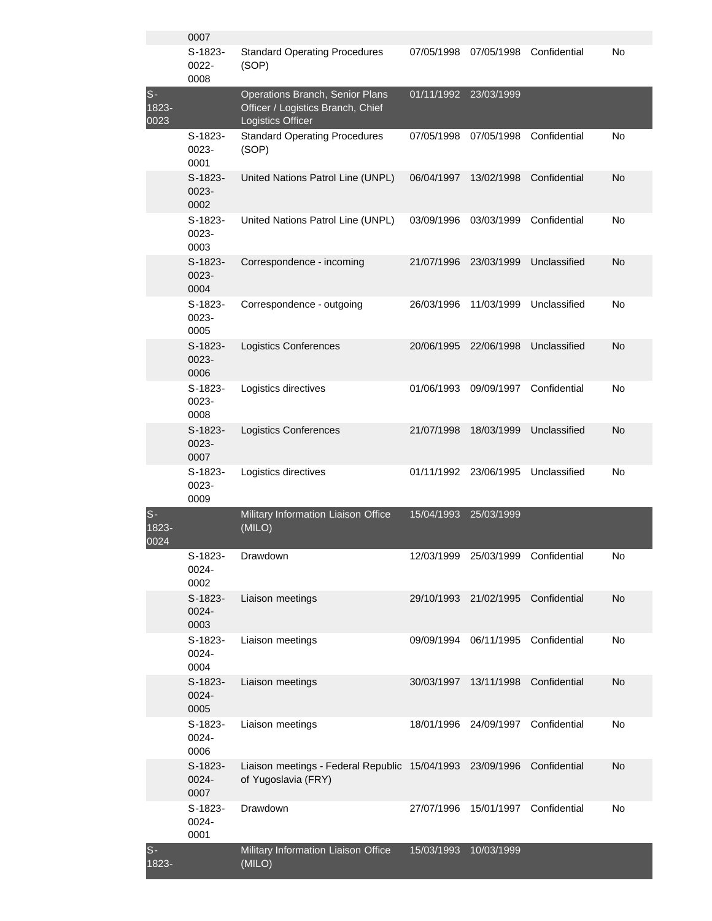| | | | | | | |
|---|---|---|---|---|---|---|
| | 0007 | | | | | |
| | S-1823-0022-0008 | Standard Operating Procedures (SOP) | 07/05/1998 | 07/05/1998 | Confidential | No |
| S-1823-0023 | | Operations Branch, Senior Plans Officer / Logistics Branch, Chief Logistics Officer | 01/11/1992 | 23/03/1999 | | |
| | S-1823-0023-0001 | Standard Operating Procedures (SOP) | 07/05/1998 | 07/05/1998 | Confidential | No |
| | S-1823-0023-0002 | United Nations Patrol Line (UNPL) | 06/04/1997 | 13/02/1998 | Confidential | No |
| | S-1823-0023-0003 | United Nations Patrol Line (UNPL) | 03/09/1996 | 03/03/1999 | Confidential | No |
| | S-1823-0023-0004 | Correspondence - incoming | 21/07/1996 | 23/03/1999 | Unclassified | No |
| | S-1823-0023-0005 | Correspondence - outgoing | 26/03/1996 | 11/03/1999 | Unclassified | No |
| | S-1823-0023-0006 | Logistics Conferences | 20/06/1995 | 22/06/1998 | Unclassified | No |
| | S-1823-0023-0008 | Logistics directives | 01/06/1993 | 09/09/1997 | Confidential | No |
| | S-1823-0023-0007 | Logistics Conferences | 21/07/1998 | 18/03/1999 | Unclassified | No |
| | S-1823-0023-0009 | Logistics directives | 01/11/1992 | 23/06/1995 | Unclassified | No |
| S-1823-0024 | | Military Information Liaison Office (MILO) | 15/04/1993 | 25/03/1999 | | |
| | S-1823-0024-0002 | Drawdown | 12/03/1999 | 25/03/1999 | Confidential | No |
| | S-1823-0024-0003 | Liaison meetings | 29/10/1993 | 21/02/1995 | Confidential | No |
| | S-1823-0024-0004 | Liaison meetings | 09/09/1994 | 06/11/1995 | Confidential | No |
| | S-1823-0024-0005 | Liaison meetings | 30/03/1997 | 13/11/1998 | Confidential | No |
| | S-1823-0024-0006 | Liaison meetings | 18/01/1996 | 24/09/1997 | Confidential | No |
| | S-1823-0024-0007 | Liaison meetings - Federal Republic of Yugoslavia (FRY) | 15/04/1993 | 23/09/1996 | Confidential | No |
| | S-1823-0024-0001 | Drawdown | 27/07/1996 | 15/01/1997 | Confidential | No |
| S-1823- | | Military Information Liaison Office (MILO) | 15/03/1993 | 10/03/1999 | | |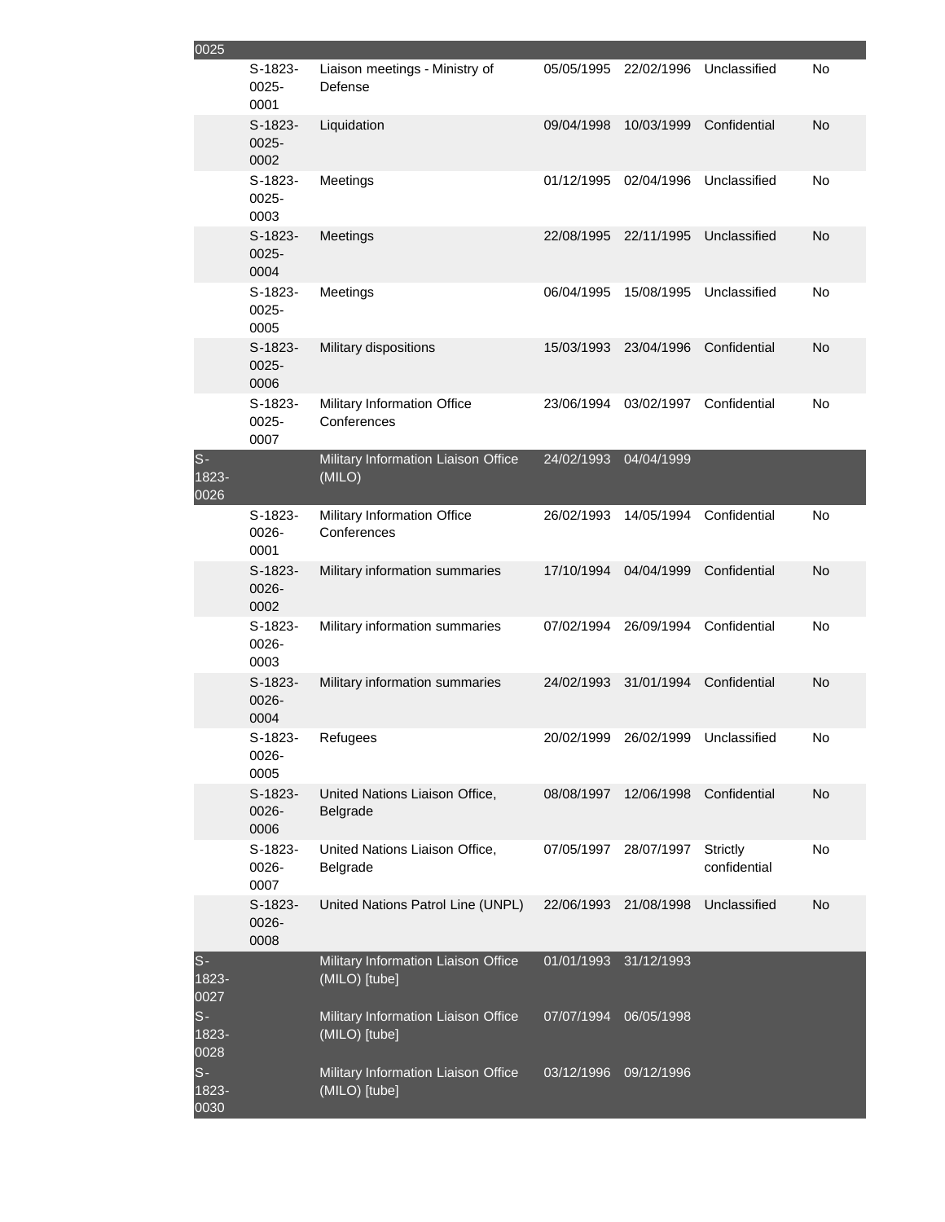| | | | | | | |
|---|---|---|---|---|---|---|
| 0025 | | | | | | |
| | S-1823-0025-0001 | Liaison meetings - Ministry of Defense | 05/05/1995 | 22/02/1996 | Unclassified | No |
| | S-1823-0025-0002 | Liquidation | 09/04/1998 | 10/03/1999 | Confidential | No |
| | S-1823-0025-0003 | Meetings | 01/12/1995 | 02/04/1996 | Unclassified | No |
| | S-1823-0025-0004 | Meetings | 22/08/1995 | 22/11/1995 | Unclassified | No |
| | S-1823-0025-0005 | Meetings | 06/04/1995 | 15/08/1995 | Unclassified | No |
| | S-1823-0025-0006 | Military dispositions | 15/03/1993 | 23/04/1996 | Confidential | No |
| | S-1823-0025-0007 | Military Information Office Conferences | 23/06/1994 | 03/02/1997 | Confidential | No |
| S-1823-0026 | | Military Information Liaison Office (MILO) | 24/02/1993 | 04/04/1999 | | |
| | S-1823-0026-0001 | Military Information Office Conferences | 26/02/1993 | 14/05/1994 | Confidential | No |
| | S-1823-0026-0002 | Military information summaries | 17/10/1994 | 04/04/1999 | Confidential | No |
| | S-1823-0026-0003 | Military information summaries | 07/02/1994 | 26/09/1994 | Confidential | No |
| | S-1823-0026-0004 | Military information summaries | 24/02/1993 | 31/01/1994 | Confidential | No |
| | S-1823-0026-0005 | Refugees | 20/02/1999 | 26/02/1999 | Unclassified | No |
| | S-1823-0026-0006 | United Nations Liaison Office, Belgrade | 08/08/1997 | 12/06/1998 | Confidential | No |
| | S-1823-0026-0007 | United Nations Liaison Office, Belgrade | 07/05/1997 | 28/07/1997 | Strictly confidential | No |
| | S-1823-0026-0008 | United Nations Patrol Line (UNPL) | 22/06/1993 | 21/08/1998 | Unclassified | No |
| S-1823-0027 | | Military Information Liaison Office (MILO) [tube] | 01/01/1993 | 31/12/1993 | | |
| S-1823-0028 | | Military Information Liaison Office (MILO) [tube] | 07/07/1994 | 06/05/1998 | | |
| S-1823-0030 | | Military Information Liaison Office (MILO) [tube] | 03/12/1996 | 09/12/1996 | | |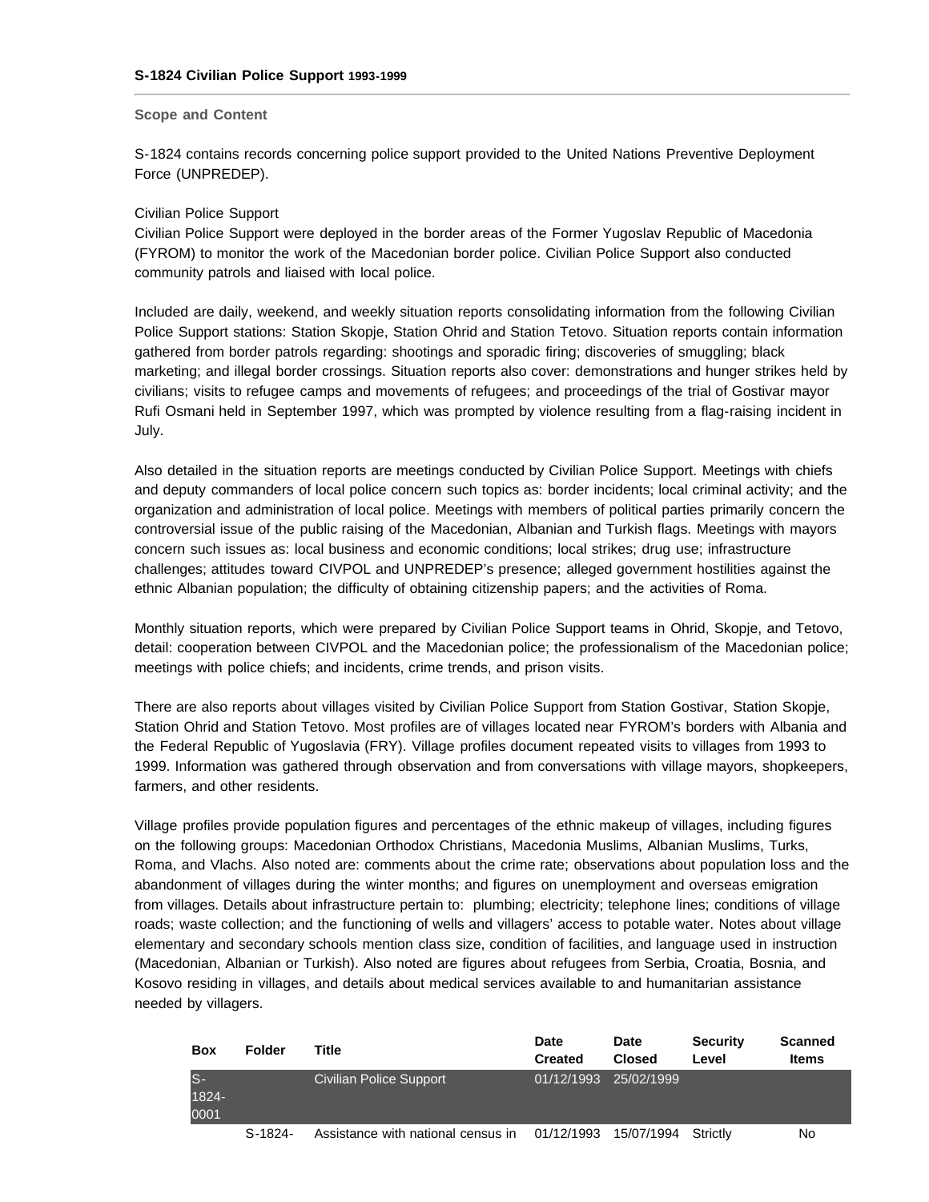### S-1824 Civilian Police Support 1993-1999

**Scope and Content**

S-1824 contains records concerning police support provided to the United Nations Preventive Deployment Force (UNPREDEP).

Civilian Police Support
Civilian Police Support were deployed in the border areas of the Former Yugoslav Republic of Macedonia (FYROM) to monitor the work of the Macedonian border police. Civilian Police Support also conducted community patrols and liaised with local police.

Included are daily, weekend, and weekly situation reports consolidating information from the following Civilian Police Support stations: Station Skopje, Station Ohrid and Station Tetovo. Situation reports contain information gathered from border patrols regarding: shootings and sporadic firing; discoveries of smuggling; black marketing; and illegal border crossings. Situation reports also cover: demonstrations and hunger strikes held by civilians; visits to refugee camps and movements of refugees; and proceedings of the trial of Gostivar mayor Rufi Osmani held in September 1997, which was prompted by violence resulting from a flag-raising incident in July.

Also detailed in the situation reports are meetings conducted by Civilian Police Support. Meetings with chiefs and deputy commanders of local police concern such topics as: border incidents; local criminal activity; and the organization and administration of local police. Meetings with members of political parties primarily concern the controversial issue of the public raising of the Macedonian, Albanian and Turkish flags. Meetings with mayors concern such issues as: local business and economic conditions; local strikes; drug use; infrastructure challenges; attitudes toward CIVPOL and UNPREDEP's presence; alleged government hostilities against the ethnic Albanian population; the difficulty of obtaining citizenship papers; and the activities of Roma.

Monthly situation reports, which were prepared by Civilian Police Support teams in Ohrid, Skopje, and Tetovo, detail: cooperation between CIVPOL and the Macedonian police; the professionalism of the Macedonian police; meetings with police chiefs; and incidents, crime trends, and prison visits.

There are also reports about villages visited by Civilian Police Support from Station Gostivar, Station Skopje, Station Ohrid and Station Tetovo. Most profiles are of villages located near FYROM's borders with Albania and the Federal Republic of Yugoslavia (FRY). Village profiles document repeated visits to villages from 1993 to 1999. Information was gathered through observation and from conversations with village mayors, shopkeepers, farmers, and other residents.

Village profiles provide population figures and percentages of the ethnic makeup of villages, including figures on the following groups: Macedonian Orthodox Christians, Macedonia Muslims, Albanian Muslims, Turks, Roma, and Vlachs. Also noted are: comments about the crime rate; observations about population loss and the abandonment of villages during the winter months; and figures on unemployment and overseas emigration from villages. Details about infrastructure pertain to: plumbing; electricity; telephone lines; conditions of village roads; waste collection; and the functioning of wells and villagers' access to potable water. Notes about village elementary and secondary schools mention class size, condition of facilities, and language used in instruction (Macedonian, Albanian or Turkish). Also noted are figures about refugees from Serbia, Croatia, Bosnia, and Kosovo residing in villages, and details about medical services available to and humanitarian assistance needed by villagers.

| Box | Folder | Title | Date Created | Date Closed | Security Level | Scanned Items |
|---|---|---|---|---|---|---|
| S-1824-0001 | | Civilian Police Support | 01/12/1993 | 25/02/1999 | | |
| | S-1824- | Assistance with national census in | 01/12/1993 | 15/07/1994 | Strictly | No |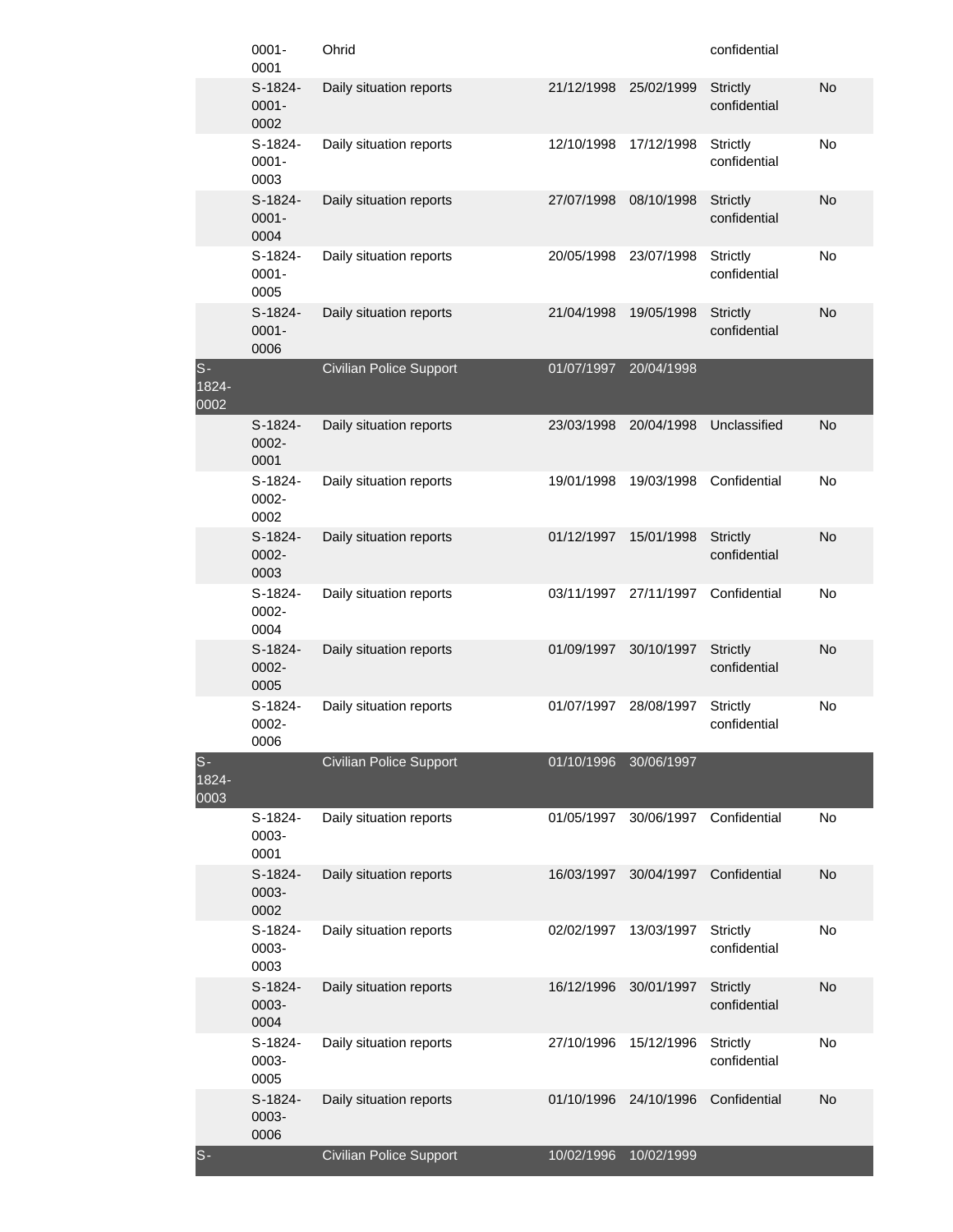| | | | | | | |
|---|---|---|---|---|---|---|
| | 0001-0001 | Ohrid | | | confidential | |
| | S-1824-0001-0002 | Daily situation reports | 21/12/1998 | 25/02/1999 | Strictly confidential | No |
| | S-1824-0001-0003 | Daily situation reports | 12/10/1998 | 17/12/1998 | Strictly confidential | No |
| | S-1824-0001-0004 | Daily situation reports | 27/07/1998 | 08/10/1998 | Strictly confidential | No |
| | S-1824-0001-0005 | Daily situation reports | 20/05/1998 | 23/07/1998 | Strictly confidential | No |
| | S-1824-0001-0006 | Daily situation reports | 21/04/1998 | 19/05/1998 | Strictly confidential | No |
| S-1824-0002 | | Civilian Police Support | 01/07/1997 | 20/04/1998 | | |
| | S-1824-0002-0001 | Daily situation reports | 23/03/1998 | 20/04/1998 | Unclassified | No |
| | S-1824-0002-0002 | Daily situation reports | 19/01/1998 | 19/03/1998 | Confidential | No |
| | S-1824-0002-0003 | Daily situation reports | 01/12/1997 | 15/01/1998 | Strictly confidential | No |
| | S-1824-0002-0004 | Daily situation reports | 03/11/1997 | 27/11/1997 | Confidential | No |
| | S-1824-0002-0005 | Daily situation reports | 01/09/1997 | 30/10/1997 | Strictly confidential | No |
| | S-1824-0002-0006 | Daily situation reports | 01/07/1997 | 28/08/1997 | Strictly confidential | No |
| S-1824-0003 | | Civilian Police Support | 01/10/1996 | 30/06/1997 | | |
| | S-1824-0003-0001 | Daily situation reports | 01/05/1997 | 30/06/1997 | Confidential | No |
| | S-1824-0003-0002 | Daily situation reports | 16/03/1997 | 30/04/1997 | Confidential | No |
| | S-1824-0003-0003 | Daily situation reports | 02/02/1997 | 13/03/1997 | Strictly confidential | No |
| | S-1824-0003-0004 | Daily situation reports | 16/12/1996 | 30/01/1997 | Strictly confidential | No |
| | S-1824-0003-0005 | Daily situation reports | 27/10/1996 | 15/12/1996 | Strictly confidential | No |
| | S-1824-0003-0006 | Daily situation reports | 01/10/1996 | 24/10/1996 | Confidential | No |
| S- | | Civilian Police Support | 10/02/1996 | 10/02/1999 | | |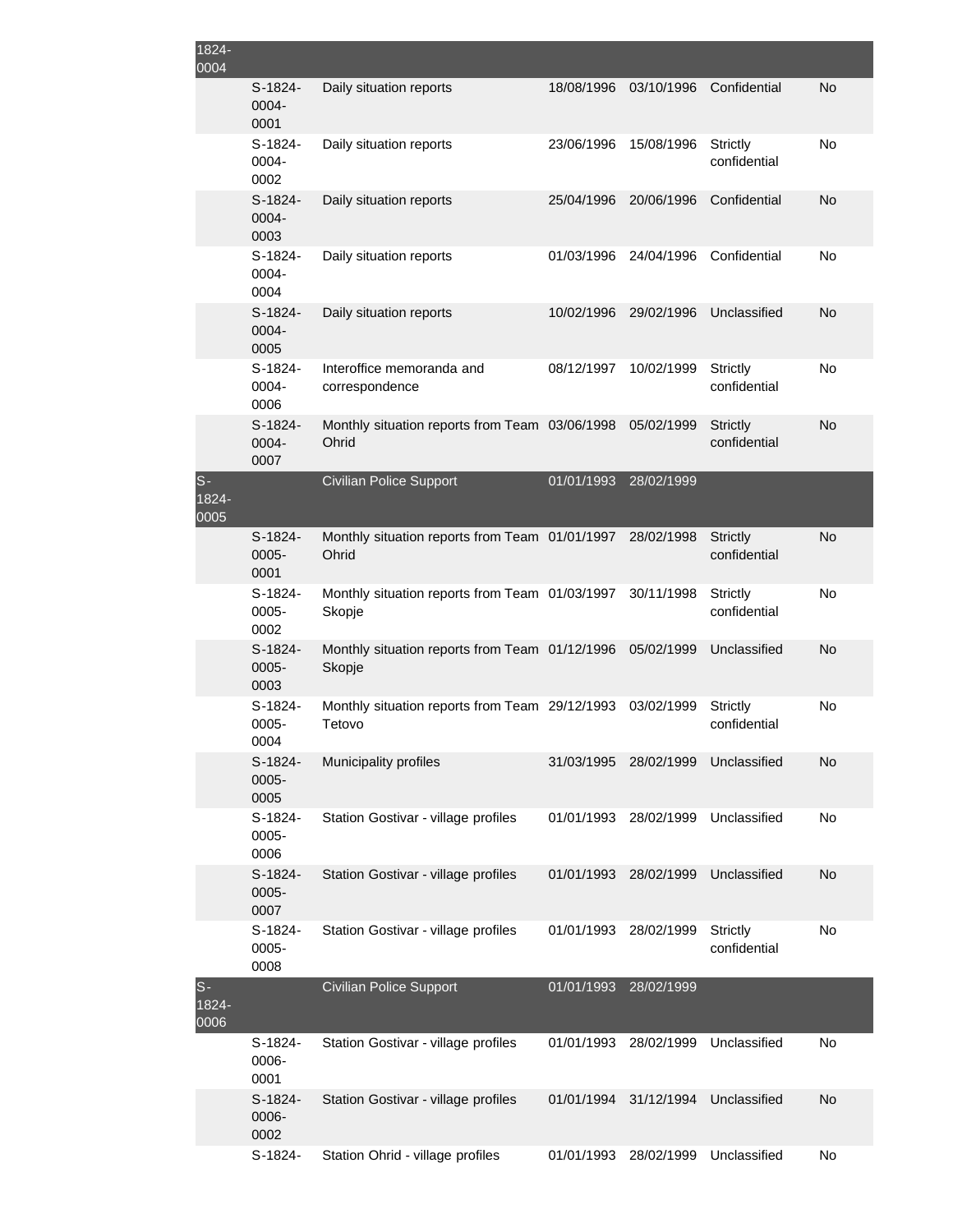| | | | | | | |
|---|---|---|---|---|---|---|
| 1824-0004 | | | | | | |
| | S-1824-0004-0001 | Daily situation reports | 18/08/1996 | 03/10/1996 | Confidential | No |
| | S-1824-0004-0002 | Daily situation reports | 23/06/1996 | 15/08/1996 | Strictly confidential | No |
| | S-1824-0004-0003 | Daily situation reports | 25/04/1996 | 20/06/1996 | Confidential | No |
| | S-1824-0004-0004 | Daily situation reports | 01/03/1996 | 24/04/1996 | Confidential | No |
| | S-1824-0004-0005 | Daily situation reports | 10/02/1996 | 29/02/1996 | Unclassified | No |
| | S-1824-0004-0006 | Interoffice memoranda and correspondence | 08/12/1997 | 10/02/1999 | Strictly confidential | No |
| | S-1824-0004-0007 | Monthly situation reports from Team Ohrid | 03/06/1998 | 05/02/1999 | Strictly confidential | No |
| S-1824-0005 | | Civilian Police Support | 01/01/1993 | 28/02/1999 | | |
| | S-1824-0005-0001 | Monthly situation reports from Team Ohrid | 01/01/1997 | 28/02/1998 | Strictly confidential | No |
| | S-1824-0005-0002 | Monthly situation reports from Team Skopje | 01/03/1997 | 30/11/1998 | Strictly confidential | No |
| | S-1824-0005-0003 | Monthly situation reports from Team Skopje | 01/12/1996 | 05/02/1999 | Unclassified | No |
| | S-1824-0005-0004 | Monthly situation reports from Team Tetovo | 29/12/1993 | 03/02/1999 | Strictly confidential | No |
| | S-1824-0005-0005 | Municipality profiles | 31/03/1995 | 28/02/1999 | Unclassified | No |
| | S-1824-0005-0006 | Station Gostivar - village profiles | 01/01/1993 | 28/02/1999 | Unclassified | No |
| | S-1824-0005-0007 | Station Gostivar - village profiles | 01/01/1993 | 28/02/1999 | Unclassified | No |
| | S-1824-0005-0008 | Station Gostivar - village profiles | 01/01/1993 | 28/02/1999 | Strictly confidential | No |
| S-1824-0006 | | Civilian Police Support | 01/01/1993 | 28/02/1999 | | |
| | S-1824-0006-0001 | Station Gostivar - village profiles | 01/01/1993 | 28/02/1999 | Unclassified | No |
| | S-1824-0006-0002 | Station Gostivar - village profiles | 01/01/1994 | 31/12/1994 | Unclassified | No |
| | S-1824- | Station Ohrid - village profiles | 01/01/1993 | 28/02/1999 | Unclassified | No |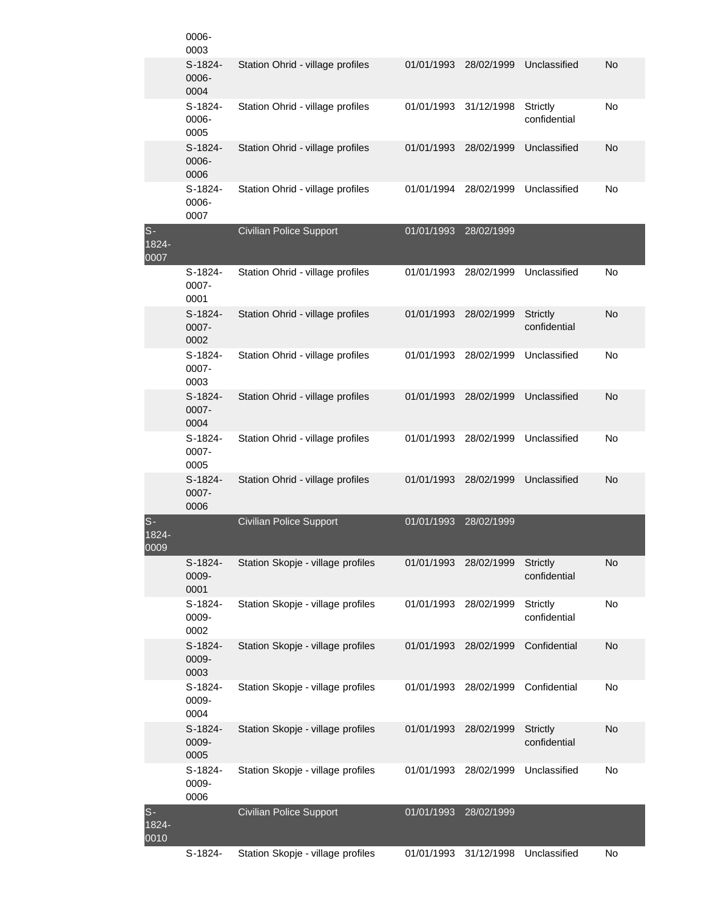| | | | | | | |
|---|---|---|---|---|---|---|
| | 0006-0003 | | | | | |
| | S-1824-0006-0004 | Station Ohrid - village profiles | 01/01/1993 | 28/02/1999 | Unclassified | No |
| | S-1824-0006-0005 | Station Ohrid - village profiles | 01/01/1993 | 31/12/1998 | Strictly confidential | No |
| | S-1824-0006-0006 | Station Ohrid - village profiles | 01/01/1993 | 28/02/1999 | Unclassified | No |
| | S-1824-0006-0007 | Station Ohrid - village profiles | 01/01/1994 | 28/02/1999 | Unclassified | No |
| S-1824-0007 | | Civilian Police Support | 01/01/1993 | 28/02/1999 | | |
| | S-1824-0007-0001 | Station Ohrid - village profiles | 01/01/1993 | 28/02/1999 | Unclassified | No |
| | S-1824-0007-0002 | Station Ohrid - village profiles | 01/01/1993 | 28/02/1999 | Strictly confidential | No |
| | S-1824-0007-0003 | Station Ohrid - village profiles | 01/01/1993 | 28/02/1999 | Unclassified | No |
| | S-1824-0007-0004 | Station Ohrid - village profiles | 01/01/1993 | 28/02/1999 | Unclassified | No |
| | S-1824-0007-0005 | Station Ohrid - village profiles | 01/01/1993 | 28/02/1999 | Unclassified | No |
| | S-1824-0007-0006 | Station Ohrid - village profiles | 01/01/1993 | 28/02/1999 | Unclassified | No |
| S-1824-0009 | | Civilian Police Support | 01/01/1993 | 28/02/1999 | | |
| | S-1824-0009-0001 | Station Skopje - village profiles | 01/01/1993 | 28/02/1999 | Strictly confidential | No |
| | S-1824-0009-0002 | Station Skopje - village profiles | 01/01/1993 | 28/02/1999 | Strictly confidential | No |
| | S-1824-0009-0003 | Station Skopje - village profiles | 01/01/1993 | 28/02/1999 | Confidential | No |
| | S-1824-0009-0004 | Station Skopje - village profiles | 01/01/1993 | 28/02/1999 | Confidential | No |
| | S-1824-0009-0005 | Station Skopje - village profiles | 01/01/1993 | 28/02/1999 | Strictly confidential | No |
| | S-1824-0009-0006 | Station Skopje - village profiles | 01/01/1993 | 28/02/1999 | Unclassified | No |
| S-1824-0010 | | Civilian Police Support | 01/01/1993 | 28/02/1999 | | |
| | S-1824- | Station Skopje - village profiles | 01/01/1993 | 31/12/1998 | Unclassified | No |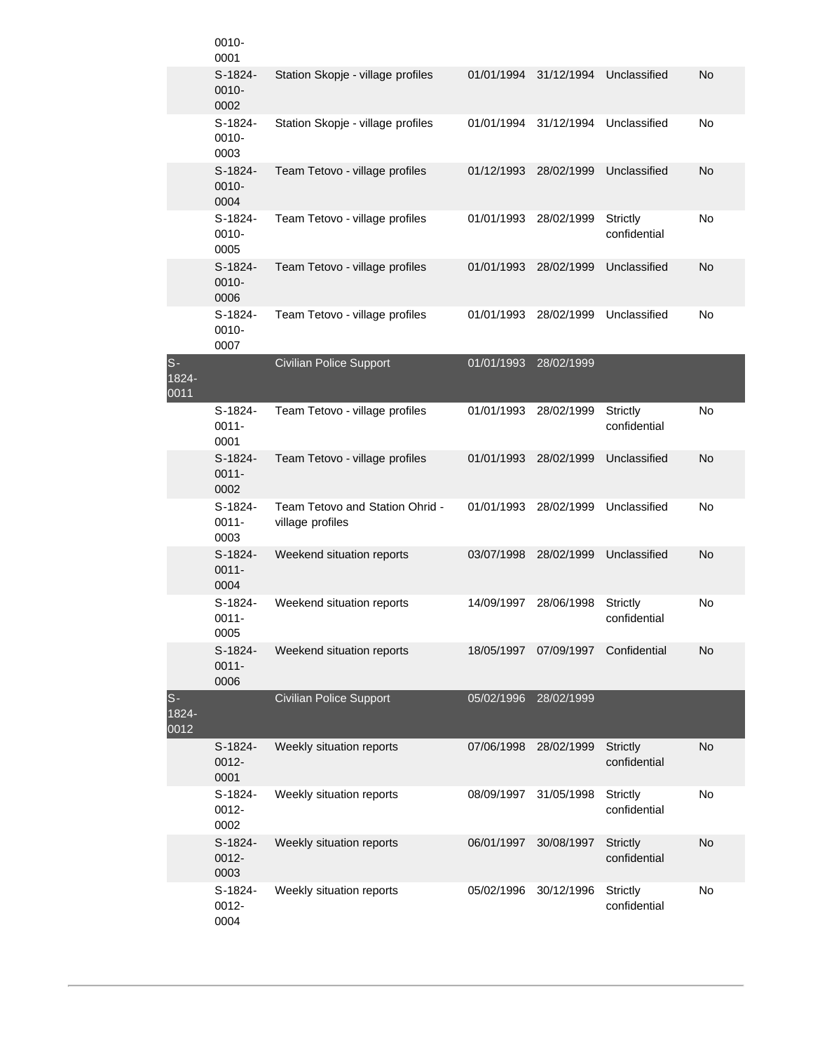| | | | | | | |
|---|---|---|---|---|---|---|
| | 0010-0001 | | | | | |
| | S-1824-0010-0002 | Station Skopje - village profiles | 01/01/1994 | 31/12/1994 | Unclassified | No |
| | S-1824-0010-0003 | Station Skopje - village profiles | 01/01/1994 | 31/12/1994 | Unclassified | No |
| | S-1824-0010-0004 | Team Tetovo - village profiles | 01/12/1993 | 28/02/1999 | Unclassified | No |
| | S-1824-0010-0005 | Team Tetovo - village profiles | 01/01/1993 | 28/02/1999 | Strictly confidential | No |
| | S-1824-0010-0006 | Team Tetovo - village profiles | 01/01/1993 | 28/02/1999 | Unclassified | No |
| | S-1824-0010-0007 | Team Tetovo - village profiles | 01/01/1993 | 28/02/1999 | Unclassified | No |
| S-1824-0011 | | Civilian Police Support | 01/01/1993 | 28/02/1999 | | |
| | S-1824-0011-0001 | Team Tetovo - village profiles | 01/01/1993 | 28/02/1999 | Strictly confidential | No |
| | S-1824-0011-0002 | Team Tetovo - village profiles | 01/01/1993 | 28/02/1999 | Unclassified | No |
| | S-1824-0011-0003 | Team Tetovo and Station Ohrid - village profiles | 01/01/1993 | 28/02/1999 | Unclassified | No |
| | S-1824-0011-0004 | Weekend situation reports | 03/07/1998 | 28/02/1999 | Unclassified | No |
| | S-1824-0011-0005 | Weekend situation reports | 14/09/1997 | 28/06/1998 | Strictly confidential | No |
| | S-1824-0011-0006 | Weekend situation reports | 18/05/1997 | 07/09/1997 | Confidential | No |
| S-1824-0012 | | Civilian Police Support | 05/02/1996 | 28/02/1999 | | |
| | S-1824-0012-0001 | Weekly situation reports | 07/06/1998 | 28/02/1999 | Strictly confidential | No |
| | S-1824-0012-0002 | Weekly situation reports | 08/09/1997 | 31/05/1998 | Strictly confidential | No |
| | S-1824-0012-0003 | Weekly situation reports | 06/01/1997 | 30/08/1997 | Strictly confidential | No |
| | S-1824-0012-0004 | Weekly situation reports | 05/02/1996 | 30/12/1996 | Strictly confidential | No |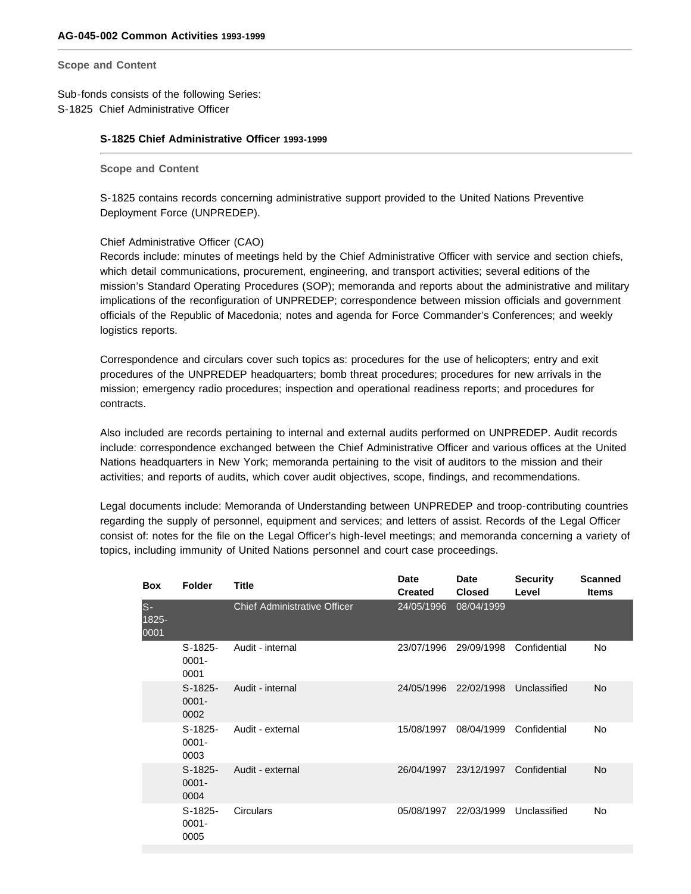**AG-045-002 Common Activities 1993-1999**

**Scope and Content**

Sub-fonds consists of the following Series:
S-1825 Chief Administrative Officer

### S-1825 Chief Administrative Officer 1993-1999

**Scope and Content**

S-1825 contains records concerning administrative support provided to the United Nations Preventive Deployment Force (UNPREDEP).

Chief Administrative Officer (CAO)
Records include: minutes of meetings held by the Chief Administrative Officer with service and section chiefs, which detail communications, procurement, engineering, and transport activities; several editions of the mission's Standard Operating Procedures (SOP); memoranda and reports about the administrative and military implications of the reconfiguration of UNPREDEP; correspondence between mission officials and government officials of the Republic of Macedonia; notes and agenda for Force Commander's Conferences; and weekly logistics reports.

Correspondence and circulars cover such topics as: procedures for the use of helicopters; entry and exit procedures of the UNPREDEP headquarters; bomb threat procedures; procedures for new arrivals in the mission; emergency radio procedures; inspection and operational readiness reports; and procedures for contracts.

Also included are records pertaining to internal and external audits performed on UNPREDEP. Audit records include: correspondence exchanged between the Chief Administrative Officer and various offices at the United Nations headquarters in New York; memoranda pertaining to the visit of auditors to the mission and their activities; and reports of audits, which cover audit objectives, scope, findings, and recommendations.

Legal documents include: Memoranda of Understanding between UNPREDEP and troop-contributing countries regarding the supply of personnel, equipment and services; and letters of assist. Records of the Legal Officer consist of: notes for the file on the Legal Officer's high-level meetings; and memoranda concerning a variety of topics, including immunity of United Nations personnel and court case proceedings.

| Box | Folder | Title | Date Created | Date Closed | Security Level | Scanned Items |
|---|---|---|---|---|---|---|
| S-1825-0001 | | Chief Administrative Officer | 24/05/1996 | 08/04/1999 | | |
| | S-1825-0001-0001 | Audit - internal | 23/07/1996 | 29/09/1998 | Confidential | No |
| | S-1825-0001-0002 | Audit - internal | 24/05/1996 | 22/02/1998 | Unclassified | No |
| | S-1825-0001-0003 | Audit - external | 15/08/1997 | 08/04/1999 | Confidential | No |
| | S-1825-0001-0004 | Audit - external | 26/04/1997 | 23/12/1997 | Confidential | No |
| | S-1825-0001-0005 | Circulars | 05/08/1997 | 22/03/1999 | Unclassified | No |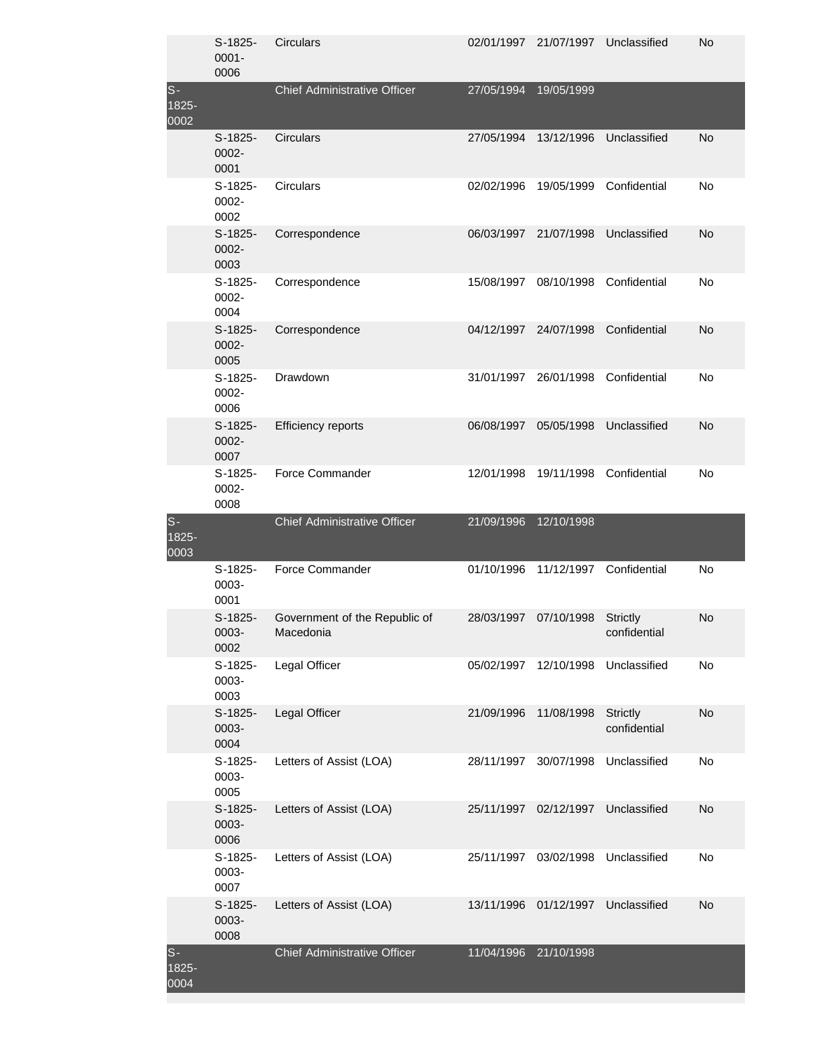| | | | | | | |
|---|---|---|---|---|---|---|
| | S-1825-0001-0006 | Circulars | 02/01/1997 | 21/07/1997 | Unclassified | No |
| S-1825-0002 | | Chief Administrative Officer | 27/05/1994 | 19/05/1999 | | |
| | S-1825-0002-0001 | Circulars | 27/05/1994 | 13/12/1996 | Unclassified | No |
| | S-1825-0002-0002 | Circulars | 02/02/1996 | 19/05/1999 | Confidential | No |
| | S-1825-0002-0003 | Correspondence | 06/03/1997 | 21/07/1998 | Unclassified | No |
| | S-1825-0002-0004 | Correspondence | 15/08/1997 | 08/10/1998 | Confidential | No |
| | S-1825-0002-0005 | Correspondence | 04/12/1997 | 24/07/1998 | Confidential | No |
| | S-1825-0002-0006 | Drawdown | 31/01/1997 | 26/01/1998 | Confidential | No |
| | S-1825-0002-0007 | Efficiency reports | 06/08/1997 | 05/05/1998 | Unclassified | No |
| | S-1825-0002-0008 | Force Commander | 12/01/1998 | 19/11/1998 | Confidential | No |
| S-1825-0003 | | Chief Administrative Officer | 21/09/1996 | 12/10/1998 | | |
| | S-1825-0003-0001 | Force Commander | 01/10/1996 | 11/12/1997 | Confidential | No |
| | S-1825-0003-0002 | Government of the Republic of Macedonia | 28/03/1997 | 07/10/1998 | Strictly confidential | No |
| | S-1825-0003-0003 | Legal Officer | 05/02/1997 | 12/10/1998 | Unclassified | No |
| | S-1825-0003-0004 | Legal Officer | 21/09/1996 | 11/08/1998 | Strictly confidential | No |
| | S-1825-0003-0005 | Letters of Assist (LOA) | 28/11/1997 | 30/07/1998 | Unclassified | No |
| | S-1825-0003-0006 | Letters of Assist (LOA) | 25/11/1997 | 02/12/1997 | Unclassified | No |
| | S-1825-0003-0007 | Letters of Assist (LOA) | 25/11/1997 | 03/02/1998 | Unclassified | No |
| | S-1825-0003-0008 | Letters of Assist (LOA) | 13/11/1996 | 01/12/1997 | Unclassified | No |
| S-1825-0004 | | Chief Administrative Officer | 11/04/1996 | 21/10/1998 | | |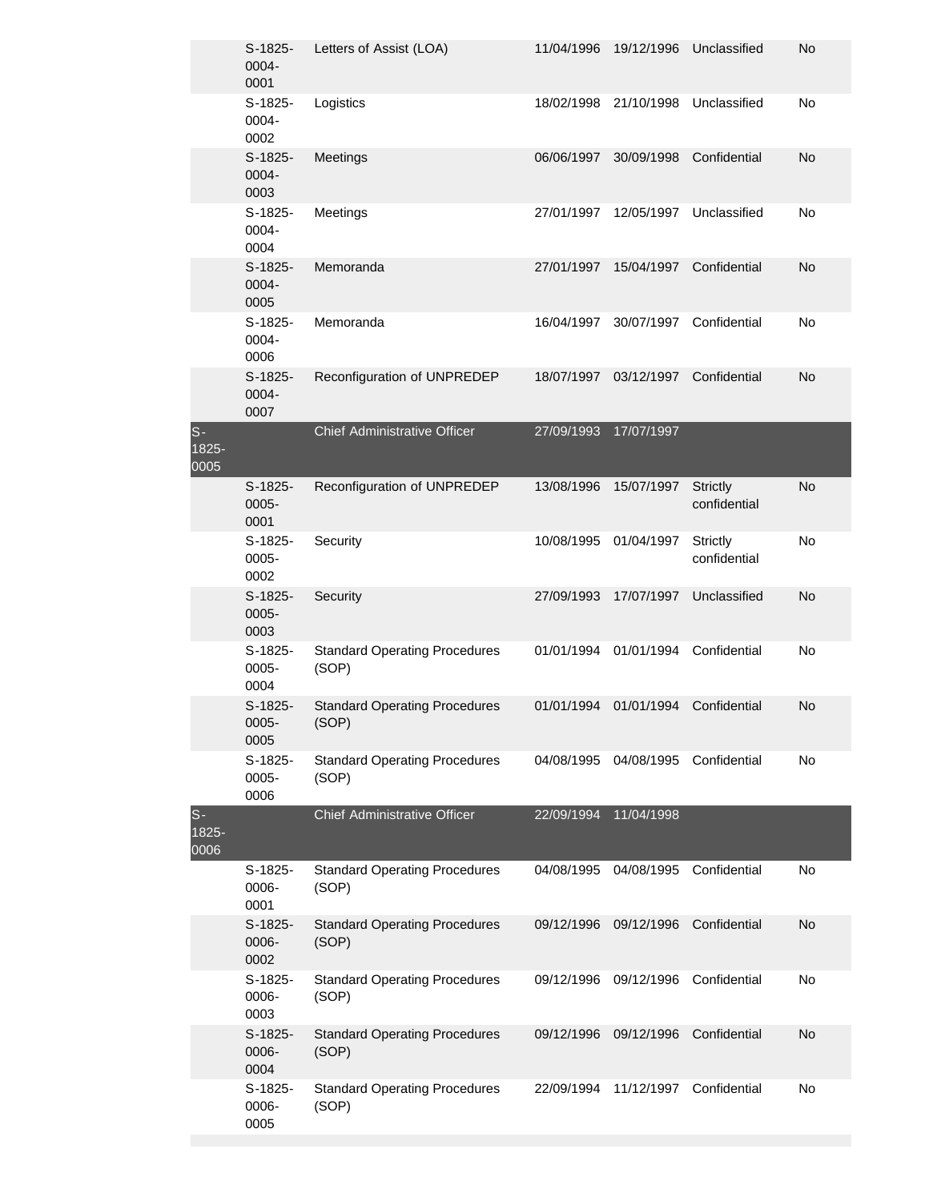| | | | | | | |
|---|---|---|---|---|---|---|
| | S-1825-0004-0001 | Letters of Assist (LOA) | 11/04/1996 | 19/12/1996 | Unclassified | No |
| | S-1825-0004-0002 | Logistics | 18/02/1998 | 21/10/1998 | Unclassified | No |
| | S-1825-0004-0003 | Meetings | 06/06/1997 | 30/09/1998 | Confidential | No |
| | S-1825-0004-0004 | Meetings | 27/01/1997 | 12/05/1997 | Unclassified | No |
| | S-1825-0004-0005 | Memoranda | 27/01/1997 | 15/04/1997 | Confidential | No |
| | S-1825-0004-0006 | Memoranda | 16/04/1997 | 30/07/1997 | Confidential | No |
| | S-1825-0004-0007 | Reconfiguration of UNPREDEP | 18/07/1997 | 03/12/1997 | Confidential | No |
| S-1825-0005 | | Chief Administrative Officer | 27/09/1993 | 17/07/1997 | | |
| | S-1825-0005-0001 | Reconfiguration of UNPREDEP | 13/08/1996 | 15/07/1997 | Strictly confidential | No |
| | S-1825-0005-0002 | Security | 10/08/1995 | 01/04/1997 | Strictly confidential | No |
| | S-1825-0005-0003 | Security | 27/09/1993 | 17/07/1997 | Unclassified | No |
| | S-1825-0005-0004 | Standard Operating Procedures (SOP) | 01/01/1994 | 01/01/1994 | Confidential | No |
| | S-1825-0005-0005 | Standard Operating Procedures (SOP) | 01/01/1994 | 01/01/1994 | Confidential | No |
| | S-1825-0005-0006 | Standard Operating Procedures (SOP) | 04/08/1995 | 04/08/1995 | Confidential | No |
| S-1825-0006 | | Chief Administrative Officer | 22/09/1994 | 11/04/1998 | | |
| | S-1825-0006-0001 | Standard Operating Procedures (SOP) | 04/08/1995 | 04/08/1995 | Confidential | No |
| | S-1825-0006-0002 | Standard Operating Procedures (SOP) | 09/12/1996 | 09/12/1996 | Confidential | No |
| | S-1825-0006-0003 | Standard Operating Procedures (SOP) | 09/12/1996 | 09/12/1996 | Confidential | No |
| | S-1825-0006-0004 | Standard Operating Procedures (SOP) | 09/12/1996 | 09/12/1996 | Confidential | No |
| | S-1825-0006-0005 | Standard Operating Procedures (SOP) | 22/09/1994 | 11/12/1997 | Confidential | No |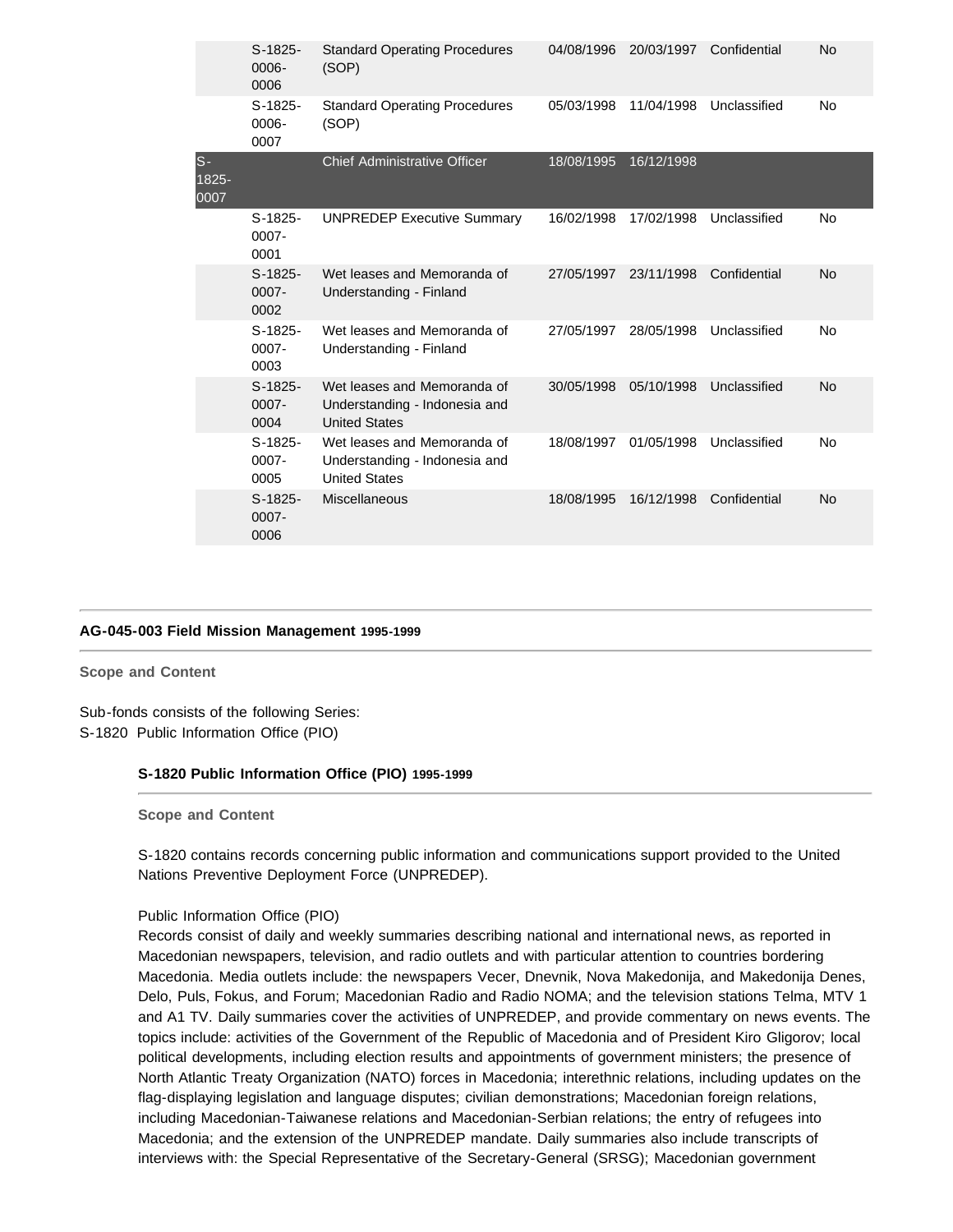| | | | | | | |
|---|---|---|---|---|---|---|
| | S-1825-0006-0006 | Standard Operating Procedures (SOP) | 04/08/1996 | 20/03/1997 | Confidential | No |
| | S-1825-0006-0007 | Standard Operating Procedures (SOP) | 05/03/1998 | 11/04/1998 | Unclassified | No |
| S-1825-0007 | | Chief Administrative Officer | 18/08/1995 | 16/12/1998 | | |
| | S-1825-0007-0001 | UNPREDEP Executive Summary | 16/02/1998 | 17/02/1998 | Unclassified | No |
| | S-1825-0007-0002 | Wet leases and Memoranda of Understanding - Finland | 27/05/1997 | 23/11/1998 | Confidential | No |
| | S-1825-0007-0003 | Wet leases and Memoranda of Understanding - Finland | 27/05/1997 | 28/05/1998 | Unclassified | No |
| | S-1825-0007-0004 | Wet leases and Memoranda of Understanding - Indonesia and United States | 30/05/1998 | 05/10/1998 | Unclassified | No |
| | S-1825-0007-0005 | Wet leases and Memoranda of Understanding - Indonesia and United States | 18/08/1997 | 01/05/1998 | Unclassified | No |
| | S-1825-0007-0006 | Miscellaneous | 18/08/1995 | 16/12/1998 | Confidential | No |

## AG-045-003 Field Mission Management 1995-1999

**Scope and Content**

Sub-fonds consists of the following Series:
S-1820 Public Information Office (PIO)

### S-1820 Public Information Office (PIO) 1995-1999

**Scope and Content**

S-1820 contains records concerning public information and communications support provided to the United Nations Preventive Deployment Force (UNPREDEP).

Public Information Office (PIO)
Records consist of daily and weekly summaries describing national and international news, as reported in Macedonian newspapers, television, and radio outlets and with particular attention to countries bordering Macedonia. Media outlets include: the newspapers Vecer, Dnevnik, Nova Makedonija, and Makedonija Denes, Delo, Puls, Fokus, and Forum; Macedonian Radio and Radio NOMA; and the television stations Telma, MTV 1 and A1 TV. Daily summaries cover the activities of UNPREDEP, and provide commentary on news events. The topics include: activities of the Government of the Republic of Macedonia and of President Kiro Gligorov; local political developments, including election results and appointments of government ministers; the presence of North Atlantic Treaty Organization (NATO) forces in Macedonia; interethnic relations, including updates on the flag-displaying legislation and language disputes; civilian demonstrations; Macedonian foreign relations, including Macedonian-Taiwanese relations and Macedonian-Serbian relations; the entry of refugees into Macedonia; and the extension of the UNPREDEP mandate. Daily summaries also include transcripts of interviews with: the Special Representative of the Secretary-General (SRSG); Macedonian government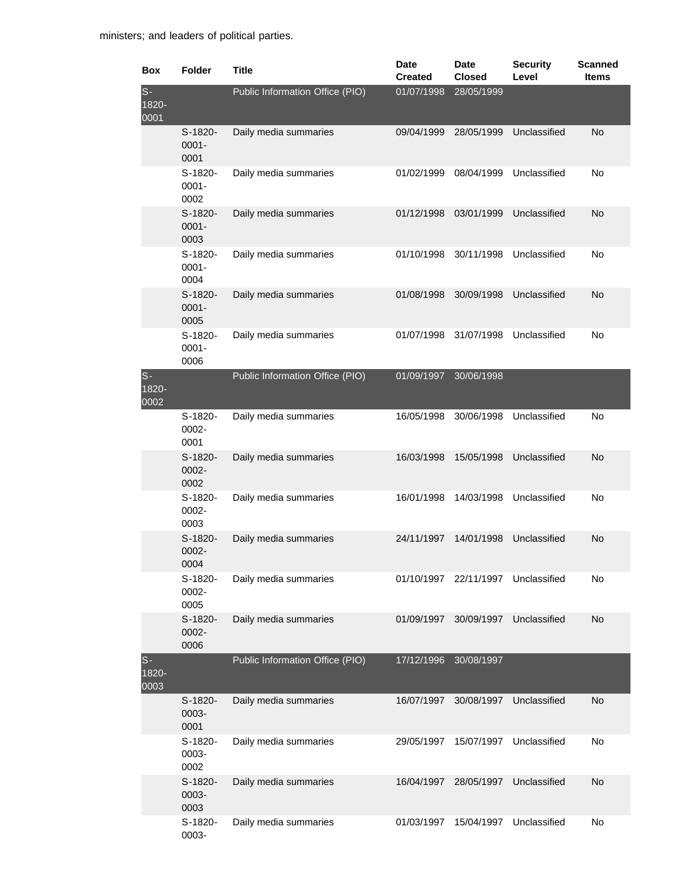ministers; and leaders of political parties.

| Box | Folder | Title | Date Created | Date Closed | Security Level | Scanned Items |
|---|---|---|---|---|---|---|
| S-1820-0001 | | Public Information Office (PIO) | 01/07/1998 | 28/05/1999 | | |
| | S-1820-0001-0001 | Daily media summaries | 09/04/1999 | 28/05/1999 | Unclassified | No |
| | S-1820-0001-0002 | Daily media summaries | 01/02/1999 | 08/04/1999 | Unclassified | No |
| | S-1820-0001-0003 | Daily media summaries | 01/12/1998 | 03/01/1999 | Unclassified | No |
| | S-1820-0001-0004 | Daily media summaries | 01/10/1998 | 30/11/1998 | Unclassified | No |
| | S-1820-0001-0005 | Daily media summaries | 01/08/1998 | 30/09/1998 | Unclassified | No |
| | S-1820-0001-0006 | Daily media summaries | 01/07/1998 | 31/07/1998 | Unclassified | No |
| S-1820-0002 | | Public Information Office (PIO) | 01/09/1997 | 30/06/1998 | | |
| | S-1820-0002-0001 | Daily media summaries | 16/05/1998 | 30/06/1998 | Unclassified | No |
| | S-1820-0002-0002 | Daily media summaries | 16/03/1998 | 15/05/1998 | Unclassified | No |
| | S-1820-0002-0003 | Daily media summaries | 16/01/1998 | 14/03/1998 | Unclassified | No |
| | S-1820-0002-0004 | Daily media summaries | 24/11/1997 | 14/01/1998 | Unclassified | No |
| | S-1820-0002-0005 | Daily media summaries | 01/10/1997 | 22/11/1997 | Unclassified | No |
| | S-1820-0002-0006 | Daily media summaries | 01/09/1997 | 30/09/1997 | Unclassified | No |
| S-1820-0003 | | Public Information Office (PIO) | 17/12/1996 | 30/08/1997 | | |
| | S-1820-0003-0001 | Daily media summaries | 16/07/1997 | 30/08/1997 | Unclassified | No |
| | S-1820-0003-0002 | Daily media summaries | 29/05/1997 | 15/07/1997 | Unclassified | No |
| | S-1820-0003-0003 | Daily media summaries | 16/04/1997 | 28/05/1997 | Unclassified | No |
| | S-1820-0003- | Daily media summaries | 01/03/1997 | 15/04/1997 | Unclassified | No |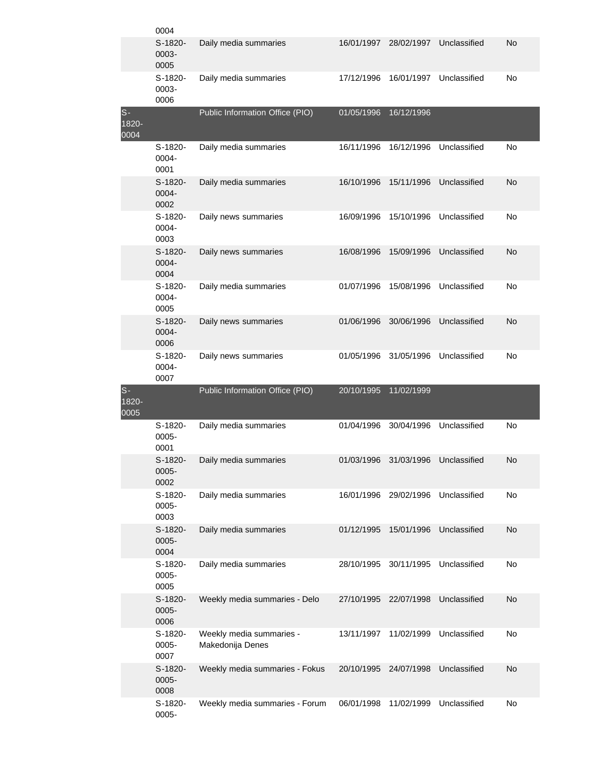| | | | | | | |
|---|---|---|---|---|---|---|
| | 0004 | | | | | |
| | S-1820-0003-0005 | Daily media summaries | 16/01/1997 | 28/02/1997 | Unclassified | No |
| | S-1820-0003-0006 | Daily media summaries | 17/12/1996 | 16/01/1997 | Unclassified | No |
| S-1820-0004 | | Public Information Office (PIO) | 01/05/1996 | 16/12/1996 | | |
| | S-1820-0004-0001 | Daily media summaries | 16/11/1996 | 16/12/1996 | Unclassified | No |
| | S-1820-0004-0002 | Daily media summaries | 16/10/1996 | 15/11/1996 | Unclassified | No |
| | S-1820-0004-0003 | Daily news summaries | 16/09/1996 | 15/10/1996 | Unclassified | No |
| | S-1820-0004-0004 | Daily news summaries | 16/08/1996 | 15/09/1996 | Unclassified | No |
| | S-1820-0004-0005 | Daily media summaries | 01/07/1996 | 15/08/1996 | Unclassified | No |
| | S-1820-0004-0006 | Daily news summaries | 01/06/1996 | 30/06/1996 | Unclassified | No |
| | S-1820-0004-0007 | Daily news summaries | 01/05/1996 | 31/05/1996 | Unclassified | No |
| S-1820-0005 | | Public Information Office (PIO) | 20/10/1995 | 11/02/1999 | | |
| | S-1820-0005-0001 | Daily media summaries | 01/04/1996 | 30/04/1996 | Unclassified | No |
| | S-1820-0005-0002 | Daily media summaries | 01/03/1996 | 31/03/1996 | Unclassified | No |
| | S-1820-0005-0003 | Daily media summaries | 16/01/1996 | 29/02/1996 | Unclassified | No |
| | S-1820-0005-0004 | Daily media summaries | 01/12/1995 | 15/01/1996 | Unclassified | No |
| | S-1820-0005-0005 | Daily media summaries | 28/10/1995 | 30/11/1995 | Unclassified | No |
| | S-1820-0005-0006 | Weekly media summaries - Delo | 27/10/1995 | 22/07/1998 | Unclassified | No |
| | S-1820-0005-0007 | Weekly media summaries - Makedonija Denes | 13/11/1997 | 11/02/1999 | Unclassified | No |
| | S-1820-0005-0008 | Weekly media summaries - Fokus | 20/10/1995 | 24/07/1998 | Unclassified | No |
| | S-1820-0005- | Weekly media summaries - Forum | 06/01/1998 | 11/02/1999 | Unclassified | No |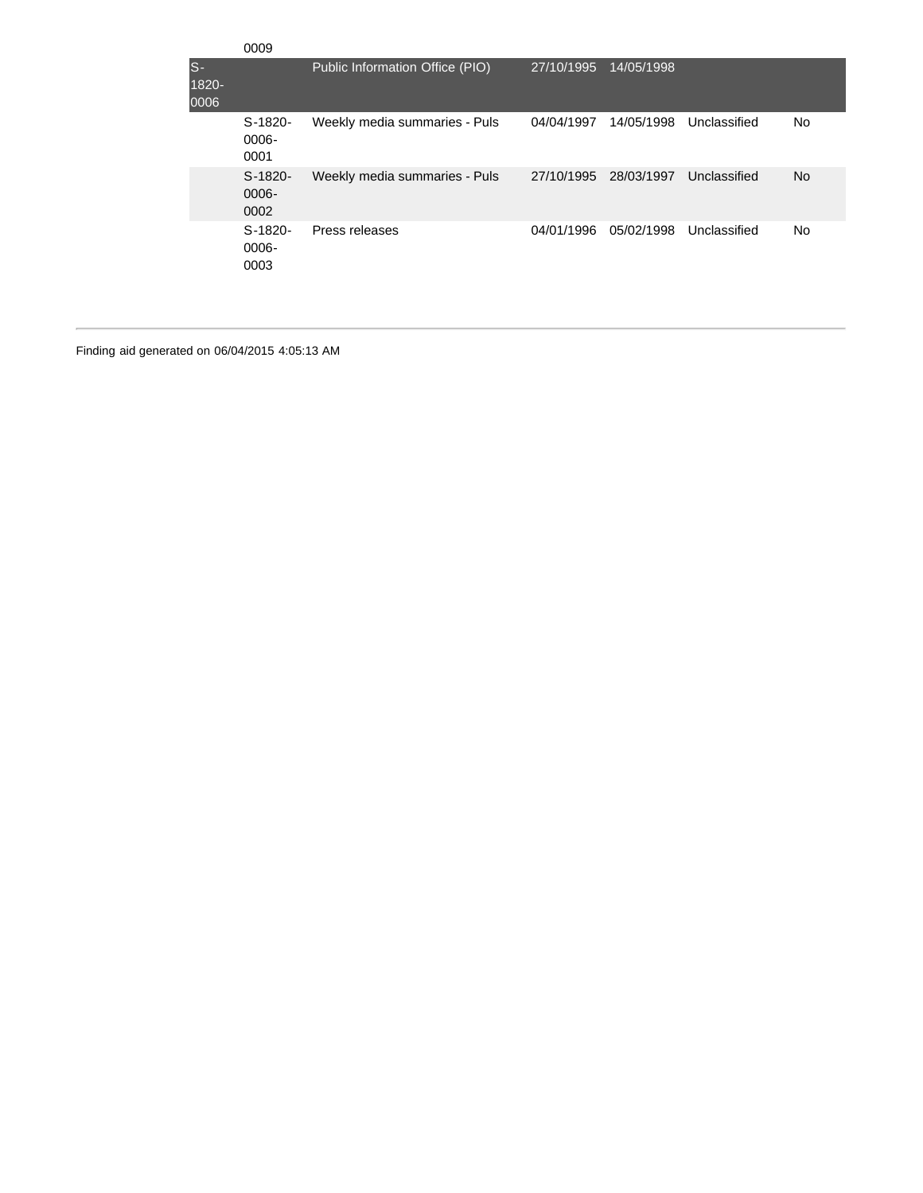| | | | | | | |
|---|---|---|---|---|---|---|
| | 0009 | | | | | |
| S-1820-0006 | | Public Information Office (PIO) | 27/10/1995 | 14/05/1998 | | |
| | S-1820-0006-0001 | Weekly media summaries - Puls | 04/04/1997 | 14/05/1998 | Unclassified | No |
| | S-1820-0006-0002 | Weekly media summaries - Puls | 27/10/1995 | 28/03/1997 | Unclassified | No |
| | S-1820-0006-0003 | Press releases | 04/01/1996 | 05/02/1998 | Unclassified | No |

---

Finding aid generated on 06/04/2015 4:05:13 AM